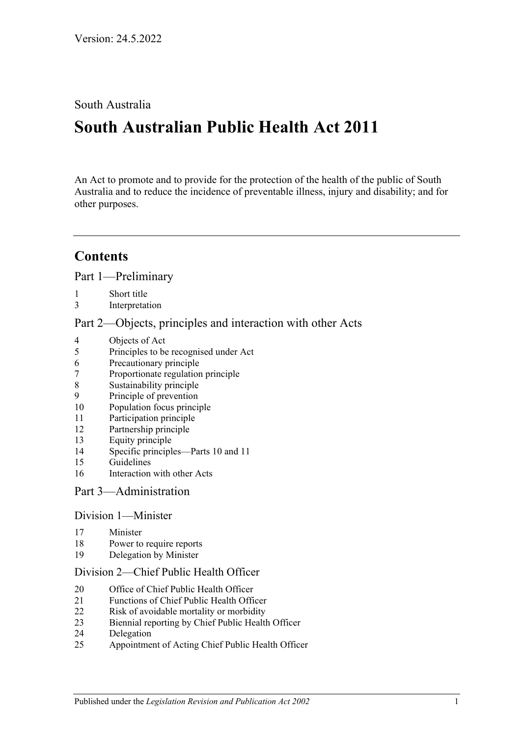Version: 24.5.2022

South Australia

# South Australian Public Health Act 2011

An Act to promote and to provide for the protection of the health of the public of South Australia and to reduce the incidence of preventable illness, injury and disability; and for other purposes.

## Contents

### Part 1—Preliminary

1 Short title
3 Interpretation

### Part 2—Objects, principles and interaction with other Acts

4 Objects of Act
5 Principles to be recognised under Act
6 Precautionary principle
7 Proportionate regulation principle
8 Sustainability principle
9 Principle of prevention
10 Population focus principle
11 Participation principle
12 Partnership principle
13 Equity principle
14 Specific principles—Parts 10 and 11
15 Guidelines
16 Interaction with other Acts

### Part 3—Administration

#### Division 1—Minister

17 Minister
18 Power to require reports
19 Delegation by Minister

#### Division 2—Chief Public Health Officer

20 Office of Chief Public Health Officer
21 Functions of Chief Public Health Officer
22 Risk of avoidable mortality or morbidity
23 Biennial reporting by Chief Public Health Officer
24 Delegation
25 Appointment of Acting Chief Public Health Officer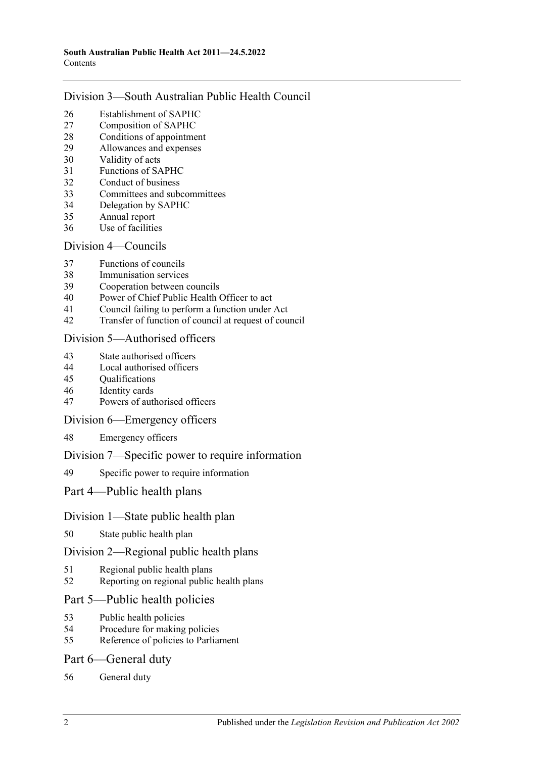## Division 3—South Australian Public Health Council

26 Establishment of SAPHC
27 Composition of SAPHC
28 Conditions of appointment
29 Allowances and expenses
30 Validity of acts
31 Functions of SAPHC
32 Conduct of business
33 Committees and subcommittees
34 Delegation by SAPHC
35 Annual report
36 Use of facilities

## Division 4—Councils

37 Functions of councils
38 Immunisation services
39 Cooperation between councils
40 Power of Chief Public Health Officer to act
41 Council failing to perform a function under Act
42 Transfer of function of council at request of council

## Division 5—Authorised officers

43 State authorised officers
44 Local authorised officers
45 Qualifications
46 Identity cards
47 Powers of authorised officers

## Division 6—Emergency officers

48 Emergency officers

## Division 7—Specific power to require information

49 Specific power to require information

# Part 4—Public health plans

## Division 1—State public health plan

50 State public health plan

## Division 2—Regional public health plans

51 Regional public health plans
52 Reporting on regional public health plans

# Part 5—Public health policies

53 Public health policies
54 Procedure for making policies
55 Reference of policies to Parliament

# Part 6—General duty

56 General duty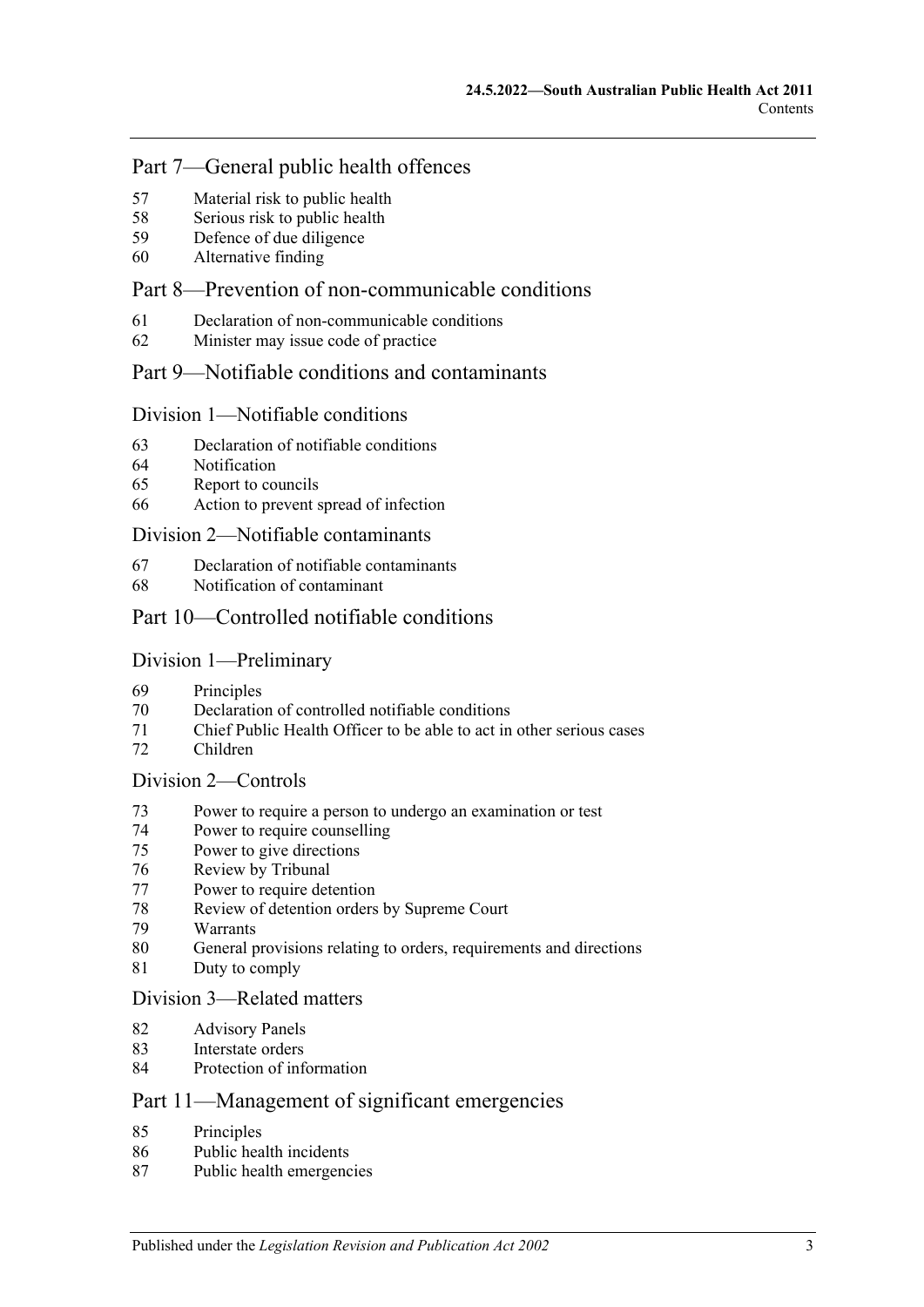## Part 7—General public health offences

57 Material risk to public health
58 Serious risk to public health
59 Defence of due diligence
60 Alternative finding

## Part 8—Prevention of non-communicable conditions

61 Declaration of non-communicable conditions
62 Minister may issue code of practice

## Part 9—Notifiable conditions and contaminants

### Division 1—Notifiable conditions

63 Declaration of notifiable conditions
64 Notification
65 Report to councils
66 Action to prevent spread of infection

### Division 2—Notifiable contaminants

67 Declaration of notifiable contaminants
68 Notification of contaminant

## Part 10—Controlled notifiable conditions

### Division 1—Preliminary

69 Principles
70 Declaration of controlled notifiable conditions
71 Chief Public Health Officer to be able to act in other serious cases
72 Children

### Division 2—Controls

73 Power to require a person to undergo an examination or test
74 Power to require counselling
75 Power to give directions
76 Review by Tribunal
77 Power to require detention
78 Review of detention orders by Supreme Court
79 Warrants
80 General provisions relating to orders, requirements and directions
81 Duty to comply

### Division 3—Related matters

82 Advisory Panels
83 Interstate orders
84 Protection of information

## Part 11—Management of significant emergencies

85 Principles
86 Public health incidents
87 Public health emergencies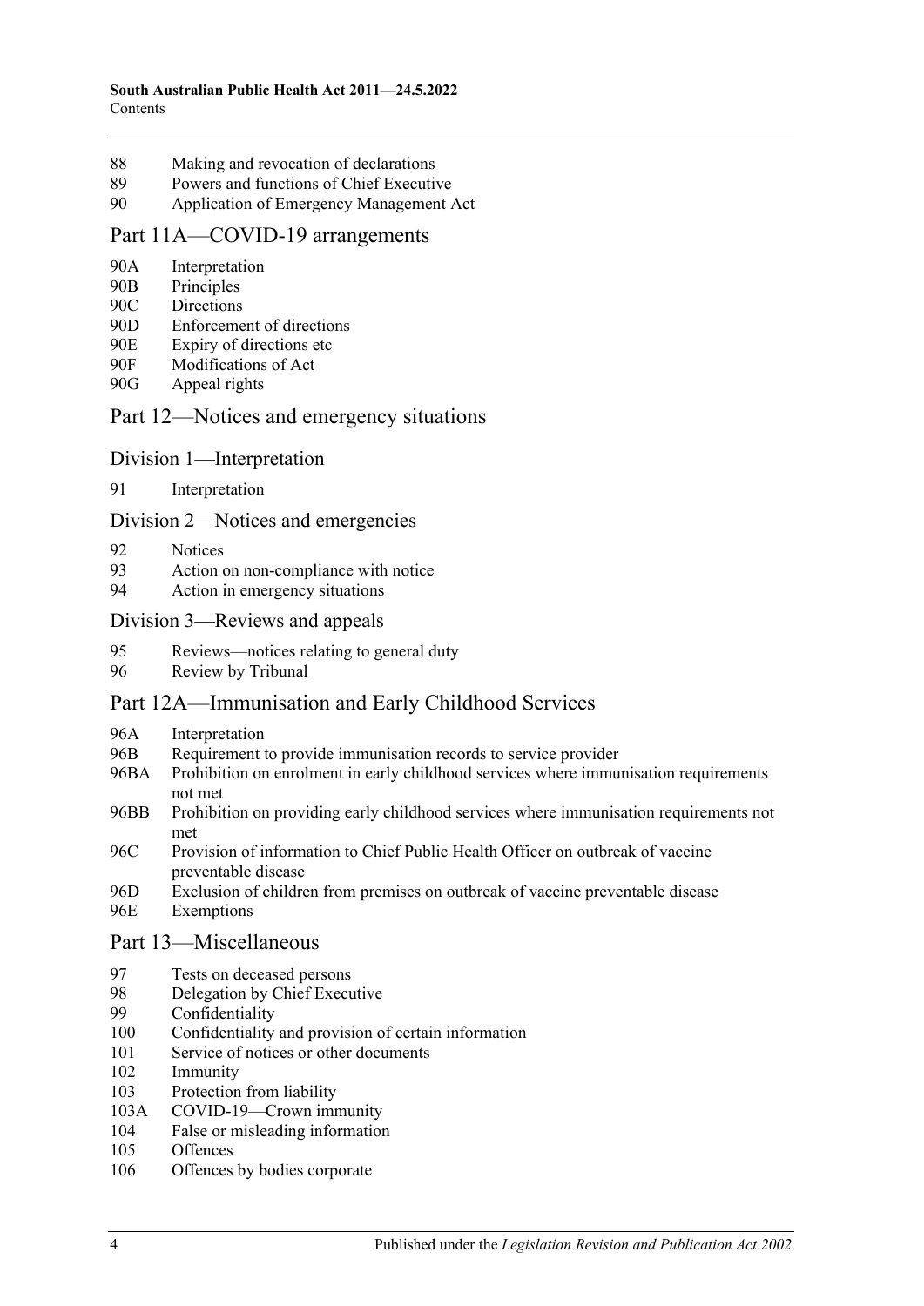88 Making and revocation of declarations
89 Powers and functions of Chief Executive
90 Application of Emergency Management Act

## Part 11A—COVID-19 arrangements

90A Interpretation
90B Principles
90C Directions
90D Enforcement of directions
90E Expiry of directions etc
90F Modifications of Act
90G Appeal rights

## Part 12—Notices and emergency situations

### Division 1—Interpretation

91 Interpretation

### Division 2—Notices and emergencies

92 Notices
93 Action on non-compliance with notice
94 Action in emergency situations

### Division 3—Reviews and appeals

95 Reviews—notices relating to general duty
96 Review by Tribunal

## Part 12A—Immunisation and Early Childhood Services

96A Interpretation
96B Requirement to provide immunisation records to service provider
96BA Prohibition on enrolment in early childhood services where immunisation requirements not met
96BB Prohibition on providing early childhood services where immunisation requirements not met
96C Provision of information to Chief Public Health Officer on outbreak of vaccine preventable disease
96D Exclusion of children from premises on outbreak of vaccine preventable disease
96E Exemptions

## Part 13—Miscellaneous

97 Tests on deceased persons
98 Delegation by Chief Executive
99 Confidentiality
100 Confidentiality and provision of certain information
101 Service of notices or other documents
102 Immunity
103 Protection from liability
103A COVID-19—Crown immunity
104 False or misleading information
105 Offences
106 Offences by bodies corporate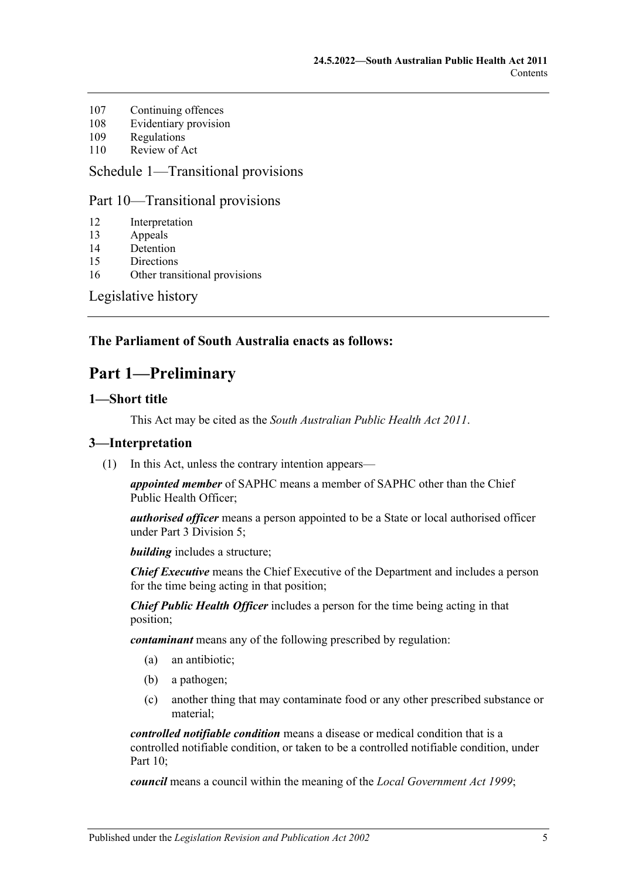107 Continuing offences
108 Evidentiary provision
109 Regulations
110 Review of Act

Schedule 1—Transitional provisions

Part 10—Transitional provisions

12 Interpretation
13 Appeals
14 Detention
15 Directions
16 Other transitional provisions

Legislative history

**The Parliament of South Australia enacts as follows:**

# Part 1—Preliminary

## 1—Short title

This Act may be cited as the *South Australian Public Health Act 2011*.

## 3—Interpretation

(1) In this Act, unless the contrary intention appears—

***appointed member*** of SAPHC means a member of SAPHC other than the Chief Public Health Officer;

***authorised officer*** means a person appointed to be a State or local authorised officer under Part 3 Division 5;

***building*** includes a structure;

***Chief Executive*** means the Chief Executive of the Department and includes a person for the time being acting in that position;

***Chief Public Health Officer*** includes a person for the time being acting in that position;

***contaminant*** means any of the following prescribed by regulation:

(a) an antibiotic;

(b) a pathogen;

(c) another thing that may contaminate food or any other prescribed substance or material;

***controlled notifiable condition*** means a disease or medical condition that is a controlled notifiable condition, or taken to be a controlled notifiable condition, under Part 10;

***council*** means a council within the meaning of the *Local Government Act 1999*;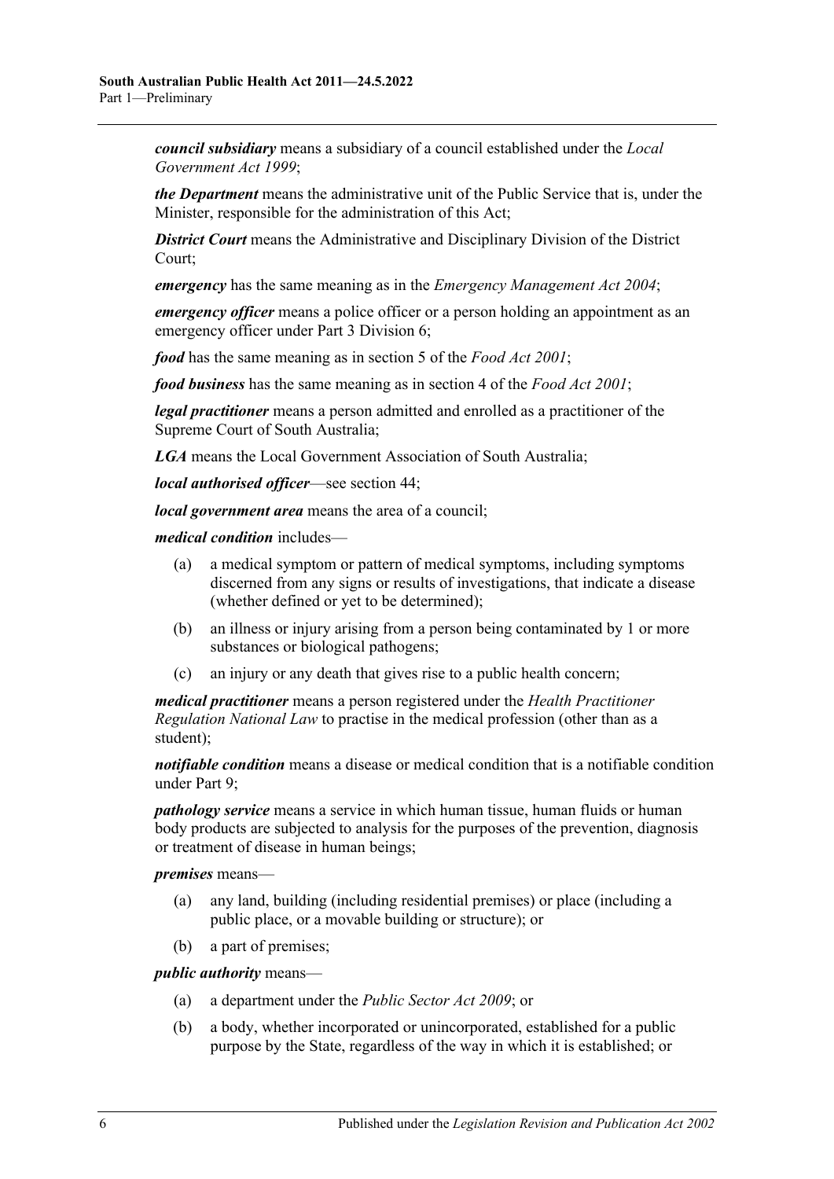***council subsidiary*** means a subsidiary of a council established under the *Local Government Act 1999*;

***the Department*** means the administrative unit of the Public Service that is, under the Minister, responsible for the administration of this Act;

***District Court*** means the Administrative and Disciplinary Division of the District Court;

***emergency*** has the same meaning as in the *Emergency Management Act 2004*;

***emergency officer*** means a police officer or a person holding an appointment as an emergency officer under Part 3 Division 6;

***food*** has the same meaning as in section 5 of the *Food Act 2001*;

***food business*** has the same meaning as in section 4 of the *Food Act 2001*;

***legal practitioner*** means a person admitted and enrolled as a practitioner of the Supreme Court of South Australia;

***LGA*** means the Local Government Association of South Australia;

***local authorised officer***—see section 44;

***local government area*** means the area of a council;

***medical condition*** includes—

- (a) a medical symptom or pattern of medical symptoms, including symptoms discerned from any signs or results of investigations, that indicate a disease (whether defined or yet to be determined);
- (b) an illness or injury arising from a person being contaminated by 1 or more substances or biological pathogens;
- (c) an injury or any death that gives rise to a public health concern;

***medical practitioner*** means a person registered under the *Health Practitioner Regulation National Law* to practise in the medical profession (other than as a student);

***notifiable condition*** means a disease or medical condition that is a notifiable condition under Part 9;

***pathology service*** means a service in which human tissue, human fluids or human body products are subjected to analysis for the purposes of the prevention, diagnosis or treatment of disease in human beings;

***premises*** means—

- (a) any land, building (including residential premises) or place (including a public place, or a movable building or structure); or
- (b) a part of premises;

***public authority*** means—

- (a) a department under the *Public Sector Act 2009*; or
- (b) a body, whether incorporated or unincorporated, established for a public purpose by the State, regardless of the way in which it is established; or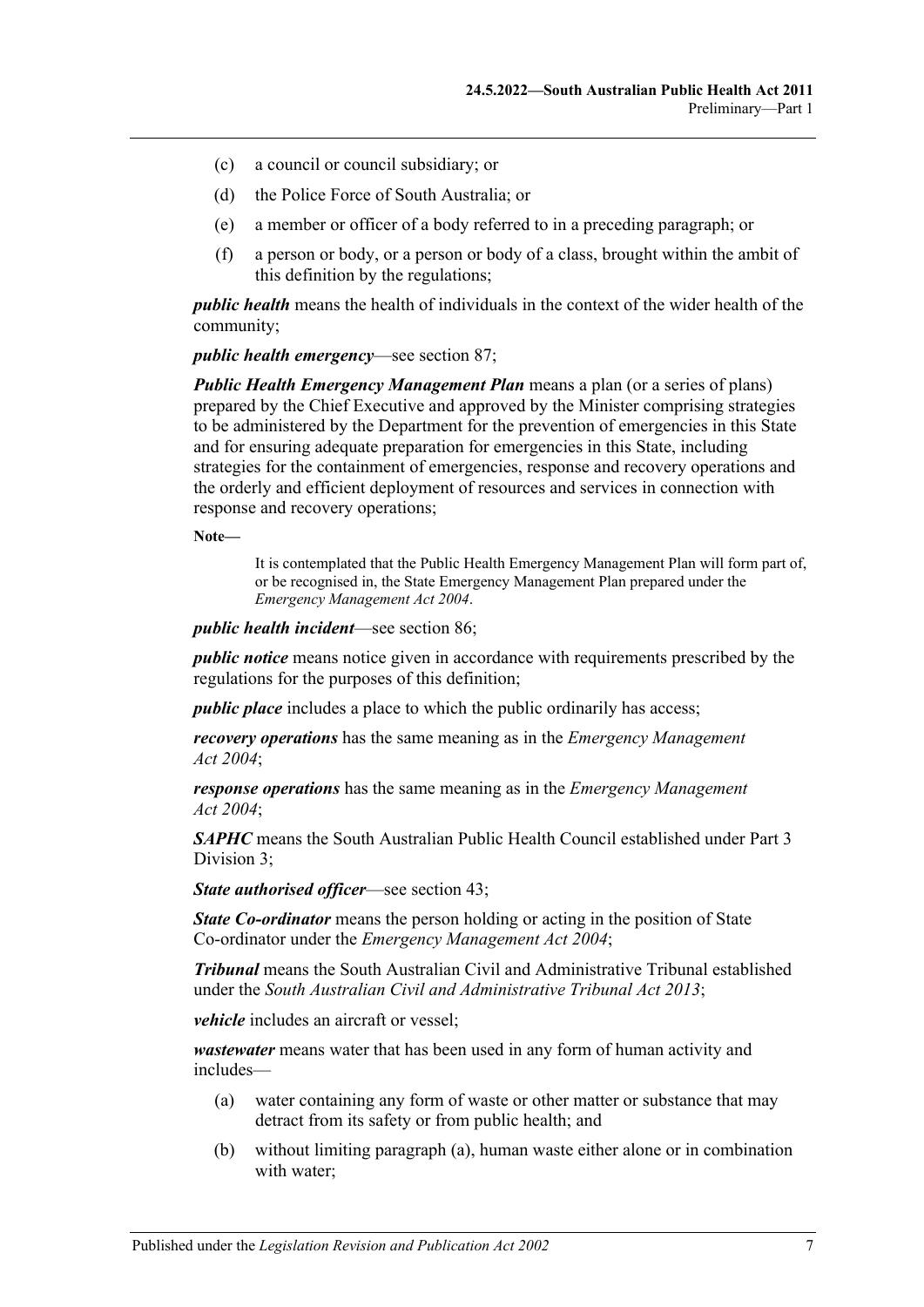(c) a council or council subsidiary; or

(d) the Police Force of South Australia; or

(e) a member or officer of a body referred to in a preceding paragraph; or

(f) a person or body, or a person or body of a class, brought within the ambit of this definition by the regulations;

***public health*** means the health of individuals in the context of the wider health of the community;

***public health emergency***—see section 87;

***Public Health Emergency Management Plan*** means a plan (or a series of plans) prepared by the Chief Executive and approved by the Minister comprising strategies to be administered by the Department for the prevention of emergencies in this State and for ensuring adequate preparation for emergencies in this State, including strategies for the containment of emergencies, response and recovery operations and the orderly and efficient deployment of resources and services in connection with response and recovery operations;

**Note—**

It is contemplated that the Public Health Emergency Management Plan will form part of, or be recognised in, the State Emergency Management Plan prepared under the *Emergency Management Act 2004*.

***public health incident***—see section 86;

***public notice*** means notice given in accordance with requirements prescribed by the regulations for the purposes of this definition;

***public place*** includes a place to which the public ordinarily has access;

***recovery operations*** has the same meaning as in the *Emergency Management Act 2004*;

***response operations*** has the same meaning as in the *Emergency Management Act 2004*;

***SAPHC*** means the South Australian Public Health Council established under Part 3 Division 3;

***State authorised officer***—see section 43;

***State Co-ordinator*** means the person holding or acting in the position of State Co-ordinator under the *Emergency Management Act 2004*;

***Tribunal*** means the South Australian Civil and Administrative Tribunal established under the *South Australian Civil and Administrative Tribunal Act 2013*;

***vehicle*** includes an aircraft or vessel;

***wastewater*** means water that has been used in any form of human activity and includes—

(a) water containing any form of waste or other matter or substance that may detract from its safety or from public health; and

(b) without limiting paragraph (a), human waste either alone or in combination with water;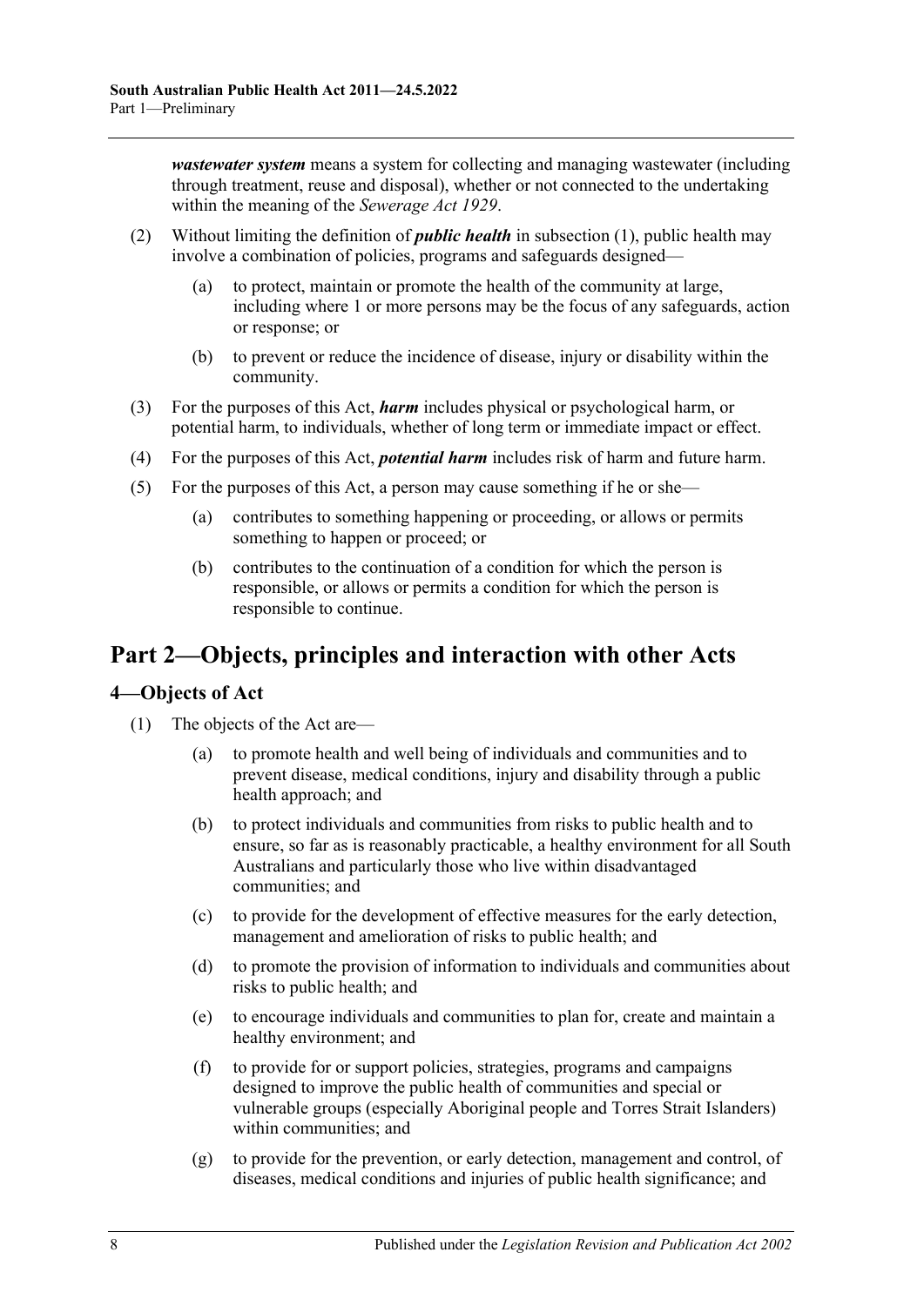***wastewater system*** means a system for collecting and managing wastewater (including through treatment, reuse and disposal), whether or not connected to the undertaking within the meaning of the *Sewerage Act 1929*.

(2) Without limiting the definition of ***public health*** in subsection (1), public health may involve a combination of policies, programs and safeguards designed—

- (a) to protect, maintain or promote the health of the community at large, including where 1 or more persons may be the focus of any safeguards, action or response; or
- (b) to prevent or reduce the incidence of disease, injury or disability within the community.

(3) For the purposes of this Act, ***harm*** includes physical or psychological harm, or potential harm, to individuals, whether of long term or immediate impact or effect.

(4) For the purposes of this Act, ***potential harm*** includes risk of harm and future harm.

(5) For the purposes of this Act, a person may cause something if he or she—

- (a) contributes to something happening or proceeding, or allows or permits something to happen or proceed; or
- (b) contributes to the continuation of a condition for which the person is responsible, or allows or permits a condition for which the person is responsible to continue.

# Part 2—Objects, principles and interaction with other Acts

## 4—Objects of Act

(1) The objects of the Act are—

- (a) to promote health and well being of individuals and communities and to prevent disease, medical conditions, injury and disability through a public health approach; and
- (b) to protect individuals and communities from risks to public health and to ensure, so far as is reasonably practicable, a healthy environment for all South Australians and particularly those who live within disadvantaged communities; and
- (c) to provide for the development of effective measures for the early detection, management and amelioration of risks to public health; and
- (d) to promote the provision of information to individuals and communities about risks to public health; and
- (e) to encourage individuals and communities to plan for, create and maintain a healthy environment; and
- (f) to provide for or support policies, strategies, programs and campaigns designed to improve the public health of communities and special or vulnerable groups (especially Aboriginal people and Torres Strait Islanders) within communities; and
- (g) to provide for the prevention, or early detection, management and control, of diseases, medical conditions and injuries of public health significance; and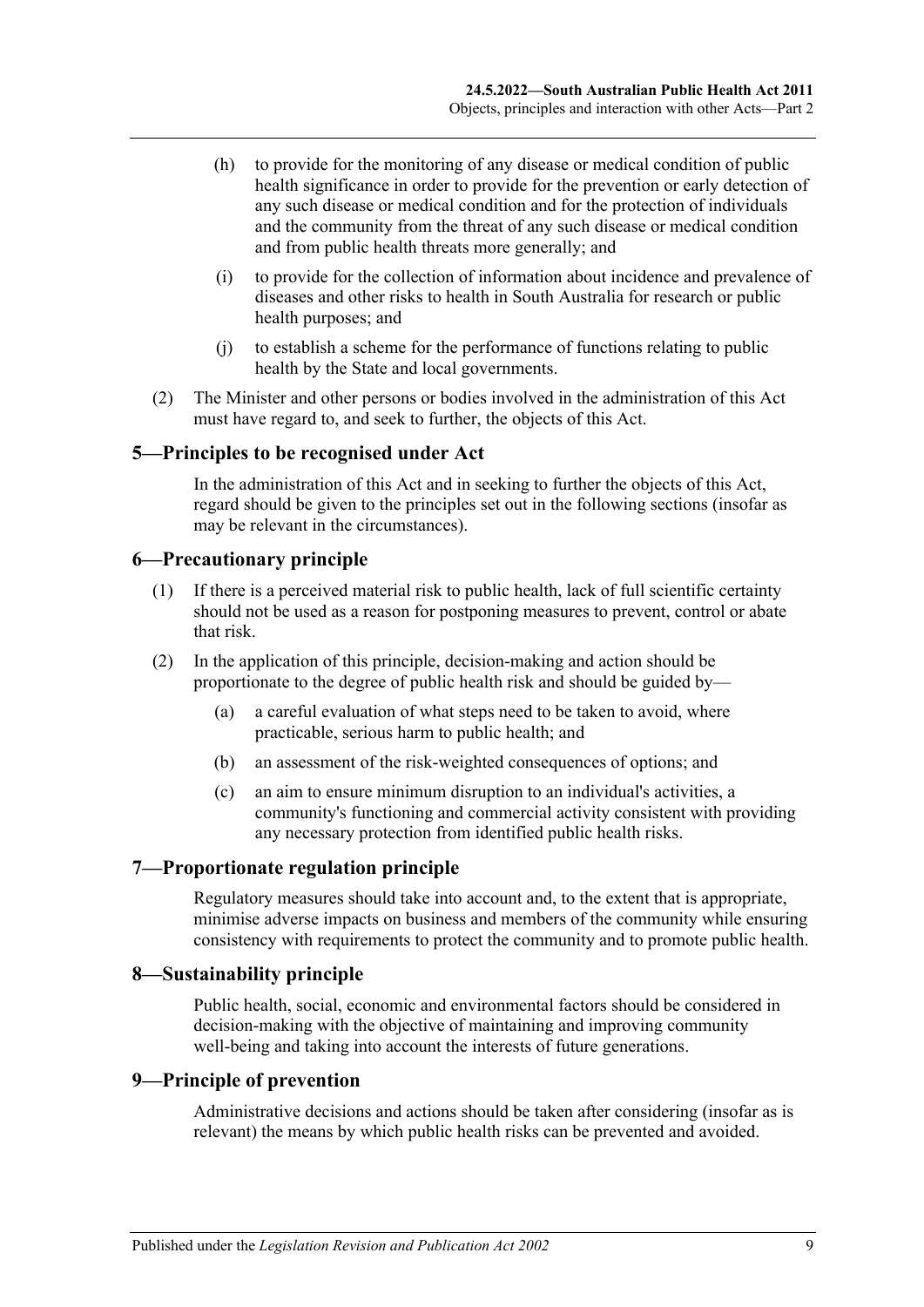(h) to provide for the monitoring of any disease or medical condition of public health significance in order to provide for the prevention or early detection of any such disease or medical condition and for the protection of individuals and the community from the threat of any such disease or medical condition and from public health threats more generally; and

(i) to provide for the collection of information about incidence and prevalence of diseases and other risks to health in South Australia for research or public health purposes; and

(j) to establish a scheme for the performance of functions relating to public health by the State and local governments.

(2) The Minister and other persons or bodies involved in the administration of this Act must have regard to, and seek to further, the objects of this Act.

## 5—Principles to be recognised under Act

In the administration of this Act and in seeking to further the objects of this Act, regard should be given to the principles set out in the following sections (insofar as may be relevant in the circumstances).

## 6—Precautionary principle

(1) If there is a perceived material risk to public health, lack of full scientific certainty should not be used as a reason for postponing measures to prevent, control or abate that risk.

(2) In the application of this principle, decision-making and action should be proportionate to the degree of public health risk and should be guided by—

(a) a careful evaluation of what steps need to be taken to avoid, where practicable, serious harm to public health; and

(b) an assessment of the risk-weighted consequences of options; and

(c) an aim to ensure minimum disruption to an individual's activities, a community's functioning and commercial activity consistent with providing any necessary protection from identified public health risks.

## 7—Proportionate regulation principle

Regulatory measures should take into account and, to the extent that is appropriate, minimise adverse impacts on business and members of the community while ensuring consistency with requirements to protect the community and to promote public health.

## 8—Sustainability principle

Public health, social, economic and environmental factors should be considered in decision-making with the objective of maintaining and improving community well-being and taking into account the interests of future generations.

## 9—Principle of prevention

Administrative decisions and actions should be taken after considering (insofar as is relevant) the means by which public health risks can be prevented and avoided.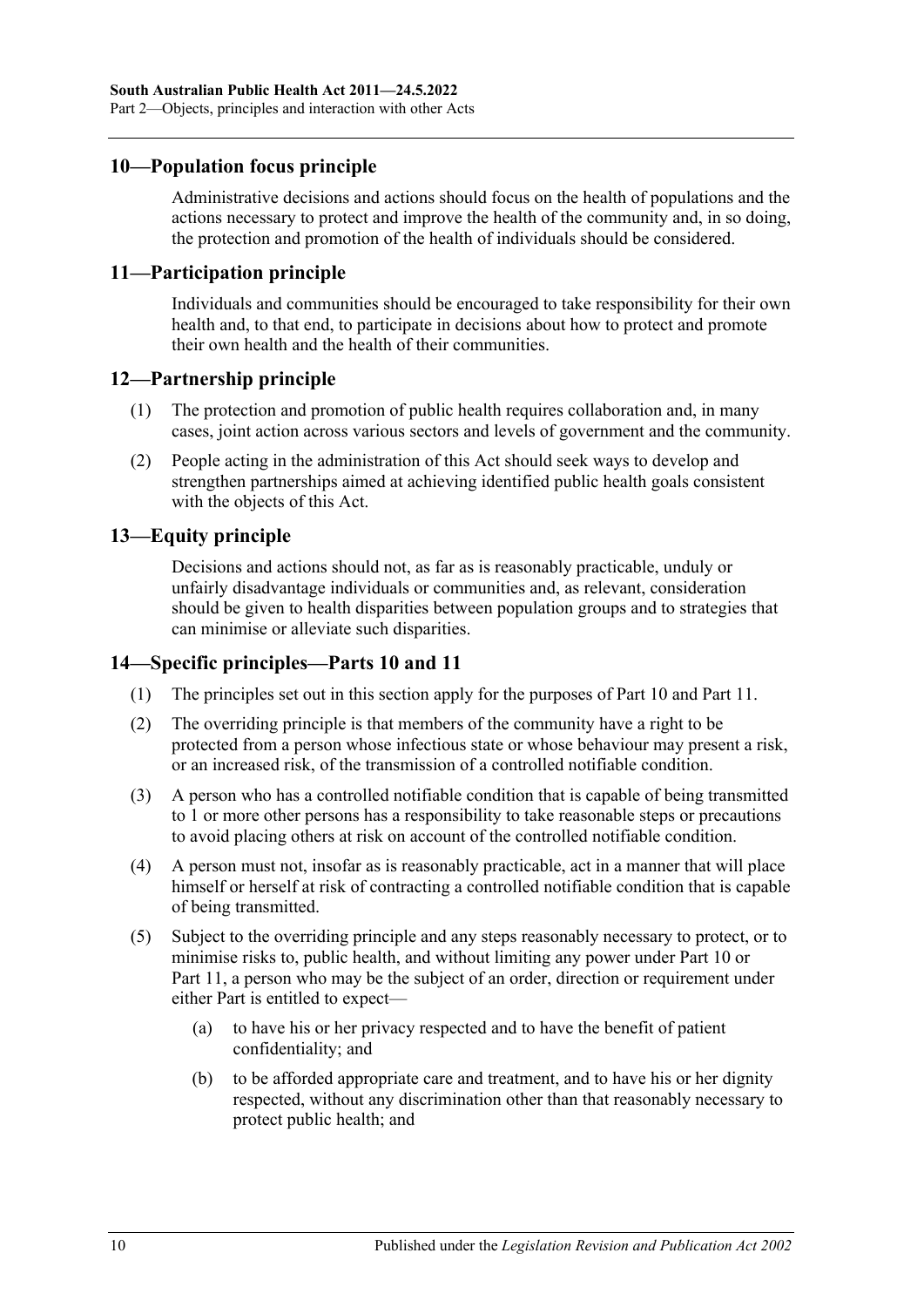## 10—Population focus principle

Administrative decisions and actions should focus on the health of populations and the actions necessary to protect and improve the health of the community and, in so doing, the protection and promotion of the health of individuals should be considered.

## 11—Participation principle

Individuals and communities should be encouraged to take responsibility for their own health and, to that end, to participate in decisions about how to protect and promote their own health and the health of their communities.

## 12—Partnership principle

(1) The protection and promotion of public health requires collaboration and, in many cases, joint action across various sectors and levels of government and the community.

(2) People acting in the administration of this Act should seek ways to develop and strengthen partnerships aimed at achieving identified public health goals consistent with the objects of this Act.

## 13—Equity principle

Decisions and actions should not, as far as is reasonably practicable, unduly or unfairly disadvantage individuals or communities and, as relevant, consideration should be given to health disparities between population groups and to strategies that can minimise or alleviate such disparities.

## 14—Specific principles—Parts 10 and 11

(1) The principles set out in this section apply for the purposes of Part 10 and Part 11.

(2) The overriding principle is that members of the community have a right to be protected from a person whose infectious state or whose behaviour may present a risk, or an increased risk, of the transmission of a controlled notifiable condition.

(3) A person who has a controlled notifiable condition that is capable of being transmitted to 1 or more other persons has a responsibility to take reasonable steps or precautions to avoid placing others at risk on account of the controlled notifiable condition.

(4) A person must not, insofar as is reasonably practicable, act in a manner that will place himself or herself at risk of contracting a controlled notifiable condition that is capable of being transmitted.

(5) Subject to the overriding principle and any steps reasonably necessary to protect, or to minimise risks to, public health, and without limiting any power under Part 10 or Part 11, a person who may be the subject of an order, direction or requirement under either Part is entitled to expect—

(a) to have his or her privacy respected and to have the benefit of patient confidentiality; and

(b) to be afforded appropriate care and treatment, and to have his or her dignity respected, without any discrimination other than that reasonably necessary to protect public health; and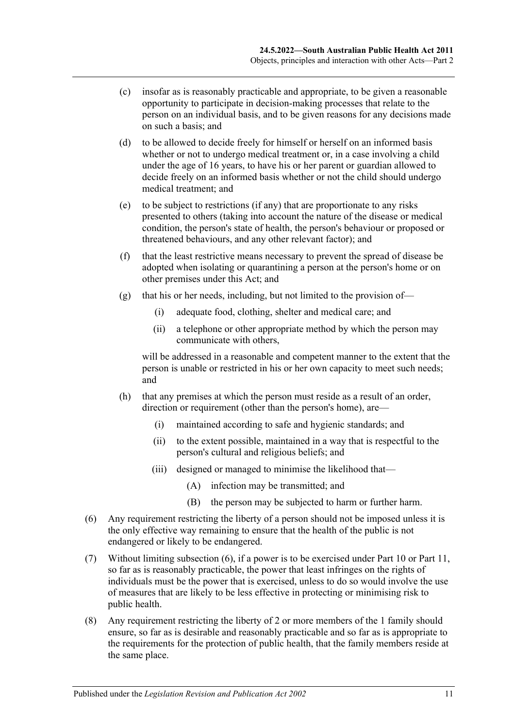(c) insofar as is reasonably practicable and appropriate, to be given a reasonable opportunity to participate in decision-making processes that relate to the person on an individual basis, and to be given reasons for any decisions made on such a basis; and

(d) to be allowed to decide freely for himself or herself on an informed basis whether or not to undergo medical treatment or, in a case involving a child under the age of 16 years, to have his or her parent or guardian allowed to decide freely on an informed basis whether or not the child should undergo medical treatment; and

(e) to be subject to restrictions (if any) that are proportionate to any risks presented to others (taking into account the nature of the disease or medical condition, the person's state of health, the person's behaviour or proposed or threatened behaviours, and any other relevant factor); and

(f) that the least restrictive means necessary to prevent the spread of disease be adopted when isolating or quarantining a person at the person's home or on other premises under this Act; and

(g) that his or her needs, including, but not limited to the provision of—

   (i) adequate food, clothing, shelter and medical care; and

   (ii) a telephone or other appropriate method by which the person may communicate with others,

   will be addressed in a reasonable and competent manner to the extent that the person is unable or restricted in his or her own capacity to meet such needs; and

(h) that any premises at which the person must reside as a result of an order, direction or requirement (other than the person's home), are—

   (i) maintained according to safe and hygienic standards; and

   (ii) to the extent possible, maintained in a way that is respectful to the person's cultural and religious beliefs; and

   (iii) designed or managed to minimise the likelihood that—

      (A) infection may be transmitted; and

      (B) the person may be subjected to harm or further harm.

(6) Any requirement restricting the liberty of a person should not be imposed unless it is the only effective way remaining to ensure that the health of the public is not endangered or likely to be endangered.

(7) Without limiting subsection (6), if a power is to be exercised under Part 10 or Part 11, so far as is reasonably practicable, the power that least infringes on the rights of individuals must be the power that is exercised, unless to do so would involve the use of measures that are likely to be less effective in protecting or minimising risk to public health.

(8) Any requirement restricting the liberty of 2 or more members of the 1 family should ensure, so far as is desirable and reasonably practicable and so far as is appropriate to the requirements for the protection of public health, that the family members reside at the same place.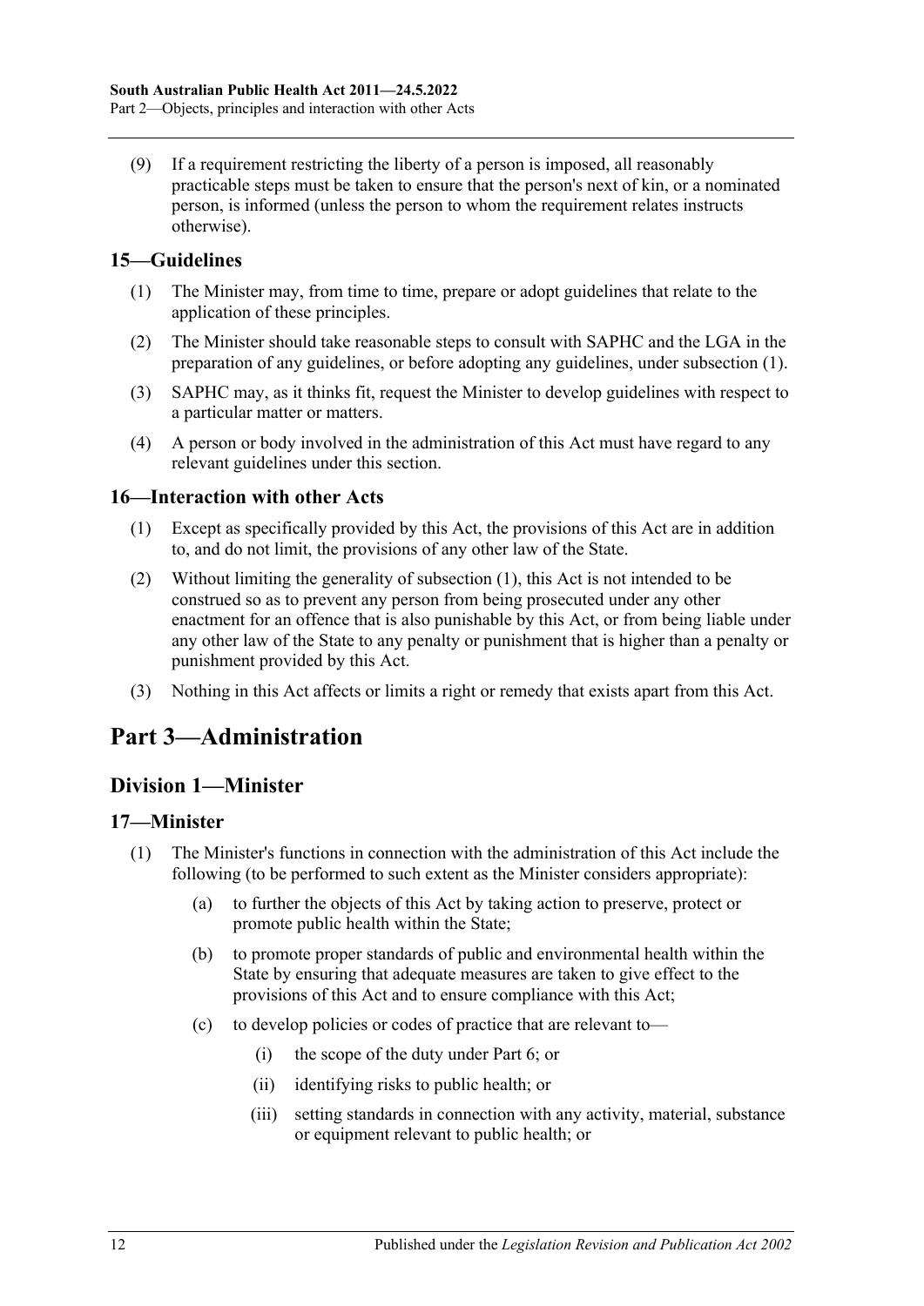(9) If a requirement restricting the liberty of a person is imposed, all reasonably practicable steps must be taken to ensure that the person's next of kin, or a nominated person, is informed (unless the person to whom the requirement relates instructs otherwise).

### 15—Guidelines

(1) The Minister may, from time to time, prepare or adopt guidelines that relate to the application of these principles.

(2) The Minister should take reasonable steps to consult with SAPHC and the LGA in the preparation of any guidelines, or before adopting any guidelines, under subsection (1).

(3) SAPHC may, as it thinks fit, request the Minister to develop guidelines with respect to a particular matter or matters.

(4) A person or body involved in the administration of this Act must have regard to any relevant guidelines under this section.

### 16—Interaction with other Acts

(1) Except as specifically provided by this Act, the provisions of this Act are in addition to, and do not limit, the provisions of any other law of the State.

(2) Without limiting the generality of subsection (1), this Act is not intended to be construed so as to prevent any person from being prosecuted under any other enactment for an offence that is also punishable by this Act, or from being liable under any other law of the State to any penalty or punishment that is higher than a penalty or punishment provided by this Act.

(3) Nothing in this Act affects or limits a right or remedy that exists apart from this Act.

# Part 3—Administration

## Division 1—Minister

### 17—Minister

(1) The Minister's functions in connection with the administration of this Act include the following (to be performed to such extent as the Minister considers appropriate):

- (a) to further the objects of this Act by taking action to preserve, protect or promote public health within the State;
- (b) to promote proper standards of public and environmental health within the State by ensuring that adequate measures are taken to give effect to the provisions of this Act and to ensure compliance with this Act;
- (c) to develop policies or codes of practice that are relevant to—
  - (i) the scope of the duty under Part 6; or
  - (ii) identifying risks to public health; or
  - (iii) setting standards in connection with any activity, material, substance or equipment relevant to public health; or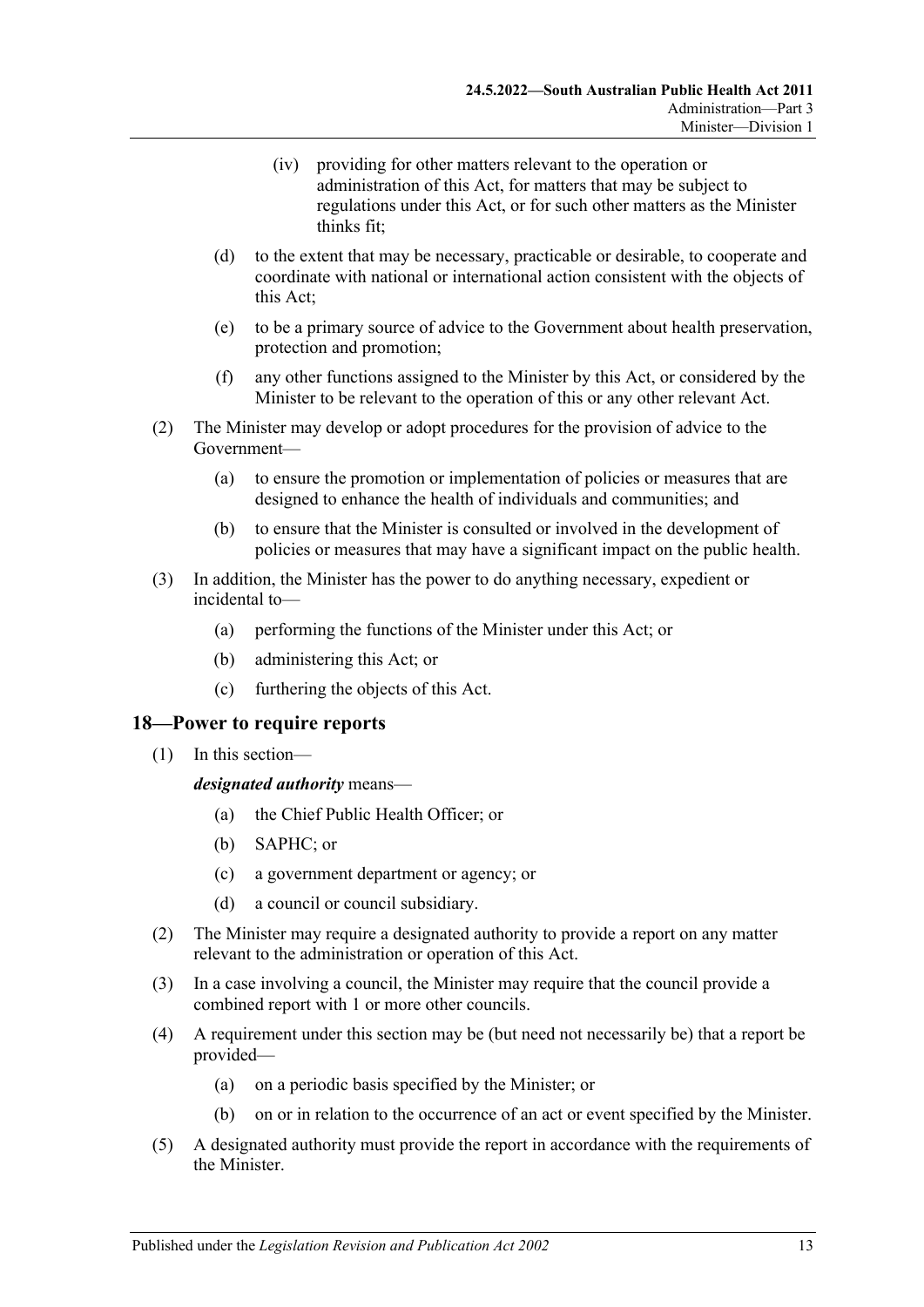(iv) providing for other matters relevant to the operation or administration of this Act, for matters that may be subject to regulations under this Act, or for such other matters as the Minister thinks fit;

(d) to the extent that may be necessary, practicable or desirable, to cooperate and coordinate with national or international action consistent with the objects of this Act;

(e) to be a primary source of advice to the Government about health preservation, protection and promotion;

(f) any other functions assigned to the Minister by this Act, or considered by the Minister to be relevant to the operation of this or any other relevant Act.

(2) The Minister may develop or adopt procedures for the provision of advice to the Government—

(a) to ensure the promotion or implementation of policies or measures that are designed to enhance the health of individuals and communities; and

(b) to ensure that the Minister is consulted or involved in the development of policies or measures that may have a significant impact on the public health.

(3) In addition, the Minister has the power to do anything necessary, expedient or incidental to—

(a) performing the functions of the Minister under this Act; or

(b) administering this Act; or

(c) furthering the objects of this Act.

## 18—Power to require reports

(1) In this section—

***designated authority*** means—

(a) the Chief Public Health Officer; or

(b) SAPHC; or

(c) a government department or agency; or

(d) a council or council subsidiary.

(2) The Minister may require a designated authority to provide a report on any matter relevant to the administration or operation of this Act.

(3) In a case involving a council, the Minister may require that the council provide a combined report with 1 or more other councils.

(4) A requirement under this section may be (but need not necessarily be) that a report be provided—

(a) on a periodic basis specified by the Minister; or

(b) on or in relation to the occurrence of an act or event specified by the Minister.

(5) A designated authority must provide the report in accordance with the requirements of the Minister.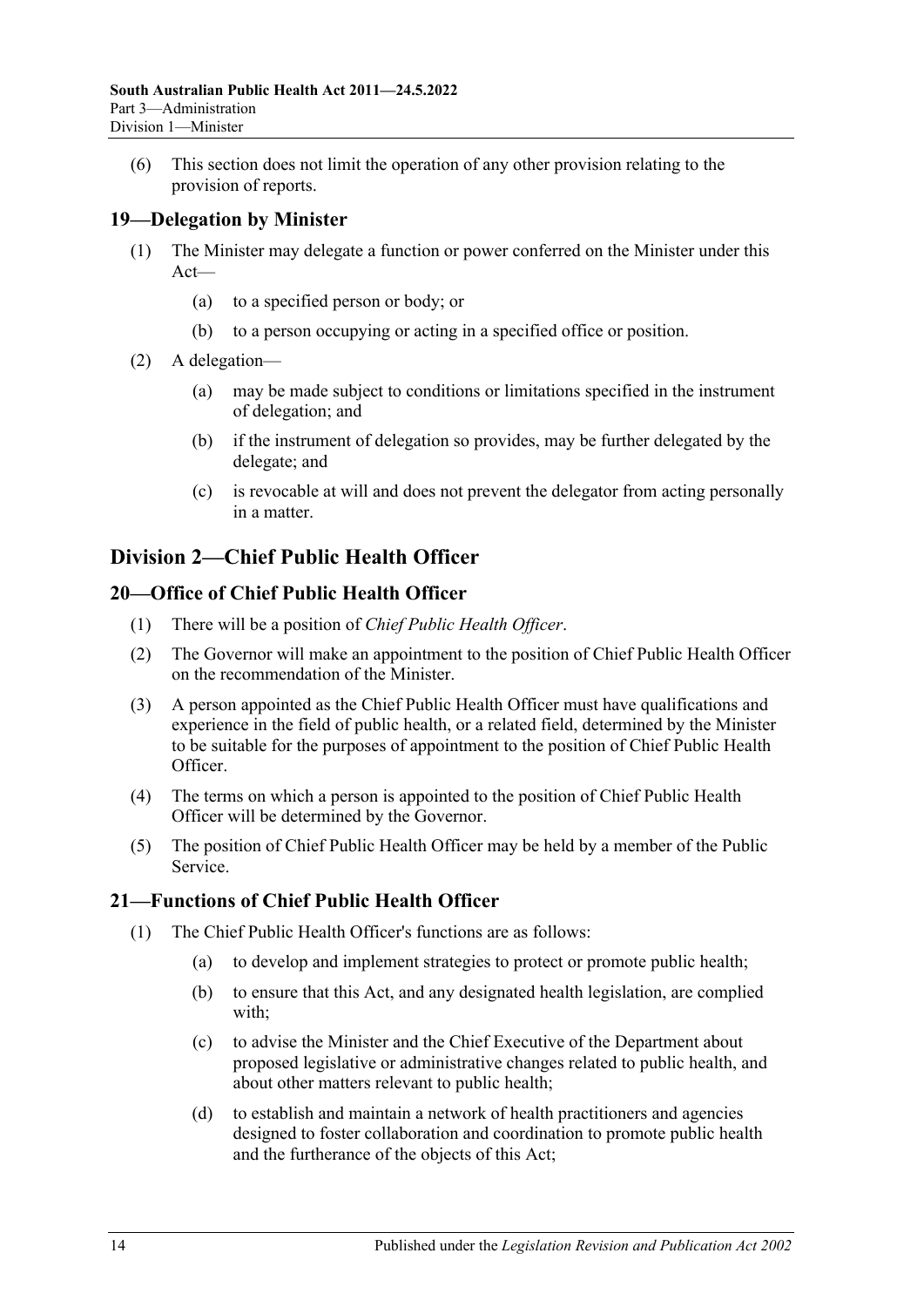(6) This section does not limit the operation of any other provision relating to the provision of reports.

## 19—Delegation by Minister

(1) The Minister may delegate a function or power conferred on the Minister under this Act—

(a) to a specified person or body; or

(b) to a person occupying or acting in a specified office or position.

(2) A delegation—

(a) may be made subject to conditions or limitations specified in the instrument of delegation; and

(b) if the instrument of delegation so provides, may be further delegated by the delegate; and

(c) is revocable at will and does not prevent the delegator from acting personally in a matter.

# Division 2—Chief Public Health Officer

## 20—Office of Chief Public Health Officer

(1) There will be a position of *Chief Public Health Officer*.

(2) The Governor will make an appointment to the position of Chief Public Health Officer on the recommendation of the Minister.

(3) A person appointed as the Chief Public Health Officer must have qualifications and experience in the field of public health, or a related field, determined by the Minister to be suitable for the purposes of appointment to the position of Chief Public Health Officer.

(4) The terms on which a person is appointed to the position of Chief Public Health Officer will be determined by the Governor.

(5) The position of Chief Public Health Officer may be held by a member of the Public Service.

## 21—Functions of Chief Public Health Officer

(1) The Chief Public Health Officer's functions are as follows:

(a) to develop and implement strategies to protect or promote public health;

(b) to ensure that this Act, and any designated health legislation, are complied with;

(c) to advise the Minister and the Chief Executive of the Department about proposed legislative or administrative changes related to public health, and about other matters relevant to public health;

(d) to establish and maintain a network of health practitioners and agencies designed to foster collaboration and coordination to promote public health and the furtherance of the objects of this Act;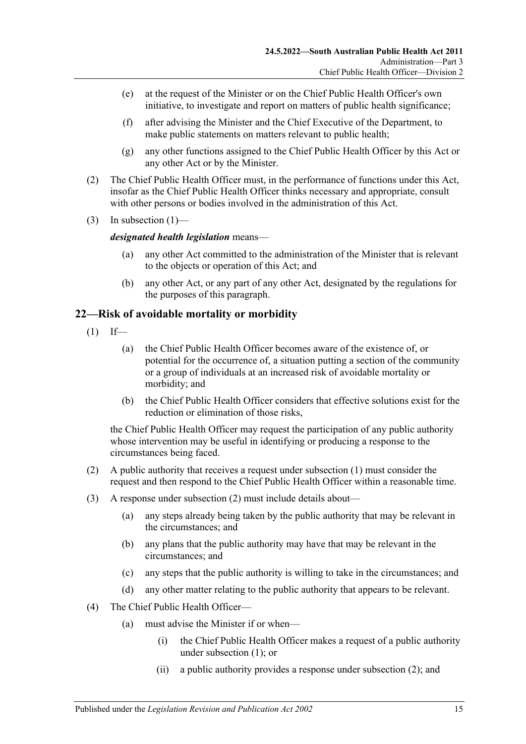(e) at the request of the Minister or on the Chief Public Health Officer's own initiative, to investigate and report on matters of public health significance;

(f) after advising the Minister and the Chief Executive of the Department, to make public statements on matters relevant to public health;

(g) any other functions assigned to the Chief Public Health Officer by this Act or any other Act or by the Minister.

(2) The Chief Public Health Officer must, in the performance of functions under this Act, insofar as the Chief Public Health Officer thinks necessary and appropriate, consult with other persons or bodies involved in the administration of this Act.

(3) In subsection (1)—

***designated health legislation*** means—

(a) any other Act committed to the administration of the Minister that is relevant to the objects or operation of this Act; and

(b) any other Act, or any part of any other Act, designated by the regulations for the purposes of this paragraph.

## 22—Risk of avoidable mortality or morbidity

(1) If—

(a) the Chief Public Health Officer becomes aware of the existence of, or potential for the occurrence of, a situation putting a section of the community or a group of individuals at an increased risk of avoidable mortality or morbidity; and

(b) the Chief Public Health Officer considers that effective solutions exist for the reduction or elimination of those risks,

the Chief Public Health Officer may request the participation of any public authority whose intervention may be useful in identifying or producing a response to the circumstances being faced.

(2) A public authority that receives a request under subsection (1) must consider the request and then respond to the Chief Public Health Officer within a reasonable time.

(3) A response under subsection (2) must include details about—

(a) any steps already being taken by the public authority that may be relevant in the circumstances; and

(b) any plans that the public authority may have that may be relevant in the circumstances; and

(c) any steps that the public authority is willing to take in the circumstances; and

(d) any other matter relating to the public authority that appears to be relevant.

(4) The Chief Public Health Officer—

(a) must advise the Minister if or when—

(i) the Chief Public Health Officer makes a request of a public authority under subsection (1); or

(ii) a public authority provides a response under subsection (2); and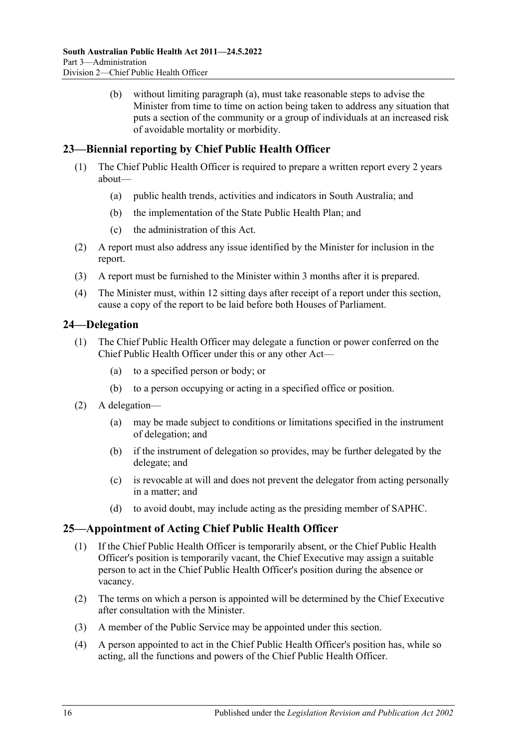(b) without limiting paragraph (a), must take reasonable steps to advise the Minister from time to time on action being taken to address any situation that puts a section of the community or a group of individuals at an increased risk of avoidable mortality or morbidity.

## 23—Biennial reporting by Chief Public Health Officer

(1) The Chief Public Health Officer is required to prepare a written report every 2 years about—

(a) public health trends, activities and indicators in South Australia; and

(b) the implementation of the State Public Health Plan; and

(c) the administration of this Act.

(2) A report must also address any issue identified by the Minister for inclusion in the report.

(3) A report must be furnished to the Minister within 3 months after it is prepared.

(4) The Minister must, within 12 sitting days after receipt of a report under this section, cause a copy of the report to be laid before both Houses of Parliament.

## 24—Delegation

(1) The Chief Public Health Officer may delegate a function or power conferred on the Chief Public Health Officer under this or any other Act—

(a) to a specified person or body; or

(b) to a person occupying or acting in a specified office or position.

(2) A delegation—

(a) may be made subject to conditions or limitations specified in the instrument of delegation; and

(b) if the instrument of delegation so provides, may be further delegated by the delegate; and

(c) is revocable at will and does not prevent the delegator from acting personally in a matter; and

(d) to avoid doubt, may include acting as the presiding member of SAPHC.

## 25—Appointment of Acting Chief Public Health Officer

(1) If the Chief Public Health Officer is temporarily absent, or the Chief Public Health Officer's position is temporarily vacant, the Chief Executive may assign a suitable person to act in the Chief Public Health Officer's position during the absence or vacancy.

(2) The terms on which a person is appointed will be determined by the Chief Executive after consultation with the Minister.

(3) A member of the Public Service may be appointed under this section.

(4) A person appointed to act in the Chief Public Health Officer's position has, while so acting, all the functions and powers of the Chief Public Health Officer.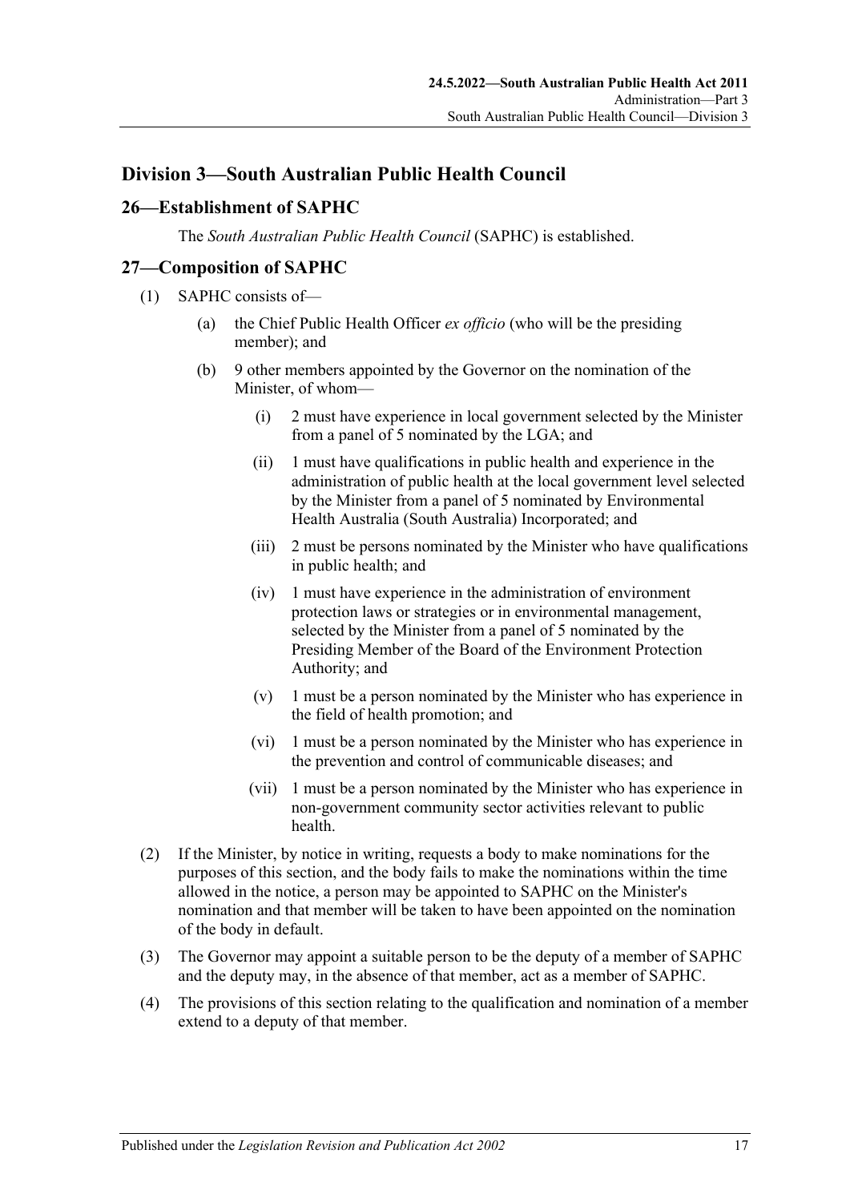## Division 3—South Australian Public Health Council

### 26—Establishment of SAPHC

The *South Australian Public Health Council* (SAPHC) is established.

### 27—Composition of SAPHC

(1) SAPHC consists of—

(a) the Chief Public Health Officer *ex officio* (who will be the presiding member); and

(b) 9 other members appointed by the Governor on the nomination of the Minister, of whom—

(i) 2 must have experience in local government selected by the Minister from a panel of 5 nominated by the LGA; and

(ii) 1 must have qualifications in public health and experience in the administration of public health at the local government level selected by the Minister from a panel of 5 nominated by Environmental Health Australia (South Australia) Incorporated; and

(iii) 2 must be persons nominated by the Minister who have qualifications in public health; and

(iv) 1 must have experience in the administration of environment protection laws or strategies or in environmental management, selected by the Minister from a panel of 5 nominated by the Presiding Member of the Board of the Environment Protection Authority; and

(v) 1 must be a person nominated by the Minister who has experience in the field of health promotion; and

(vi) 1 must be a person nominated by the Minister who has experience in the prevention and control of communicable diseases; and

(vii) 1 must be a person nominated by the Minister who has experience in non-government community sector activities relevant to public health.

(2) If the Minister, by notice in writing, requests a body to make nominations for the purposes of this section, and the body fails to make the nominations within the time allowed in the notice, a person may be appointed to SAPHC on the Minister's nomination and that member will be taken to have been appointed on the nomination of the body in default.

(3) The Governor may appoint a suitable person to be the deputy of a member of SAPHC and the deputy may, in the absence of that member, act as a member of SAPHC.

(4) The provisions of this section relating to the qualification and nomination of a member extend to a deputy of that member.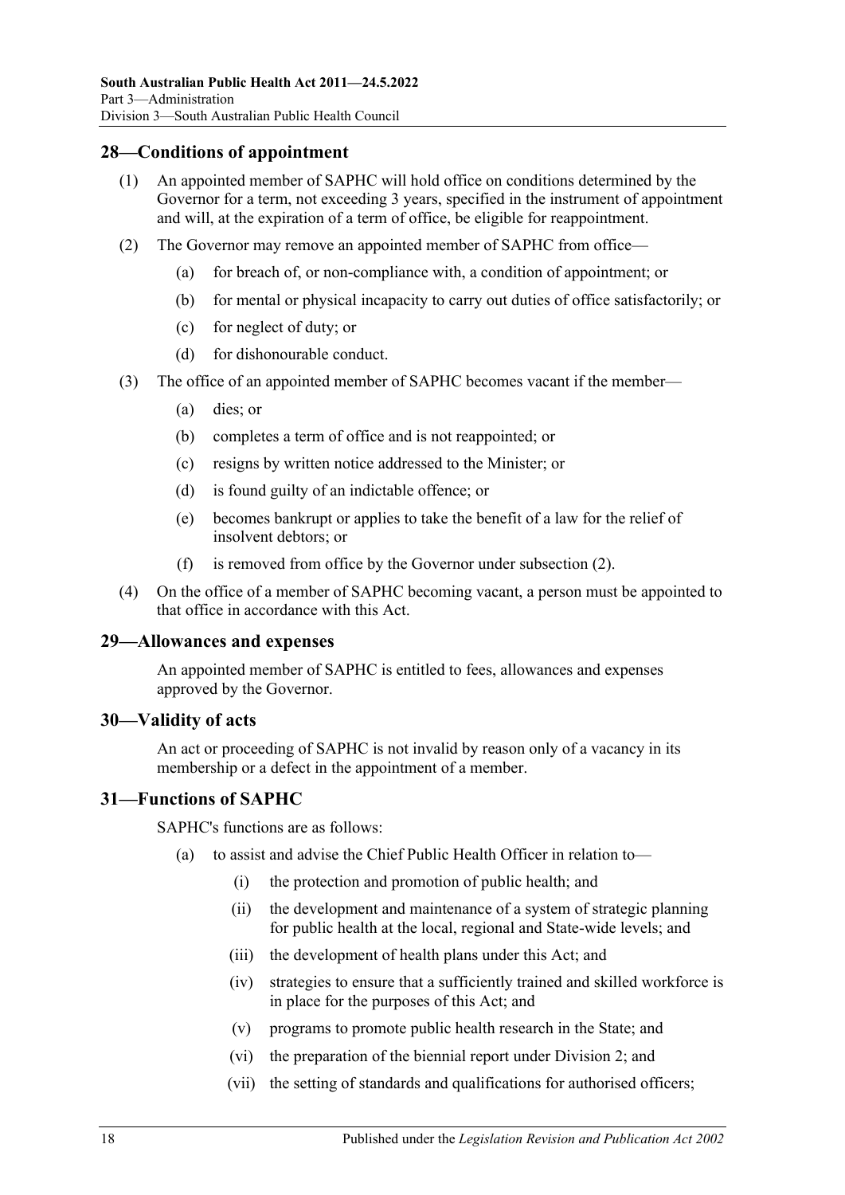## 28—Conditions of appointment

(1) An appointed member of SAPHC will hold office on conditions determined by the Governor for a term, not exceeding 3 years, specified in the instrument of appointment and will, at the expiration of a term of office, be eligible for reappointment.

(2) The Governor may remove an appointed member of SAPHC from office—

- (a) for breach of, or non-compliance with, a condition of appointment; or
- (b) for mental or physical incapacity to carry out duties of office satisfactorily; or
- (c) for neglect of duty; or
- (d) for dishonourable conduct.

(3) The office of an appointed member of SAPHC becomes vacant if the member—

- (a) dies; or
- (b) completes a term of office and is not reappointed; or
- (c) resigns by written notice addressed to the Minister; or
- (d) is found guilty of an indictable offence; or
- (e) becomes bankrupt or applies to take the benefit of a law for the relief of insolvent debtors; or
- (f) is removed from office by the Governor under subsection (2).

(4) On the office of a member of SAPHC becoming vacant, a person must be appointed to that office in accordance with this Act.

## 29—Allowances and expenses

An appointed member of SAPHC is entitled to fees, allowances and expenses approved by the Governor.

## 30—Validity of acts

An act or proceeding of SAPHC is not invalid by reason only of a vacancy in its membership or a defect in the appointment of a member.

## 31—Functions of SAPHC

SAPHC's functions are as follows:

- (a) to assist and advise the Chief Public Health Officer in relation to—
  - (i) the protection and promotion of public health; and
  - (ii) the development and maintenance of a system of strategic planning for public health at the local, regional and State-wide levels; and
  - (iii) the development of health plans under this Act; and
  - (iv) strategies to ensure that a sufficiently trained and skilled workforce is in place for the purposes of this Act; and
  - (v) programs to promote public health research in the State; and
  - (vi) the preparation of the biennial report under Division 2; and
  - (vii) the setting of standards and qualifications for authorised officers;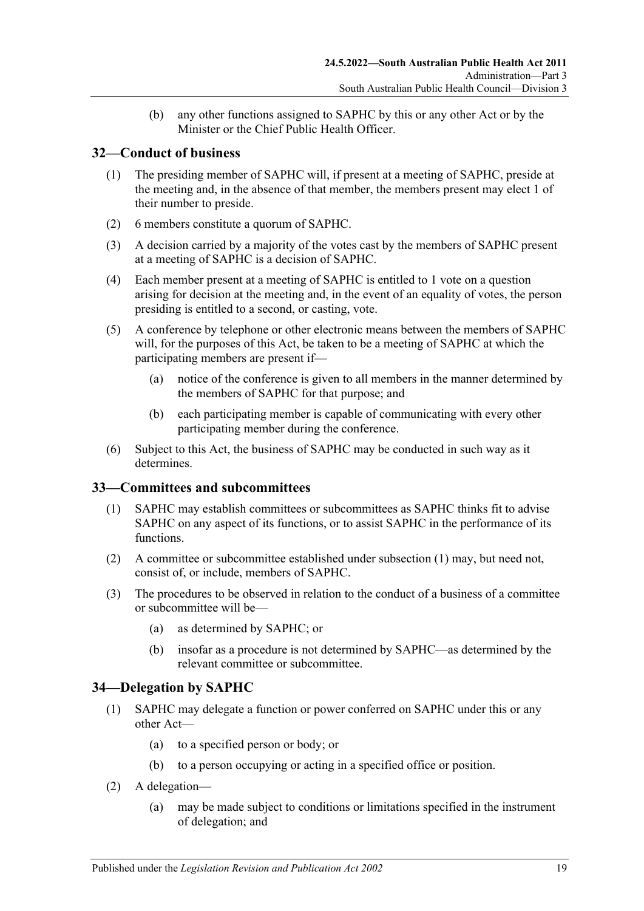(b) any other functions assigned to SAPHC by this or any other Act or by the Minister or the Chief Public Health Officer.

## 32—Conduct of business

(1) The presiding member of SAPHC will, if present at a meeting of SAPHC, preside at the meeting and, in the absence of that member, the members present may elect 1 of their number to preside.

(2) 6 members constitute a quorum of SAPHC.

(3) A decision carried by a majority of the votes cast by the members of SAPHC present at a meeting of SAPHC is a decision of SAPHC.

(4) Each member present at a meeting of SAPHC is entitled to 1 vote on a question arising for decision at the meeting and, in the event of an equality of votes, the person presiding is entitled to a second, or casting, vote.

(5) A conference by telephone or other electronic means between the members of SAPHC will, for the purposes of this Act, be taken to be a meeting of SAPHC at which the participating members are present if—

(a) notice of the conference is given to all members in the manner determined by the members of SAPHC for that purpose; and

(b) each participating member is capable of communicating with every other participating member during the conference.

(6) Subject to this Act, the business of SAPHC may be conducted in such way as it determines.

## 33—Committees and subcommittees

(1) SAPHC may establish committees or subcommittees as SAPHC thinks fit to advise SAPHC on any aspect of its functions, or to assist SAPHC in the performance of its functions.

(2) A committee or subcommittee established under subsection (1) may, but need not, consist of, or include, members of SAPHC.

(3) The procedures to be observed in relation to the conduct of a business of a committee or subcommittee will be—

(a) as determined by SAPHC; or

(b) insofar as a procedure is not determined by SAPHC—as determined by the relevant committee or subcommittee.

## 34—Delegation by SAPHC

(1) SAPHC may delegate a function or power conferred on SAPHC under this or any other Act—

(a) to a specified person or body; or

(b) to a person occupying or acting in a specified office or position.

(2) A delegation—

(a) may be made subject to conditions or limitations specified in the instrument of delegation; and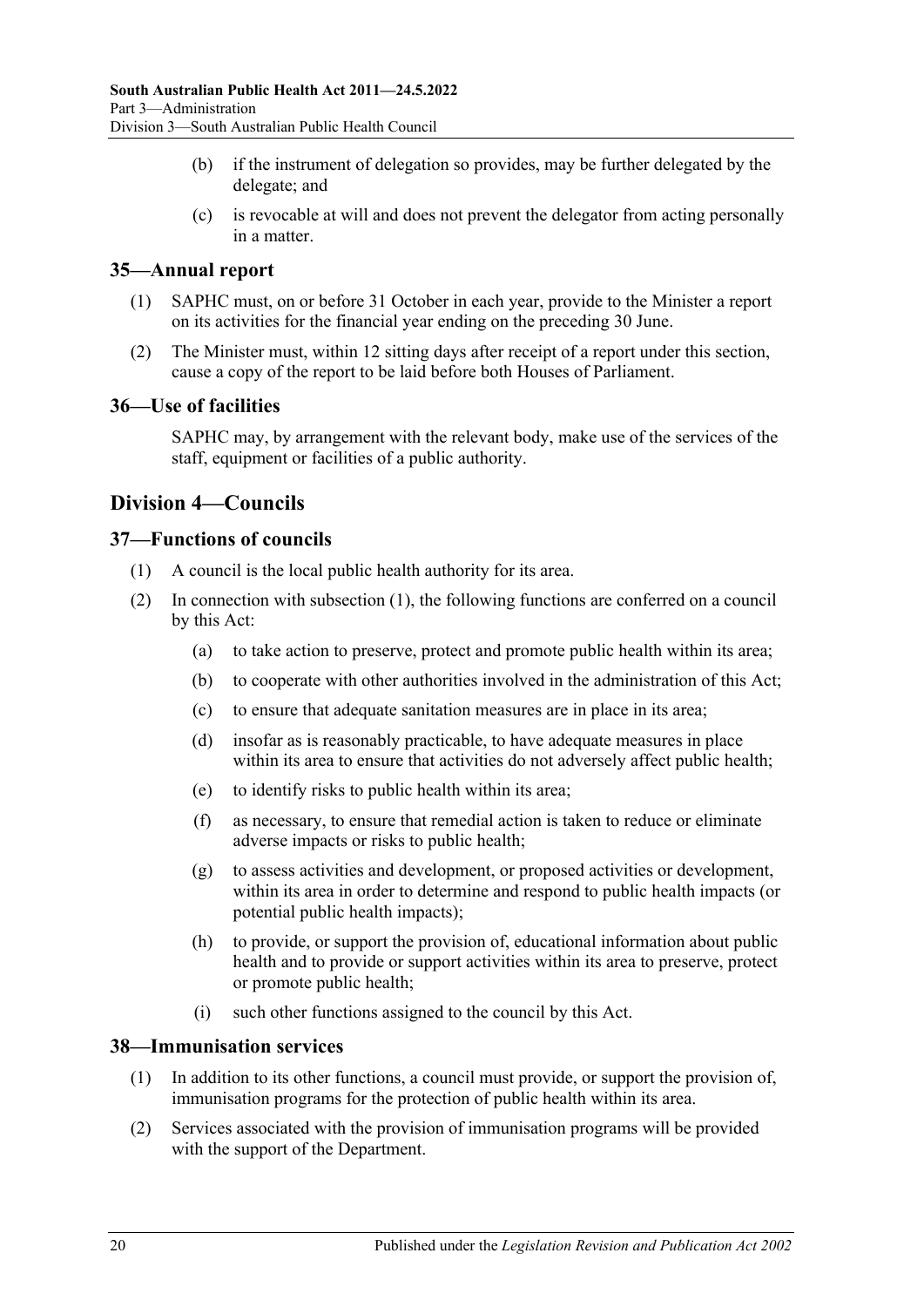(b) if the instrument of delegation so provides, may be further delegated by the delegate; and

(c) is revocable at will and does not prevent the delegator from acting personally in a matter.

### 35—Annual report

(1) SAPHC must, on or before 31 October in each year, provide to the Minister a report on its activities for the financial year ending on the preceding 30 June.

(2) The Minister must, within 12 sitting days after receipt of a report under this section, cause a copy of the report to be laid before both Houses of Parliament.

### 36—Use of facilities

SAPHC may, by arrangement with the relevant body, make use of the services of the staff, equipment or facilities of a public authority.

## Division 4—Councils

### 37—Functions of councils

(1) A council is the local public health authority for its area.

(2) In connection with subsection (1), the following functions are conferred on a council by this Act:

(a) to take action to preserve, protect and promote public health within its area;

(b) to cooperate with other authorities involved in the administration of this Act;

(c) to ensure that adequate sanitation measures are in place in its area;

(d) insofar as is reasonably practicable, to have adequate measures in place within its area to ensure that activities do not adversely affect public health;

(e) to identify risks to public health within its area;

(f) as necessary, to ensure that remedial action is taken to reduce or eliminate adverse impacts or risks to public health;

(g) to assess activities and development, or proposed activities or development, within its area in order to determine and respond to public health impacts (or potential public health impacts);

(h) to provide, or support the provision of, educational information about public health and to provide or support activities within its area to preserve, protect or promote public health;

(i) such other functions assigned to the council by this Act.

### 38—Immunisation services

(1) In addition to its other functions, a council must provide, or support the provision of, immunisation programs for the protection of public health within its area.

(2) Services associated with the provision of immunisation programs will be provided with the support of the Department.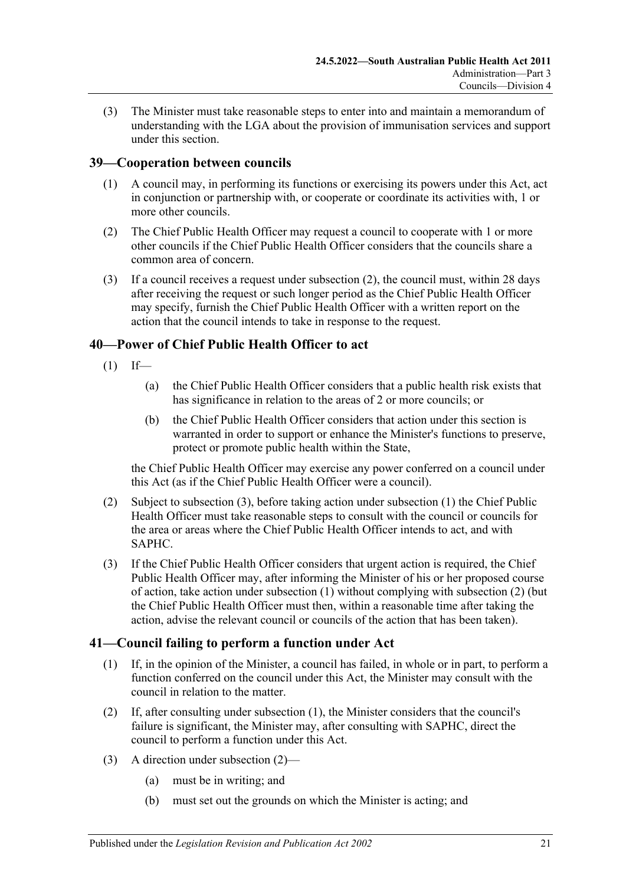(3) The Minister must take reasonable steps to enter into and maintain a memorandum of understanding with the LGA about the provision of immunisation services and support under this section.

## 39—Cooperation between councils

(1) A council may, in performing its functions or exercising its powers under this Act, act in conjunction or partnership with, or cooperate or coordinate its activities with, 1 or more other councils.

(2) The Chief Public Health Officer may request a council to cooperate with 1 or more other councils if the Chief Public Health Officer considers that the councils share a common area of concern.

(3) If a council receives a request under subsection (2), the council must, within 28 days after receiving the request or such longer period as the Chief Public Health Officer may specify, furnish the Chief Public Health Officer with a written report on the action that the council intends to take in response to the request.

## 40—Power of Chief Public Health Officer to act

(1) If—

(a) the Chief Public Health Officer considers that a public health risk exists that has significance in relation to the areas of 2 or more councils; or

(b) the Chief Public Health Officer considers that action under this section is warranted in order to support or enhance the Minister's functions to preserve, protect or promote public health within the State,

the Chief Public Health Officer may exercise any power conferred on a council under this Act (as if the Chief Public Health Officer were a council).

(2) Subject to subsection (3), before taking action under subsection (1) the Chief Public Health Officer must take reasonable steps to consult with the council or councils for the area or areas where the Chief Public Health Officer intends to act, and with SAPHC.

(3) If the Chief Public Health Officer considers that urgent action is required, the Chief Public Health Officer may, after informing the Minister of his or her proposed course of action, take action under subsection (1) without complying with subsection (2) (but the Chief Public Health Officer must then, within a reasonable time after taking the action, advise the relevant council or councils of the action that has been taken).

## 41—Council failing to perform a function under Act

(1) If, in the opinion of the Minister, a council has failed, in whole or in part, to perform a function conferred on the council under this Act, the Minister may consult with the council in relation to the matter.

(2) If, after consulting under subsection (1), the Minister considers that the council's failure is significant, the Minister may, after consulting with SAPHC, direct the council to perform a function under this Act.

(3) A direction under subsection (2)—

(a) must be in writing; and

(b) must set out the grounds on which the Minister is acting; and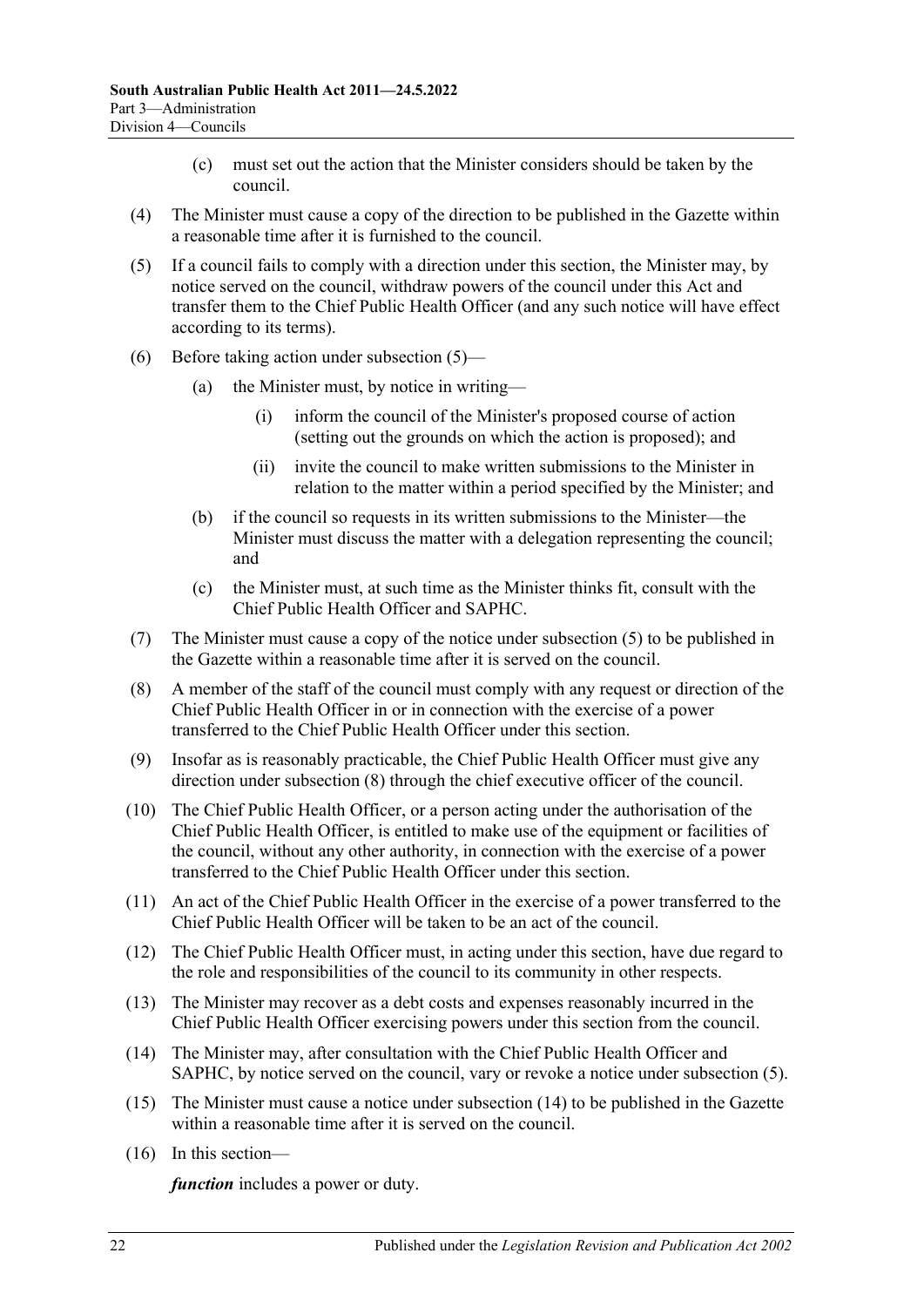(c) must set out the action that the Minister considers should be taken by the council.

(4) The Minister must cause a copy of the direction to be published in the Gazette within a reasonable time after it is furnished to the council.

(5) If a council fails to comply with a direction under this section, the Minister may, by notice served on the council, withdraw powers of the council under this Act and transfer them to the Chief Public Health Officer (and any such notice will have effect according to its terms).

(6) Before taking action under subsection (5)—

(a) the Minister must, by notice in writing—

(i) inform the council of the Minister's proposed course of action (setting out the grounds on which the action is proposed); and

(ii) invite the council to make written submissions to the Minister in relation to the matter within a period specified by the Minister; and

(b) if the council so requests in its written submissions to the Minister—the Minister must discuss the matter with a delegation representing the council; and

(c) the Minister must, at such time as the Minister thinks fit, consult with the Chief Public Health Officer and SAPHC.

(7) The Minister must cause a copy of the notice under subsection (5) to be published in the Gazette within a reasonable time after it is served on the council.

(8) A member of the staff of the council must comply with any request or direction of the Chief Public Health Officer in or in connection with the exercise of a power transferred to the Chief Public Health Officer under this section.

(9) Insofar as is reasonably practicable, the Chief Public Health Officer must give any direction under subsection (8) through the chief executive officer of the council.

(10) The Chief Public Health Officer, or a person acting under the authorisation of the Chief Public Health Officer, is entitled to make use of the equipment or facilities of the council, without any other authority, in connection with the exercise of a power transferred to the Chief Public Health Officer under this section.

(11) An act of the Chief Public Health Officer in the exercise of a power transferred to the Chief Public Health Officer will be taken to be an act of the council.

(12) The Chief Public Health Officer must, in acting under this section, have due regard to the role and responsibilities of the council to its community in other respects.

(13) The Minister may recover as a debt costs and expenses reasonably incurred in the Chief Public Health Officer exercising powers under this section from the council.

(14) The Minister may, after consultation with the Chief Public Health Officer and SAPHC, by notice served on the council, vary or revoke a notice under subsection (5).

(15) The Minister must cause a notice under subsection (14) to be published in the Gazette within a reasonable time after it is served on the council.

(16) In this section—

***function*** includes a power or duty.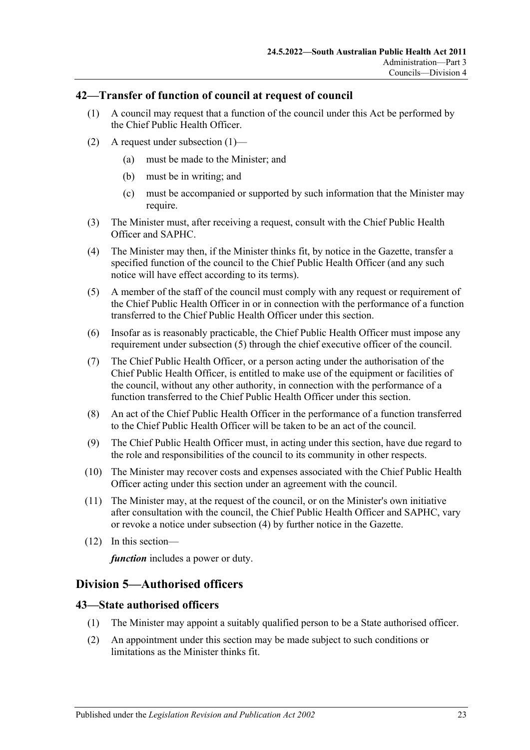## 42—Transfer of function of council at request of council

(1) A council may request that a function of the council under this Act be performed by the Chief Public Health Officer.

(2) A request under subsection (1)—

(a) must be made to the Minister; and

(b) must be in writing; and

(c) must be accompanied or supported by such information that the Minister may require.

(3) The Minister must, after receiving a request, consult with the Chief Public Health Officer and SAPHC.

(4) The Minister may then, if the Minister thinks fit, by notice in the Gazette, transfer a specified function of the council to the Chief Public Health Officer (and any such notice will have effect according to its terms).

(5) A member of the staff of the council must comply with any request or requirement of the Chief Public Health Officer in or in connection with the performance of a function transferred to the Chief Public Health Officer under this section.

(6) Insofar as is reasonably practicable, the Chief Public Health Officer must impose any requirement under subsection (5) through the chief executive officer of the council.

(7) The Chief Public Health Officer, or a person acting under the authorisation of the Chief Public Health Officer, is entitled to make use of the equipment or facilities of the council, without any other authority, in connection with the performance of a function transferred to the Chief Public Health Officer under this section.

(8) An act of the Chief Public Health Officer in the performance of a function transferred to the Chief Public Health Officer will be taken to be an act of the council.

(9) The Chief Public Health Officer must, in acting under this section, have due regard to the role and responsibilities of the council to its community in other respects.

(10) The Minister may recover costs and expenses associated with the Chief Public Health Officer acting under this section under an agreement with the council.

(11) The Minister may, at the request of the council, or on the Minister's own initiative after consultation with the council, the Chief Public Health Officer and SAPHC, vary or revoke a notice under subsection (4) by further notice in the Gazette.

(12) In this section—

***function*** includes a power or duty.

# Division 5—Authorised officers

## 43—State authorised officers

(1) The Minister may appoint a suitably qualified person to be a State authorised officer.

(2) An appointment under this section may be made subject to such conditions or limitations as the Minister thinks fit.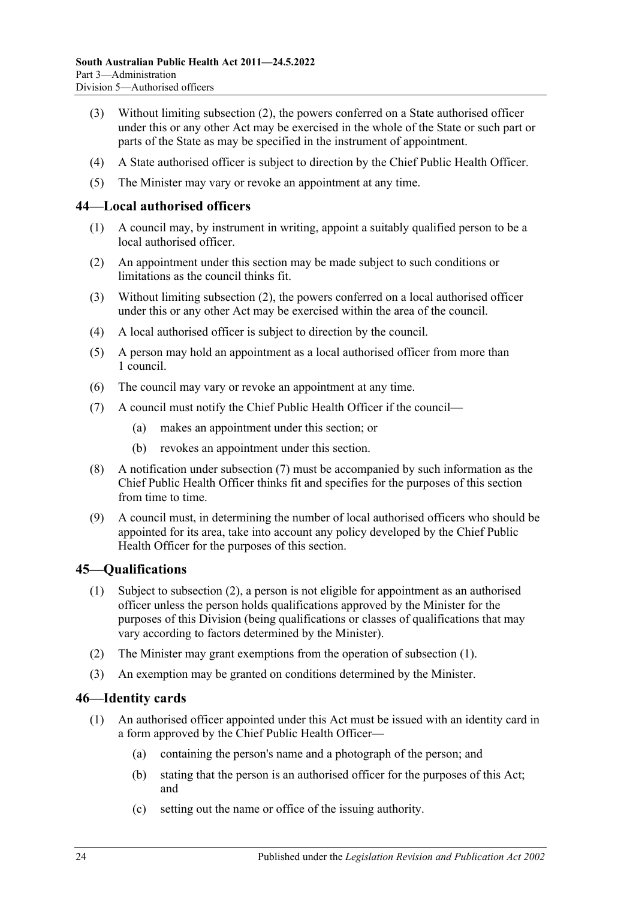(3) Without limiting subsection (2), the powers conferred on a State authorised officer under this or any other Act may be exercised in the whole of the State or such part or parts of the State as may be specified in the instrument of appointment.

(4) A State authorised officer is subject to direction by the Chief Public Health Officer.

(5) The Minister may vary or revoke an appointment at any time.

## 44—Local authorised officers

(1) A council may, by instrument in writing, appoint a suitably qualified person to be a local authorised officer.

(2) An appointment under this section may be made subject to such conditions or limitations as the council thinks fit.

(3) Without limiting subsection (2), the powers conferred on a local authorised officer under this or any other Act may be exercised within the area of the council.

(4) A local authorised officer is subject to direction by the council.

(5) A person may hold an appointment as a local authorised officer from more than 1 council.

(6) The council may vary or revoke an appointment at any time.

(7) A council must notify the Chief Public Health Officer if the council—

(a) makes an appointment under this section; or

(b) revokes an appointment under this section.

(8) A notification under subsection (7) must be accompanied by such information as the Chief Public Health Officer thinks fit and specifies for the purposes of this section from time to time.

(9) A council must, in determining the number of local authorised officers who should be appointed for its area, take into account any policy developed by the Chief Public Health Officer for the purposes of this section.

## 45—Qualifications

(1) Subject to subsection (2), a person is not eligible for appointment as an authorised officer unless the person holds qualifications approved by the Minister for the purposes of this Division (being qualifications or classes of qualifications that may vary according to factors determined by the Minister).

(2) The Minister may grant exemptions from the operation of subsection (1).

(3) An exemption may be granted on conditions determined by the Minister.

## 46—Identity cards

(1) An authorised officer appointed under this Act must be issued with an identity card in a form approved by the Chief Public Health Officer—

(a) containing the person's name and a photograph of the person; and

(b) stating that the person is an authorised officer for the purposes of this Act; and

(c) setting out the name or office of the issuing authority.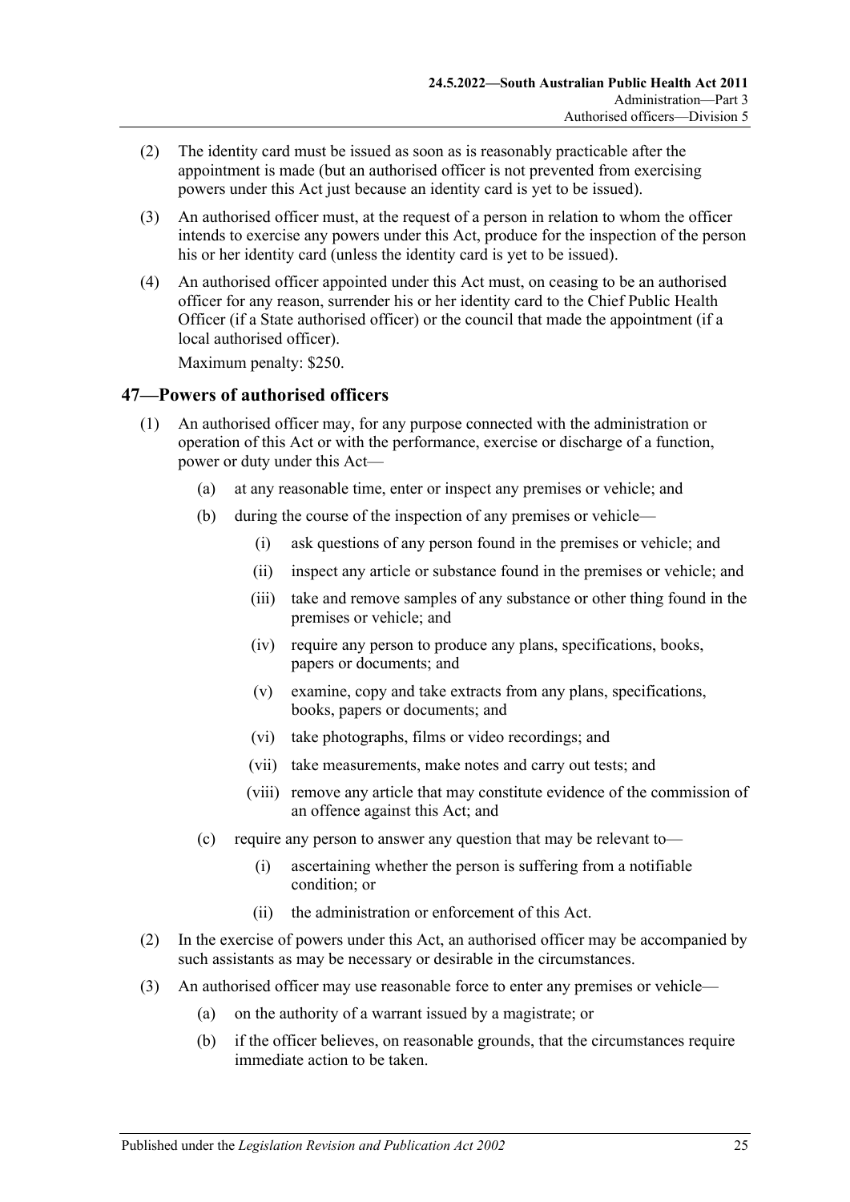(2) The identity card must be issued as soon as is reasonably practicable after the appointment is made (but an authorised officer is not prevented from exercising powers under this Act just because an identity card is yet to be issued).

(3) An authorised officer must, at the request of a person in relation to whom the officer intends to exercise any powers under this Act, produce for the inspection of the person his or her identity card (unless the identity card is yet to be issued).

(4) An authorised officer appointed under this Act must, on ceasing to be an authorised officer for any reason, surrender his or her identity card to the Chief Public Health Officer (if a State authorised officer) or the council that made the appointment (if a local authorised officer).

Maximum penalty: $250.

## 47—Powers of authorised officers

(1) An authorised officer may, for any purpose connected with the administration or operation of this Act or with the performance, exercise or discharge of a function, power or duty under this Act—

(a) at any reasonable time, enter or inspect any premises or vehicle; and

(b) during the course of the inspection of any premises or vehicle—

(i) ask questions of any person found in the premises or vehicle; and

(ii) inspect any article or substance found in the premises or vehicle; and

(iii) take and remove samples of any substance or other thing found in the premises or vehicle; and

(iv) require any person to produce any plans, specifications, books, papers or documents; and

(v) examine, copy and take extracts from any plans, specifications, books, papers or documents; and

(vi) take photographs, films or video recordings; and

(vii) take measurements, make notes and carry out tests; and

(viii) remove any article that may constitute evidence of the commission of an offence against this Act; and

(c) require any person to answer any question that may be relevant to—

(i) ascertaining whether the person is suffering from a notifiable condition; or

(ii) the administration or enforcement of this Act.

(2) In the exercise of powers under this Act, an authorised officer may be accompanied by such assistants as may be necessary or desirable in the circumstances.

(3) An authorised officer may use reasonable force to enter any premises or vehicle—

(a) on the authority of a warrant issued by a magistrate; or

(b) if the officer believes, on reasonable grounds, that the circumstances require immediate action to be taken.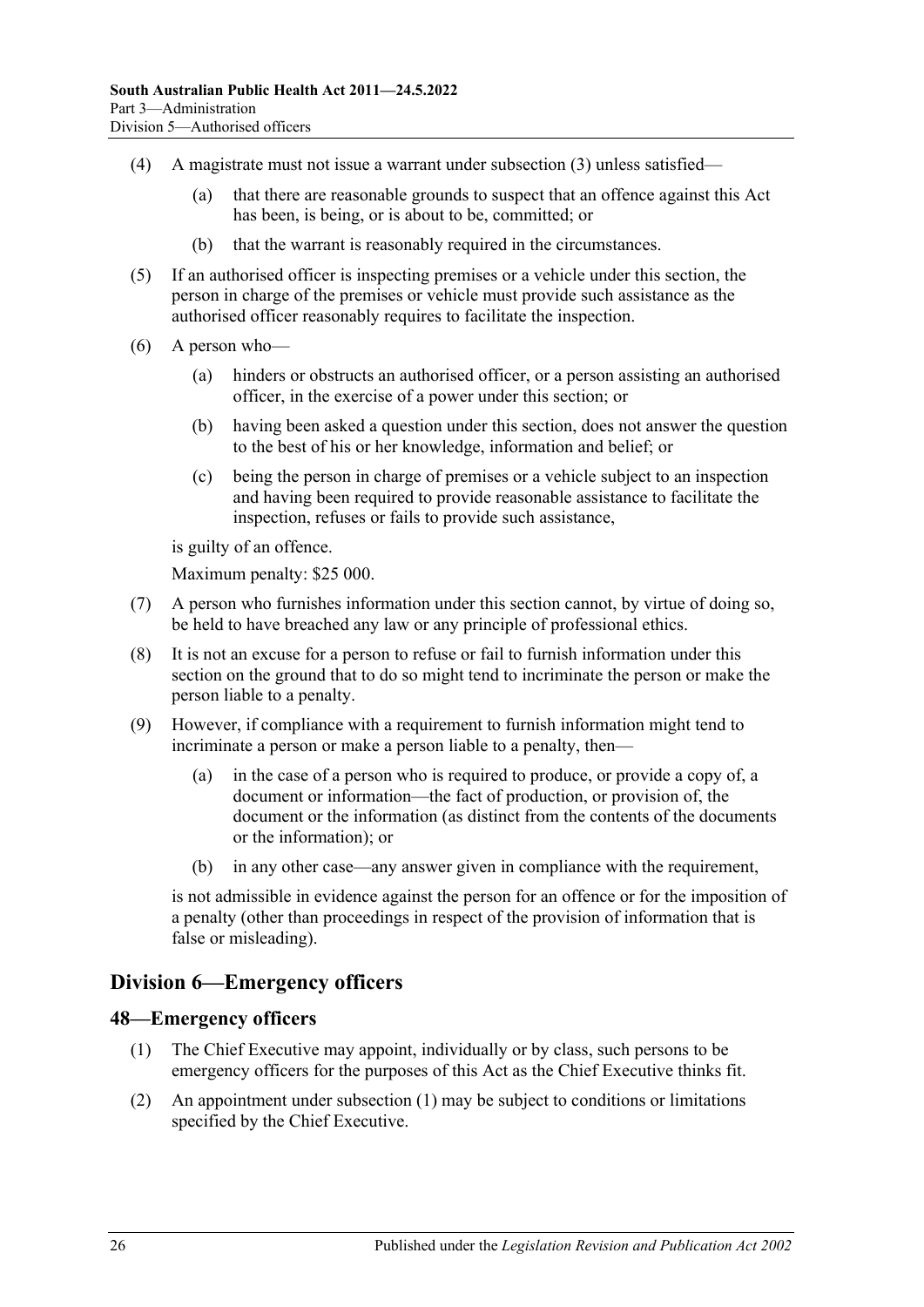(4) A magistrate must not issue a warrant under subsection (3) unless satisfied—

(a) that there are reasonable grounds to suspect that an offence against this Act has been, is being, or is about to be, committed; or

(b) that the warrant is reasonably required in the circumstances.

(5) If an authorised officer is inspecting premises or a vehicle under this section, the person in charge of the premises or vehicle must provide such assistance as the authorised officer reasonably requires to facilitate the inspection.

(6) A person who—

(a) hinders or obstructs an authorised officer, or a person assisting an authorised officer, in the exercise of a power under this section; or

(b) having been asked a question under this section, does not answer the question to the best of his or her knowledge, information and belief; or

(c) being the person in charge of premises or a vehicle subject to an inspection and having been required to provide reasonable assistance to facilitate the inspection, refuses or fails to provide such assistance,

is guilty of an offence.

Maximum penalty: $25 000.

(7) A person who furnishes information under this section cannot, by virtue of doing so, be held to have breached any law or any principle of professional ethics.

(8) It is not an excuse for a person to refuse or fail to furnish information under this section on the ground that to do so might tend to incriminate the person or make the person liable to a penalty.

(9) However, if compliance with a requirement to furnish information might tend to incriminate a person or make a person liable to a penalty, then—

(a) in the case of a person who is required to produce, or provide a copy of, a document or information—the fact of production, or provision of, the document or the information (as distinct from the contents of the documents or the information); or

(b) in any other case—any answer given in compliance with the requirement,

is not admissible in evidence against the person for an offence or for the imposition of a penalty (other than proceedings in respect of the provision of information that is false or misleading).

## Division 6—Emergency officers

### 48—Emergency officers

(1) The Chief Executive may appoint, individually or by class, such persons to be emergency officers for the purposes of this Act as the Chief Executive thinks fit.

(2) An appointment under subsection (1) may be subject to conditions or limitations specified by the Chief Executive.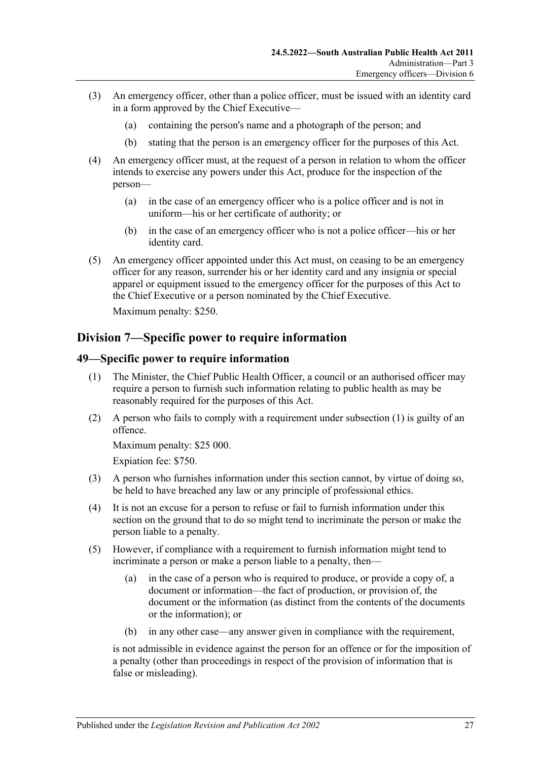(3) An emergency officer, other than a police officer, must be issued with an identity card in a form approved by the Chief Executive—

   (a) containing the person's name and a photograph of the person; and

   (b) stating that the person is an emergency officer for the purposes of this Act.

(4) An emergency officer must, at the request of a person in relation to whom the officer intends to exercise any powers under this Act, produce for the inspection of the person—

   (a) in the case of an emergency officer who is a police officer and is not in uniform—his or her certificate of authority; or

   (b) in the case of an emergency officer who is not a police officer—his or her identity card.

(5) An emergency officer appointed under this Act must, on ceasing to be an emergency officer for any reason, surrender his or her identity card and any insignia or special apparel or equipment issued to the emergency officer for the purposes of this Act to the Chief Executive or a person nominated by the Chief Executive.

Maximum penalty: $250.

## Division 7—Specific power to require information

### 49—Specific power to require information

(1) The Minister, the Chief Public Health Officer, a council or an authorised officer may require a person to furnish such information relating to public health as may be reasonably required for the purposes of this Act.

(2) A person who fails to comply with a requirement under subsection (1) is guilty of an offence.

Maximum penalty: $25 000.

Expiation fee: $750.

(3) A person who furnishes information under this section cannot, by virtue of doing so, be held to have breached any law or any principle of professional ethics.

(4) It is not an excuse for a person to refuse or fail to furnish information under this section on the ground that to do so might tend to incriminate the person or make the person liable to a penalty.

(5) However, if compliance with a requirement to furnish information might tend to incriminate a person or make a person liable to a penalty, then—

   (a) in the case of a person who is required to produce, or provide a copy of, a document or information—the fact of production, or provision of, the document or the information (as distinct from the contents of the documents or the information); or

   (b) in any other case—any answer given in compliance with the requirement,

is not admissible in evidence against the person for an offence or for the imposition of a penalty (other than proceedings in respect of the provision of information that is false or misleading).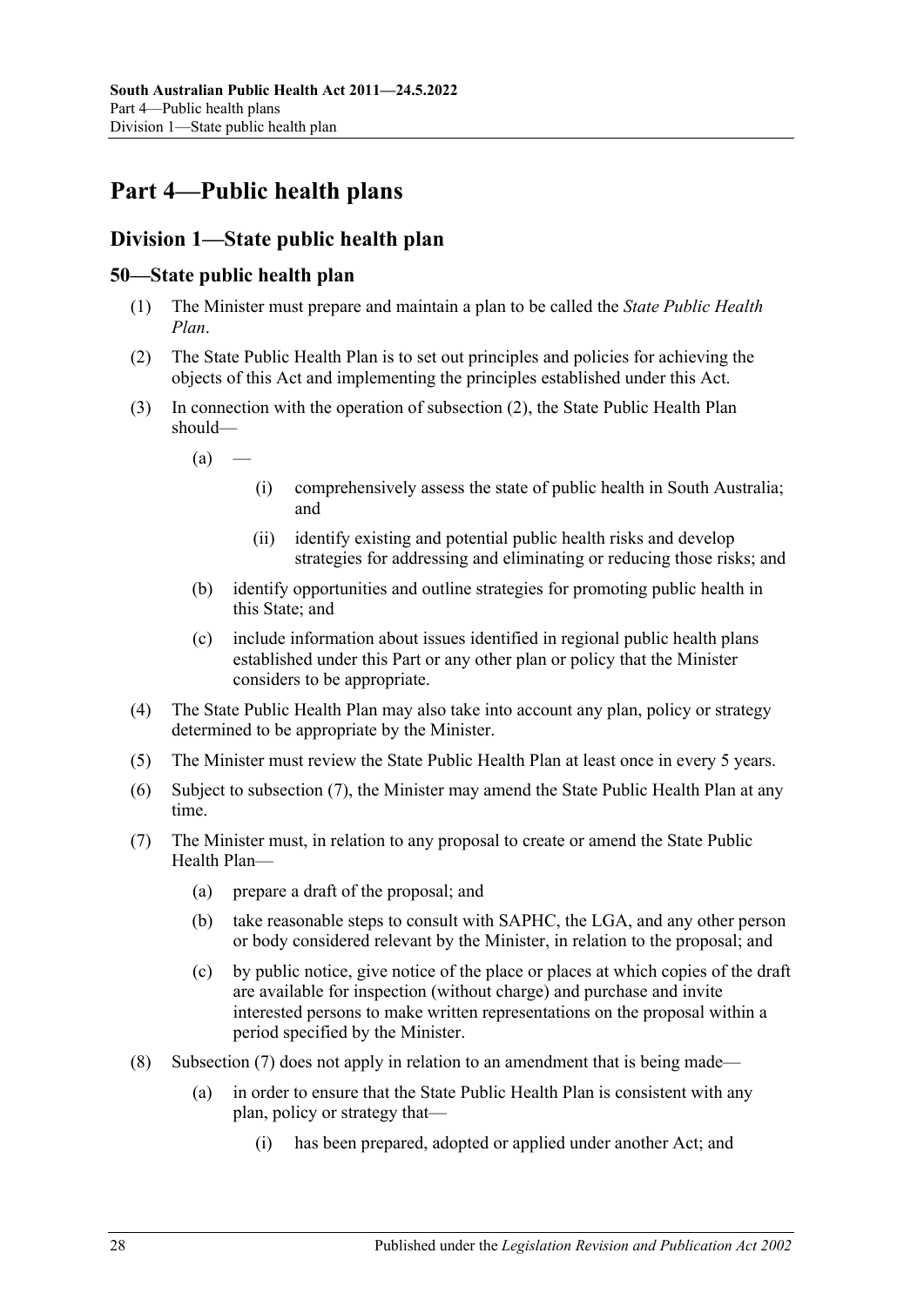# Part 4—Public health plans

## Division 1—State public health plan

### 50—State public health plan

(1) The Minister must prepare and maintain a plan to be called the *State Public Health Plan*.

(2) The State Public Health Plan is to set out principles and policies for achieving the objects of this Act and implementing the principles established under this Act.

(3) In connection with the operation of subsection (2), the State Public Health Plan should—

   (a) —

      (i) comprehensively assess the state of public health in South Australia; and

      (ii) identify existing and potential public health risks and develop strategies for addressing and eliminating or reducing those risks; and

   (b) identify opportunities and outline strategies for promoting public health in this State; and

   (c) include information about issues identified in regional public health plans established under this Part or any other plan or policy that the Minister considers to be appropriate.

(4) The State Public Health Plan may also take into account any plan, policy or strategy determined to be appropriate by the Minister.

(5) The Minister must review the State Public Health Plan at least once in every 5 years.

(6) Subject to subsection (7), the Minister may amend the State Public Health Plan at any time.

(7) The Minister must, in relation to any proposal to create or amend the State Public Health Plan—

   (a) prepare a draft of the proposal; and

   (b) take reasonable steps to consult with SAPHC, the LGA, and any other person or body considered relevant by the Minister, in relation to the proposal; and

   (c) by public notice, give notice of the place or places at which copies of the draft are available for inspection (without charge) and purchase and invite interested persons to make written representations on the proposal within a period specified by the Minister.

(8) Subsection (7) does not apply in relation to an amendment that is being made—

   (a) in order to ensure that the State Public Health Plan is consistent with any plan, policy or strategy that—

      (i) has been prepared, adopted or applied under another Act; and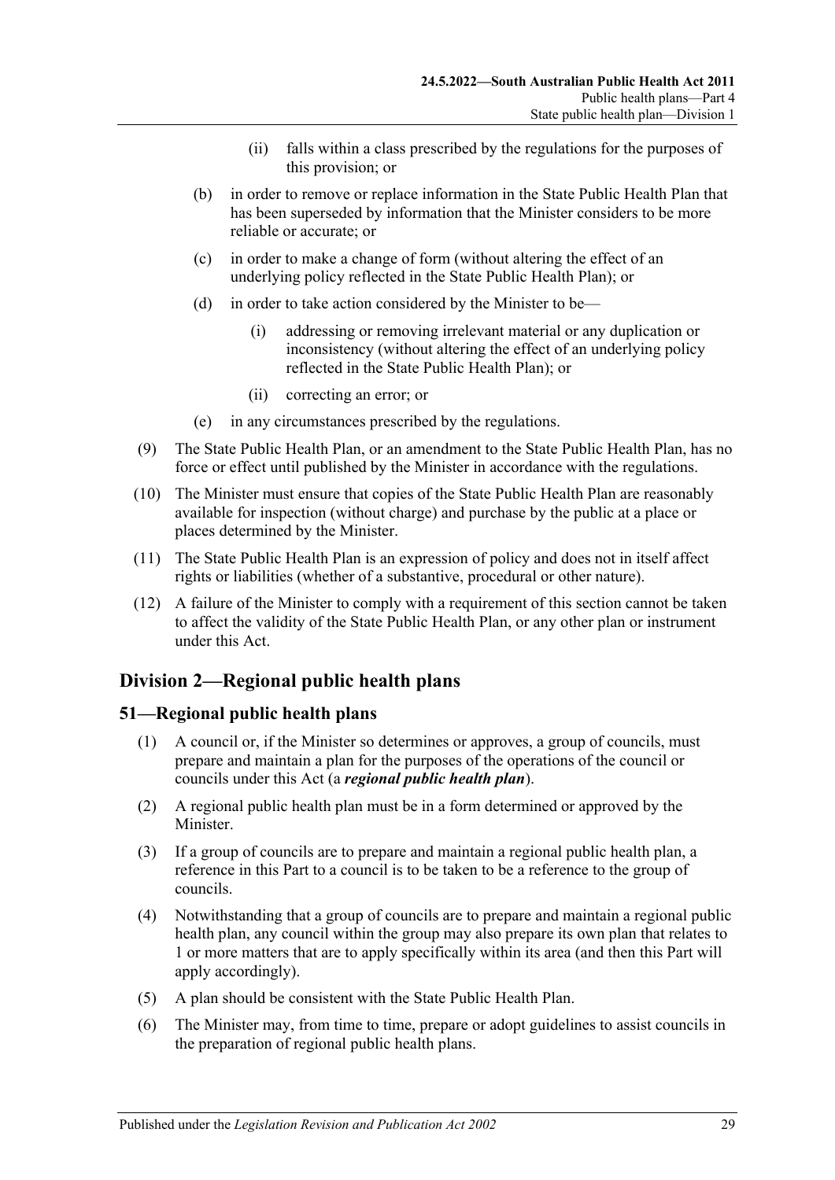(ii) falls within a class prescribed by the regulations for the purposes of this provision; or

(b) in order to remove or replace information in the State Public Health Plan that has been superseded by information that the Minister considers to be more reliable or accurate; or

(c) in order to make a change of form (without altering the effect of an underlying policy reflected in the State Public Health Plan); or

(d) in order to take action considered by the Minister to be—

(i) addressing or removing irrelevant material or any duplication or inconsistency (without altering the effect of an underlying policy reflected in the State Public Health Plan); or

(ii) correcting an error; or

(e) in any circumstances prescribed by the regulations.

(9) The State Public Health Plan, or an amendment to the State Public Health Plan, has no force or effect until published by the Minister in accordance with the regulations.

(10) The Minister must ensure that copies of the State Public Health Plan are reasonably available for inspection (without charge) and purchase by the public at a place or places determined by the Minister.

(11) The State Public Health Plan is an expression of policy and does not in itself affect rights or liabilities (whether of a substantive, procedural or other nature).

(12) A failure of the Minister to comply with a requirement of this section cannot be taken to affect the validity of the State Public Health Plan, or any other plan or instrument under this Act.

## Division 2—Regional public health plans

### 51—Regional public health plans

(1) A council or, if the Minister so determines or approves, a group of councils, must prepare and maintain a plan for the purposes of the operations of the council or councils under this Act (a ***regional public health plan***).

(2) A regional public health plan must be in a form determined or approved by the Minister.

(3) If a group of councils are to prepare and maintain a regional public health plan, a reference in this Part to a council is to be taken to be a reference to the group of councils.

(4) Notwithstanding that a group of councils are to prepare and maintain a regional public health plan, any council within the group may also prepare its own plan that relates to 1 or more matters that are to apply specifically within its area (and then this Part will apply accordingly).

(5) A plan should be consistent with the State Public Health Plan.

(6) The Minister may, from time to time, prepare or adopt guidelines to assist councils in the preparation of regional public health plans.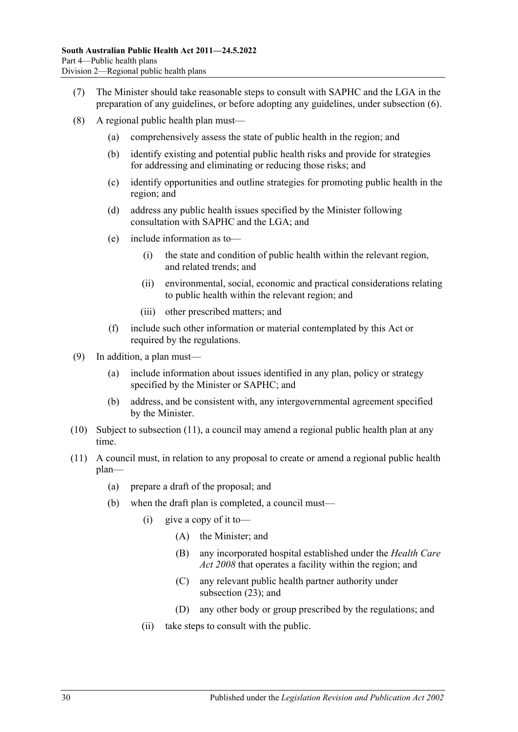(7) The Minister should take reasonable steps to consult with SAPHC and the LGA in the preparation of any guidelines, or before adopting any guidelines, under subsection (6).

(8) A regional public health plan must—

  (a) comprehensively assess the state of public health in the region; and

  (b) identify existing and potential public health risks and provide for strategies for addressing and eliminating or reducing those risks; and

  (c) identify opportunities and outline strategies for promoting public health in the region; and

  (d) address any public health issues specified by the Minister following consultation with SAPHC and the LGA; and

  (e) include information as to—

    (i) the state and condition of public health within the relevant region, and related trends; and

    (ii) environmental, social, economic and practical considerations relating to public health within the relevant region; and

    (iii) other prescribed matters; and

  (f) include such other information or material contemplated by this Act or required by the regulations.

(9) In addition, a plan must—

  (a) include information about issues identified in any plan, policy or strategy specified by the Minister or SAPHC; and

  (b) address, and be consistent with, any intergovernmental agreement specified by the Minister.

(10) Subject to subsection (11), a council may amend a regional public health plan at any time.

(11) A council must, in relation to any proposal to create or amend a regional public health plan—

  (a) prepare a draft of the proposal; and

  (b) when the draft plan is completed, a council must—

    (i) give a copy of it to—

      (A) the Minister; and

      (B) any incorporated hospital established under the *Health Care Act 2008* that operates a facility within the region; and

      (C) any relevant public health partner authority under subsection (23); and

      (D) any other body or group prescribed by the regulations; and

    (ii) take steps to consult with the public.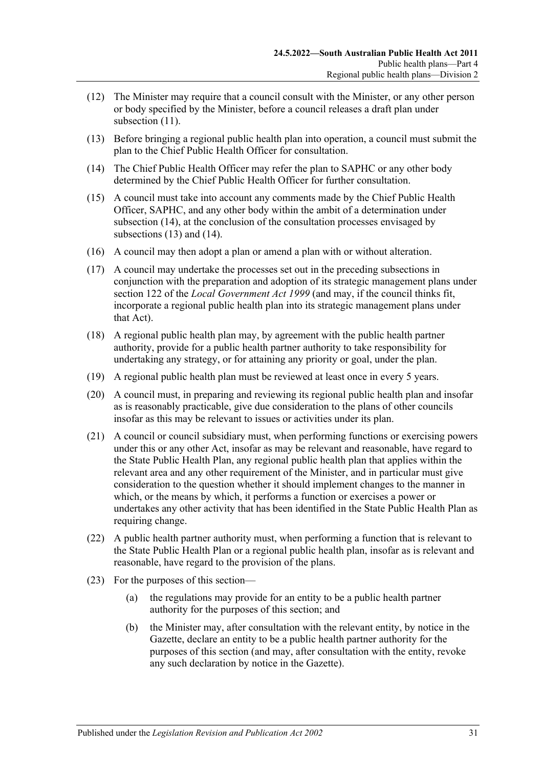(12) The Minister may require that a council consult with the Minister, or any other person or body specified by the Minister, before a council releases a draft plan under subsection (11).

(13) Before bringing a regional public health plan into operation, a council must submit the plan to the Chief Public Health Officer for consultation.

(14) The Chief Public Health Officer may refer the plan to SAPHC or any other body determined by the Chief Public Health Officer for further consultation.

(15) A council must take into account any comments made by the Chief Public Health Officer, SAPHC, and any other body within the ambit of a determination under subsection (14), at the conclusion of the consultation processes envisaged by subsections (13) and (14).

(16) A council may then adopt a plan or amend a plan with or without alteration.

(17) A council may undertake the processes set out in the preceding subsections in conjunction with the preparation and adoption of its strategic management plans under section 122 of the *Local Government Act 1999* (and may, if the council thinks fit, incorporate a regional public health plan into its strategic management plans under that Act).

(18) A regional public health plan may, by agreement with the public health partner authority, provide for a public health partner authority to take responsibility for undertaking any strategy, or for attaining any priority or goal, under the plan.

(19) A regional public health plan must be reviewed at least once in every 5 years.

(20) A council must, in preparing and reviewing its regional public health plan and insofar as is reasonably practicable, give due consideration to the plans of other councils insofar as this may be relevant to issues or activities under its plan.

(21) A council or council subsidiary must, when performing functions or exercising powers under this or any other Act, insofar as may be relevant and reasonable, have regard to the State Public Health Plan, any regional public health plan that applies within the relevant area and any other requirement of the Minister, and in particular must give consideration to the question whether it should implement changes to the manner in which, or the means by which, it performs a function or exercises a power or undertakes any other activity that has been identified in the State Public Health Plan as requiring change.

(22) A public health partner authority must, when performing a function that is relevant to the State Public Health Plan or a regional public health plan, insofar as is relevant and reasonable, have regard to the provision of the plans.

(23) For the purposes of this section—

(a) the regulations may provide for an entity to be a public health partner authority for the purposes of this section; and

(b) the Minister may, after consultation with the relevant entity, by notice in the Gazette, declare an entity to be a public health partner authority for the purposes of this section (and may, after consultation with the entity, revoke any such declaration by notice in the Gazette).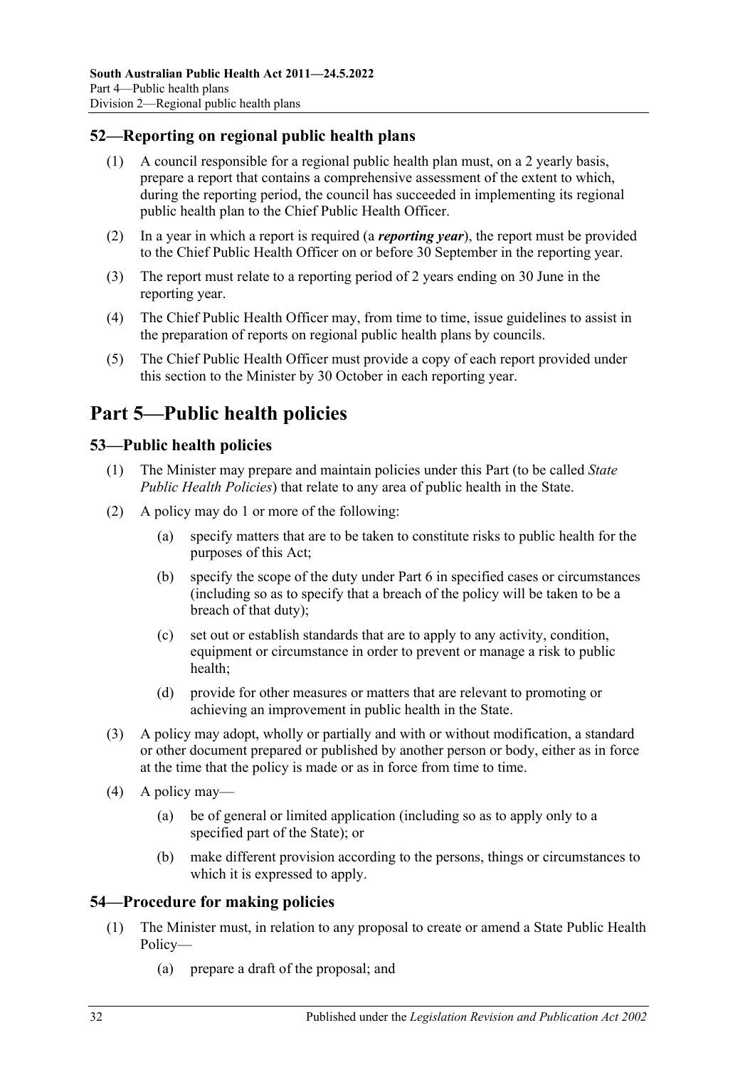## 52—Reporting on regional public health plans

(1) A council responsible for a regional public health plan must, on a 2 yearly basis, prepare a report that contains a comprehensive assessment of the extent to which, during the reporting period, the council has succeeded in implementing its regional public health plan to the Chief Public Health Officer.

(2) In a year in which a report is required (a ***reporting year***), the report must be provided to the Chief Public Health Officer on or before 30 September in the reporting year.

(3) The report must relate to a reporting period of 2 years ending on 30 June in the reporting year.

(4) The Chief Public Health Officer may, from time to time, issue guidelines to assist in the preparation of reports on regional public health plans by councils.

(5) The Chief Public Health Officer must provide a copy of each report provided under this section to the Minister by 30 October in each reporting year.

# Part 5—Public health policies

## 53—Public health policies

(1) The Minister may prepare and maintain policies under this Part (to be called *State Public Health Policies*) that relate to any area of public health in the State.

(2) A policy may do 1 or more of the following:

  (a) specify matters that are to be taken to constitute risks to public health for the purposes of this Act;

  (b) specify the scope of the duty under Part 6 in specified cases or circumstances (including so as to specify that a breach of the policy will be taken to be a breach of that duty);

  (c) set out or establish standards that are to apply to any activity, condition, equipment or circumstance in order to prevent or manage a risk to public health;

  (d) provide for other measures or matters that are relevant to promoting or achieving an improvement in public health in the State.

(3) A policy may adopt, wholly or partially and with or without modification, a standard or other document prepared or published by another person or body, either as in force at the time that the policy is made or as in force from time to time.

(4) A policy may—

  (a) be of general or limited application (including so as to apply only to a specified part of the State); or

  (b) make different provision according to the persons, things or circumstances to which it is expressed to apply.

## 54—Procedure for making policies

(1) The Minister must, in relation to any proposal to create or amend a State Public Health Policy—

  (a) prepare a draft of the proposal; and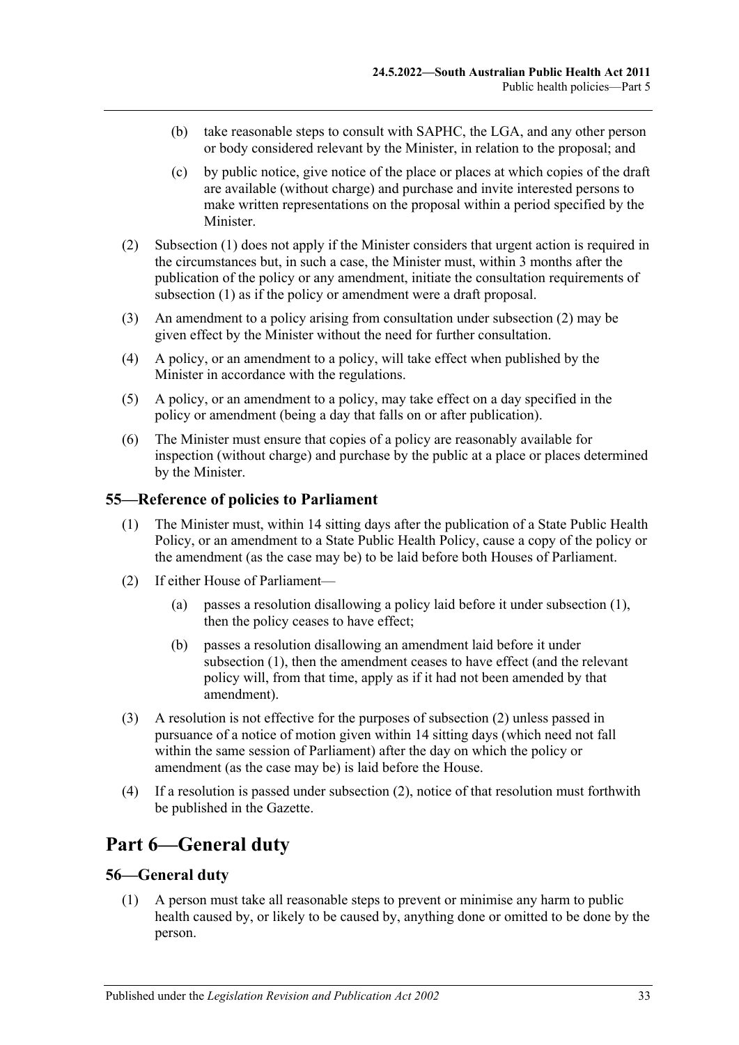(b) take reasonable steps to consult with SAPHC, the LGA, and any other person or body considered relevant by the Minister, in relation to the proposal; and

(c) by public notice, give notice of the place or places at which copies of the draft are available (without charge) and purchase and invite interested persons to make written representations on the proposal within a period specified by the Minister.

(2) Subsection (1) does not apply if the Minister considers that urgent action is required in the circumstances but, in such a case, the Minister must, within 3 months after the publication of the policy or any amendment, initiate the consultation requirements of subsection (1) as if the policy or amendment were a draft proposal.

(3) An amendment to a policy arising from consultation under subsection (2) may be given effect by the Minister without the need for further consultation.

(4) A policy, or an amendment to a policy, will take effect when published by the Minister in accordance with the regulations.

(5) A policy, or an amendment to a policy, may take effect on a day specified in the policy or amendment (being a day that falls on or after publication).

(6) The Minister must ensure that copies of a policy are reasonably available for inspection (without charge) and purchase by the public at a place or places determined by the Minister.

## 55—Reference of policies to Parliament

(1) The Minister must, within 14 sitting days after the publication of a State Public Health Policy, or an amendment to a State Public Health Policy, cause a copy of the policy or the amendment (as the case may be) to be laid before both Houses of Parliament.

(2) If either House of Parliament—

(a) passes a resolution disallowing a policy laid before it under subsection (1), then the policy ceases to have effect;

(b) passes a resolution disallowing an amendment laid before it under subsection (1), then the amendment ceases to have effect (and the relevant policy will, from that time, apply as if it had not been amended by that amendment).

(3) A resolution is not effective for the purposes of subsection (2) unless passed in pursuance of a notice of motion given within 14 sitting days (which need not fall within the same session of Parliament) after the day on which the policy or amendment (as the case may be) is laid before the House.

(4) If a resolution is passed under subsection (2), notice of that resolution must forthwith be published in the Gazette.

# Part 6—General duty

## 56—General duty

(1) A person must take all reasonable steps to prevent or minimise any harm to public health caused by, or likely to be caused by, anything done or omitted to be done by the person.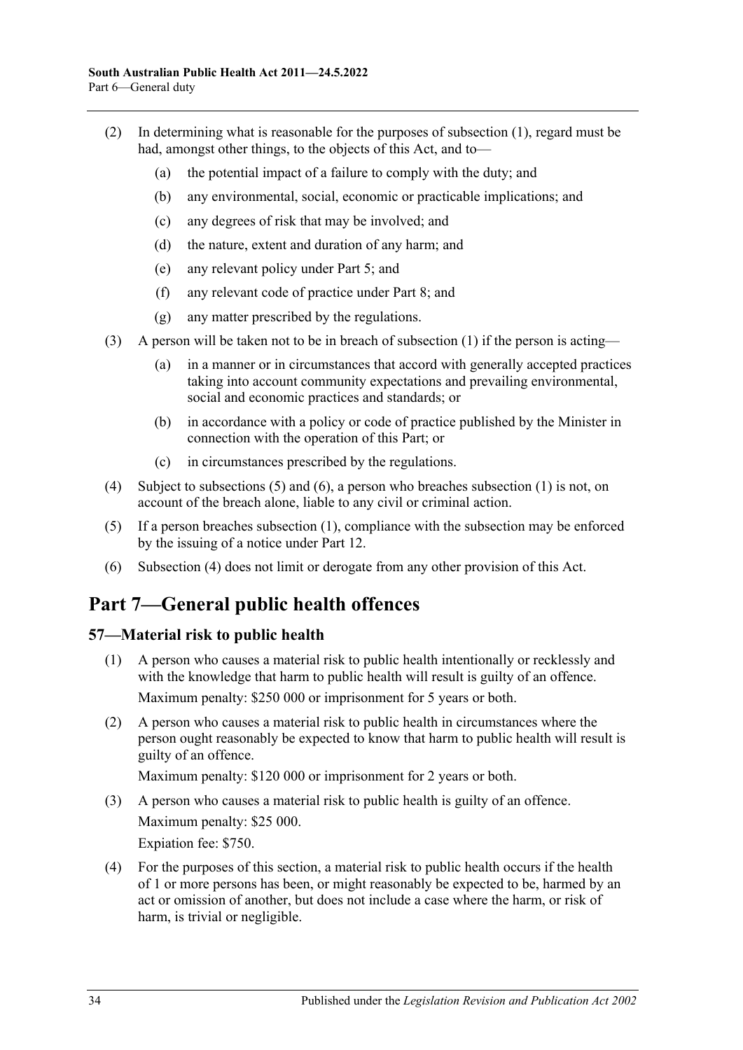(2) In determining what is reasonable for the purposes of subsection (1), regard must be had, amongst other things, to the objects of this Act, and to—

(a) the potential impact of a failure to comply with the duty; and

(b) any environmental, social, economic or practicable implications; and

(c) any degrees of risk that may be involved; and

(d) the nature, extent and duration of any harm; and

(e) any relevant policy under Part 5; and

(f) any relevant code of practice under Part 8; and

(g) any matter prescribed by the regulations.

(3) A person will be taken not to be in breach of subsection (1) if the person is acting—

(a) in a manner or in circumstances that accord with generally accepted practices taking into account community expectations and prevailing environmental, social and economic practices and standards; or

(b) in accordance with a policy or code of practice published by the Minister in connection with the operation of this Part; or

(c) in circumstances prescribed by the regulations.

(4) Subject to subsections (5) and (6), a person who breaches subsection (1) is not, on account of the breach alone, liable to any civil or criminal action.

(5) If a person breaches subsection (1), compliance with the subsection may be enforced by the issuing of a notice under Part 12.

(6) Subsection (4) does not limit or derogate from any other provision of this Act.

# Part 7—General public health offences

## 57—Material risk to public health

(1) A person who causes a material risk to public health intentionally or recklessly and with the knowledge that harm to public health will result is guilty of an offence.

Maximum penalty: $250 000 or imprisonment for 5 years or both.

(2) A person who causes a material risk to public health in circumstances where the person ought reasonably be expected to know that harm to public health will result is guilty of an offence.

Maximum penalty: $120 000 or imprisonment for 2 years or both.

(3) A person who causes a material risk to public health is guilty of an offence.

Maximum penalty: $25 000.

Expiation fee: $750.

(4) For the purposes of this section, a material risk to public health occurs if the health of 1 or more persons has been, or might reasonably be expected to be, harmed by an act or omission of another, but does not include a case where the harm, or risk of harm, is trivial or negligible.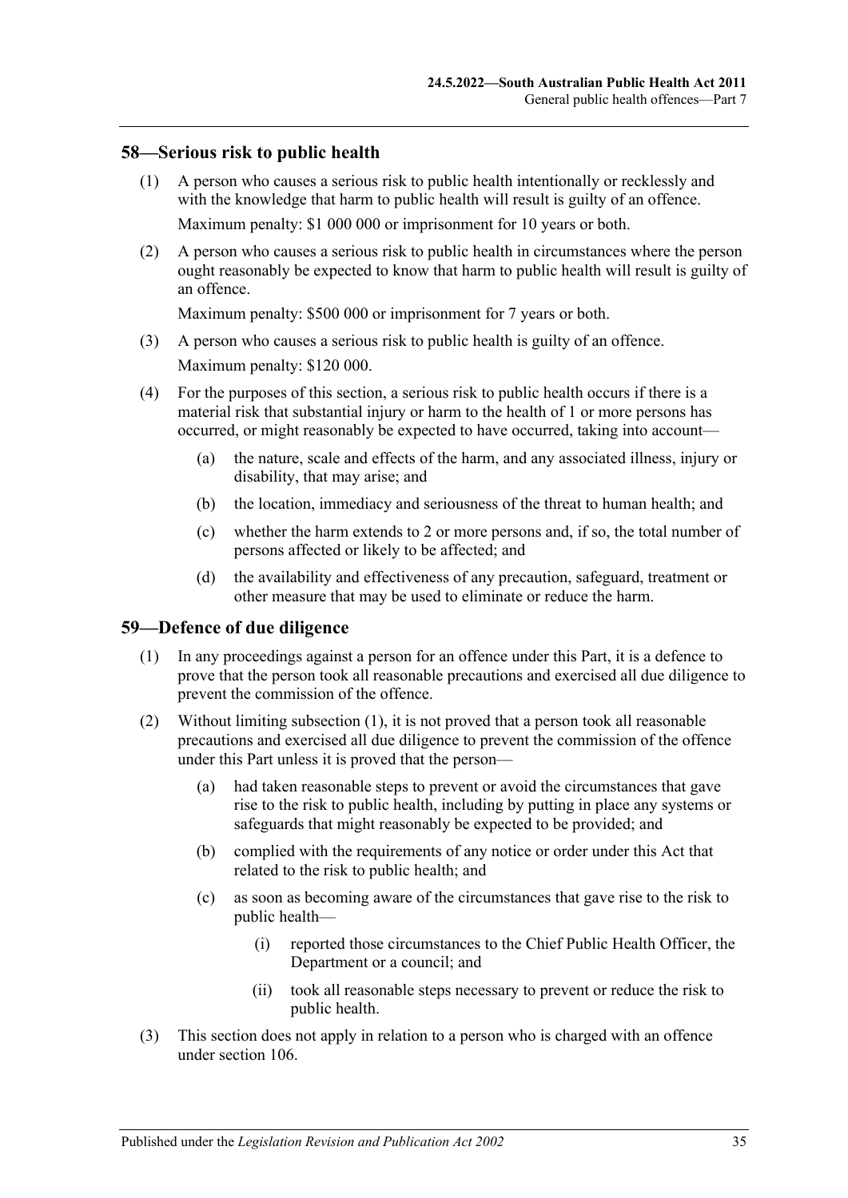## 58—Serious risk to public health

(1) A person who causes a serious risk to public health intentionally or recklessly and with the knowledge that harm to public health will result is guilty of an offence.

Maximum penalty: $1 000 000 or imprisonment for 10 years or both.

(2) A person who causes a serious risk to public health in circumstances where the person ought reasonably be expected to know that harm to public health will result is guilty of an offence.

Maximum penalty: $500 000 or imprisonment for 7 years or both.

(3) A person who causes a serious risk to public health is guilty of an offence.

Maximum penalty: $120 000.

(4) For the purposes of this section, a serious risk to public health occurs if there is a material risk that substantial injury or harm to the health of 1 or more persons has occurred, or might reasonably be expected to have occurred, taking into account—

- (a) the nature, scale and effects of the harm, and any associated illness, injury or disability, that may arise; and
- (b) the location, immediacy and seriousness of the threat to human health; and
- (c) whether the harm extends to 2 or more persons and, if so, the total number of persons affected or likely to be affected; and
- (d) the availability and effectiveness of any precaution, safeguard, treatment or other measure that may be used to eliminate or reduce the harm.

## 59—Defence of due diligence

(1) In any proceedings against a person for an offence under this Part, it is a defence to prove that the person took all reasonable precautions and exercised all due diligence to prevent the commission of the offence.

(2) Without limiting subsection (1), it is not proved that a person took all reasonable precautions and exercised all due diligence to prevent the commission of the offence under this Part unless it is proved that the person—

- (a) had taken reasonable steps to prevent or avoid the circumstances that gave rise to the risk to public health, including by putting in place any systems or safeguards that might reasonably be expected to be provided; and
- (b) complied with the requirements of any notice or order under this Act that related to the risk to public health; and
- (c) as soon as becoming aware of the circumstances that gave rise to the risk to public health—
  - (i) reported those circumstances to the Chief Public Health Officer, the Department or a council; and
  - (ii) took all reasonable steps necessary to prevent or reduce the risk to public health.

(3) This section does not apply in relation to a person who is charged with an offence under section 106.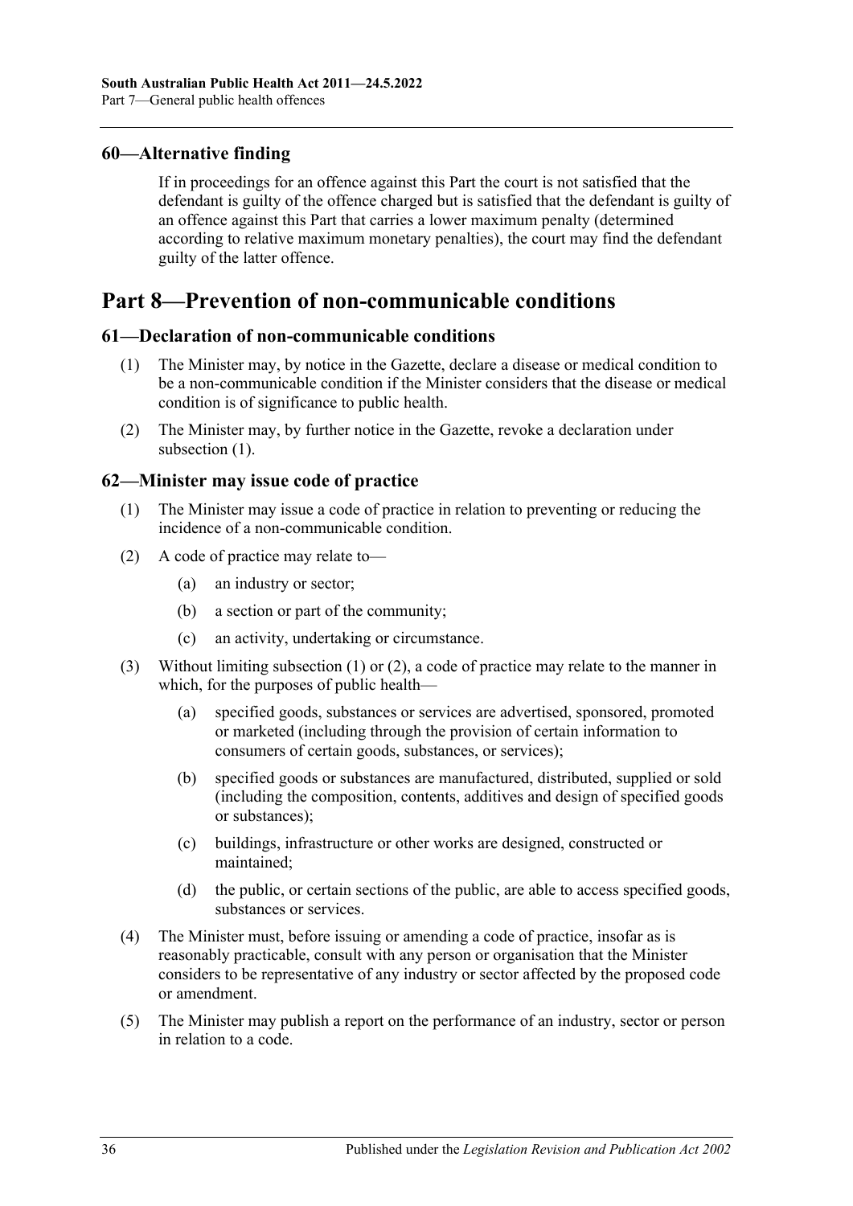### 60—Alternative finding

If in proceedings for an offence against this Part the court is not satisfied that the defendant is guilty of the offence charged but is satisfied that the defendant is guilty of an offence against this Part that carries a lower maximum penalty (determined according to relative maximum monetary penalties), the court may find the defendant guilty of the latter offence.

## Part 8—Prevention of non-communicable conditions

### 61—Declaration of non-communicable conditions

(1) The Minister may, by notice in the Gazette, declare a disease or medical condition to be a non-communicable condition if the Minister considers that the disease or medical condition is of significance to public health.

(2) The Minister may, by further notice in the Gazette, revoke a declaration under subsection (1).

### 62—Minister may issue code of practice

(1) The Minister may issue a code of practice in relation to preventing or reducing the incidence of a non-communicable condition.

(2) A code of practice may relate to—

- (a) an industry or sector;
- (b) a section or part of the community;
- (c) an activity, undertaking or circumstance.

(3) Without limiting subsection (1) or (2), a code of practice may relate to the manner in which, for the purposes of public health—

- (a) specified goods, substances or services are advertised, sponsored, promoted or marketed (including through the provision of certain information to consumers of certain goods, substances, or services);
- (b) specified goods or substances are manufactured, distributed, supplied or sold (including the composition, contents, additives and design of specified goods or substances);
- (c) buildings, infrastructure or other works are designed, constructed or maintained;
- (d) the public, or certain sections of the public, are able to access specified goods, substances or services.

(4) The Minister must, before issuing or amending a code of practice, insofar as is reasonably practicable, consult with any person or organisation that the Minister considers to be representative of any industry or sector affected by the proposed code or amendment.

(5) The Minister may publish a report on the performance of an industry, sector or person in relation to a code.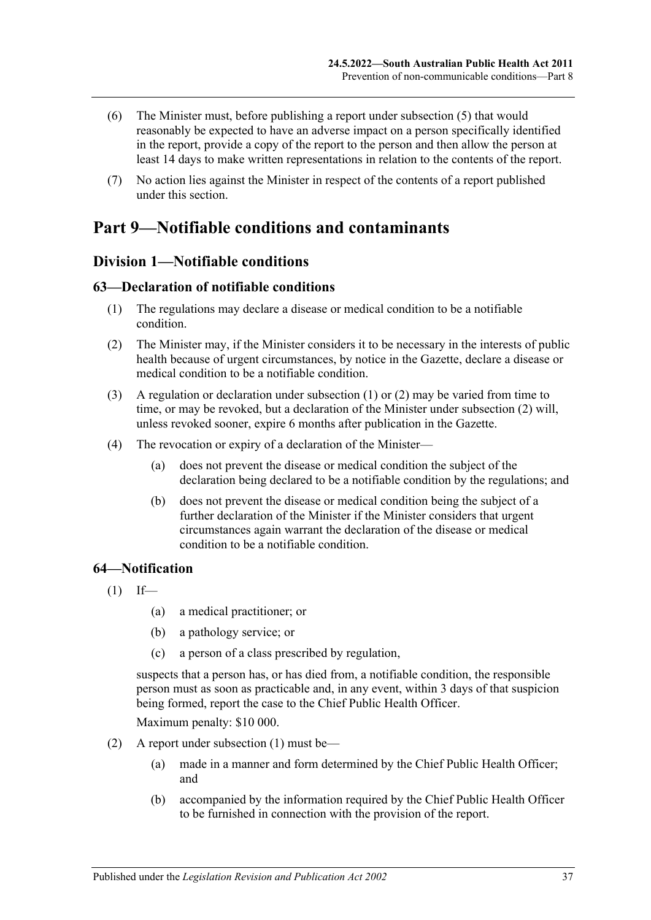(6) The Minister must, before publishing a report under subsection (5) that would reasonably be expected to have an adverse impact on a person specifically identified in the report, provide a copy of the report to the person and then allow the person at least 14 days to make written representations in relation to the contents of the report.

(7) No action lies against the Minister in respect of the contents of a report published under this section.

# Part 9—Notifiable conditions and contaminants

## Division 1—Notifiable conditions

### 63—Declaration of notifiable conditions

(1) The regulations may declare a disease or medical condition to be a notifiable condition.

(2) The Minister may, if the Minister considers it to be necessary in the interests of public health because of urgent circumstances, by notice in the Gazette, declare a disease or medical condition to be a notifiable condition.

(3) A regulation or declaration under subsection (1) or (2) may be varied from time to time, or may be revoked, but a declaration of the Minister under subsection (2) will, unless revoked sooner, expire 6 months after publication in the Gazette.

(4) The revocation or expiry of a declaration of the Minister—

(a) does not prevent the disease or medical condition the subject of the declaration being declared to be a notifiable condition by the regulations; and

(b) does not prevent the disease or medical condition being the subject of a further declaration of the Minister if the Minister considers that urgent circumstances again warrant the declaration of the disease or medical condition to be a notifiable condition.

### 64—Notification

(1) If—

(a) a medical practitioner; or

(b) a pathology service; or

(c) a person of a class prescribed by regulation,

suspects that a person has, or has died from, a notifiable condition, the responsible person must as soon as practicable and, in any event, within 3 days of that suspicion being formed, report the case to the Chief Public Health Officer.

Maximum penalty: $10 000.

(2) A report under subsection (1) must be—

(a) made in a manner and form determined by the Chief Public Health Officer; and

(b) accompanied by the information required by the Chief Public Health Officer to be furnished in connection with the provision of the report.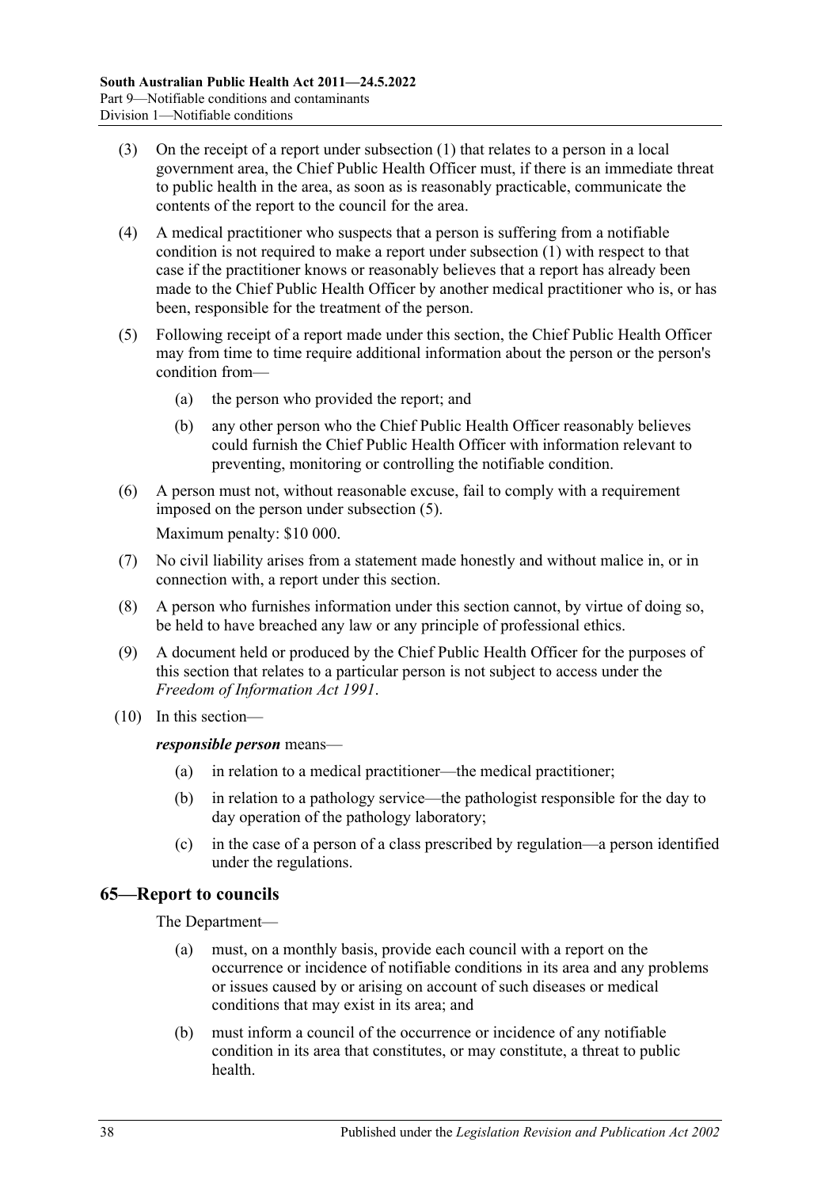(3) On the receipt of a report under subsection (1) that relates to a person in a local government area, the Chief Public Health Officer must, if there is an immediate threat to public health in the area, as soon as is reasonably practicable, communicate the contents of the report to the council for the area.

(4) A medical practitioner who suspects that a person is suffering from a notifiable condition is not required to make a report under subsection (1) with respect to that case if the practitioner knows or reasonably believes that a report has already been made to the Chief Public Health Officer by another medical practitioner who is, or has been, responsible for the treatment of the person.

(5) Following receipt of a report made under this section, the Chief Public Health Officer may from time to time require additional information about the person or the person's condition from—

- (a) the person who provided the report; and
- (b) any other person who the Chief Public Health Officer reasonably believes could furnish the Chief Public Health Officer with information relevant to preventing, monitoring or controlling the notifiable condition.

(6) A person must not, without reasonable excuse, fail to comply with a requirement imposed on the person under subsection (5).

Maximum penalty: $10 000.

(7) No civil liability arises from a statement made honestly and without malice in, or in connection with, a report under this section.

(8) A person who furnishes information under this section cannot, by virtue of doing so, be held to have breached any law or any principle of professional ethics.

(9) A document held or produced by the Chief Public Health Officer for the purposes of this section that relates to a particular person is not subject to access under the *Freedom of Information Act 1991*.

(10) In this section—

***responsible person*** means—

- (a) in relation to a medical practitioner—the medical practitioner;
- (b) in relation to a pathology service—the pathologist responsible for the day to day operation of the pathology laboratory;
- (c) in the case of a person of a class prescribed by regulation—a person identified under the regulations.

## 65—Report to councils

The Department—

- (a) must, on a monthly basis, provide each council with a report on the occurrence or incidence of notifiable conditions in its area and any problems or issues caused by or arising on account of such diseases or medical conditions that may exist in its area; and
- (b) must inform a council of the occurrence or incidence of any notifiable condition in its area that constitutes, or may constitute, a threat to public health.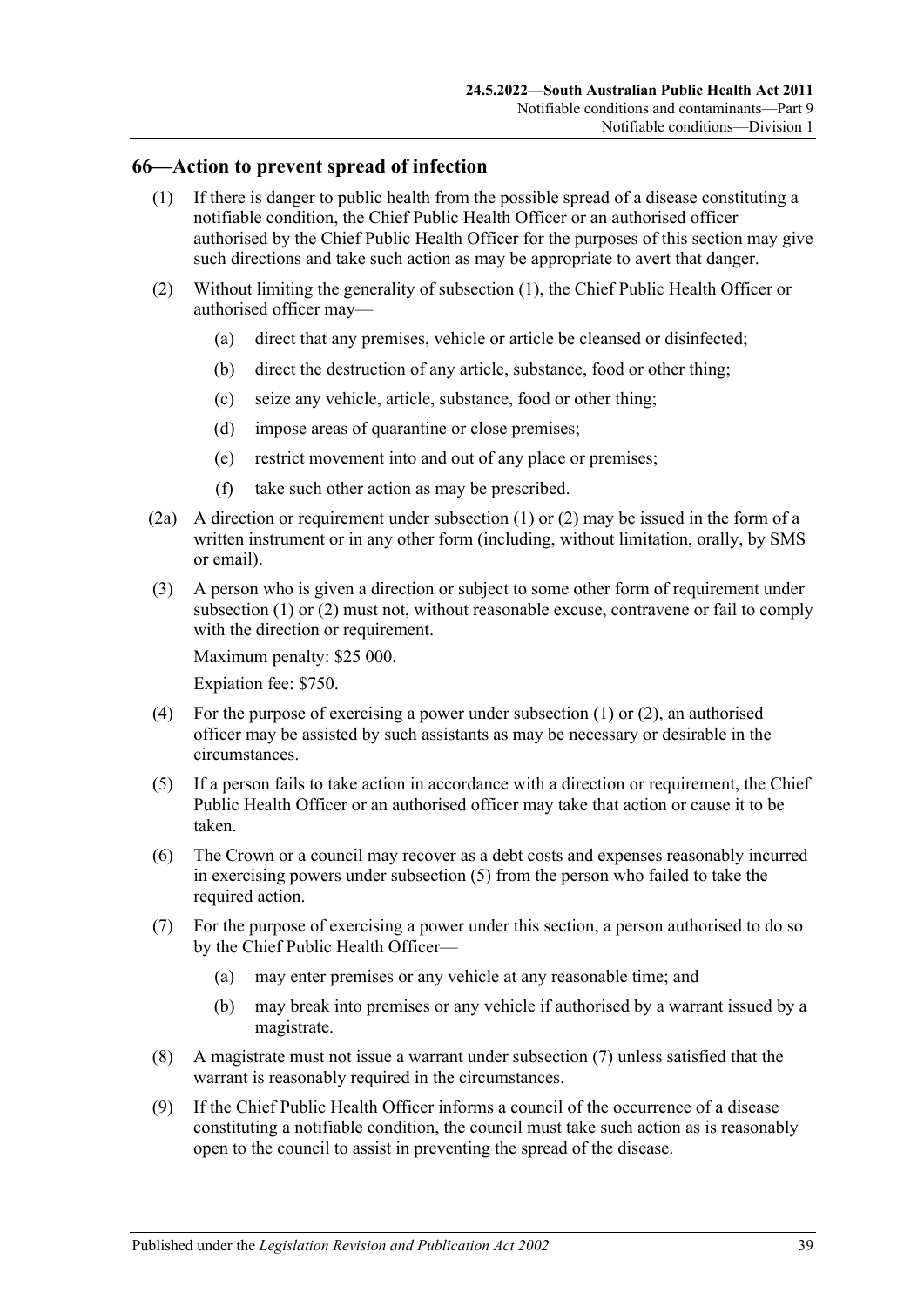## 66—Action to prevent spread of infection

(1) If there is danger to public health from the possible spread of a disease constituting a notifiable condition, the Chief Public Health Officer or an authorised officer authorised by the Chief Public Health Officer for the purposes of this section may give such directions and take such action as may be appropriate to avert that danger.

(2) Without limiting the generality of subsection (1), the Chief Public Health Officer or authorised officer may—

(a) direct that any premises, vehicle or article be cleansed or disinfected;

(b) direct the destruction of any article, substance, food or other thing;

(c) seize any vehicle, article, substance, food or other thing;

(d) impose areas of quarantine or close premises;

(e) restrict movement into and out of any place or premises;

(f) take such other action as may be prescribed.

(2a) A direction or requirement under subsection (1) or (2) may be issued in the form of a written instrument or in any other form (including, without limitation, orally, by SMS or email).

(3) A person who is given a direction or subject to some other form of requirement under subsection (1) or (2) must not, without reasonable excuse, contravene or fail to comply with the direction or requirement.

Maximum penalty: $25 000.

Expiation fee: $750.

(4) For the purpose of exercising a power under subsection (1) or (2), an authorised officer may be assisted by such assistants as may be necessary or desirable in the circumstances.

(5) If a person fails to take action in accordance with a direction or requirement, the Chief Public Health Officer or an authorised officer may take that action or cause it to be taken.

(6) The Crown or a council may recover as a debt costs and expenses reasonably incurred in exercising powers under subsection (5) from the person who failed to take the required action.

(7) For the purpose of exercising a power under this section, a person authorised to do so by the Chief Public Health Officer—

(a) may enter premises or any vehicle at any reasonable time; and

(b) may break into premises or any vehicle if authorised by a warrant issued by a magistrate.

(8) A magistrate must not issue a warrant under subsection (7) unless satisfied that the warrant is reasonably required in the circumstances.

(9) If the Chief Public Health Officer informs a council of the occurrence of a disease constituting a notifiable condition, the council must take such action as is reasonably open to the council to assist in preventing the spread of the disease.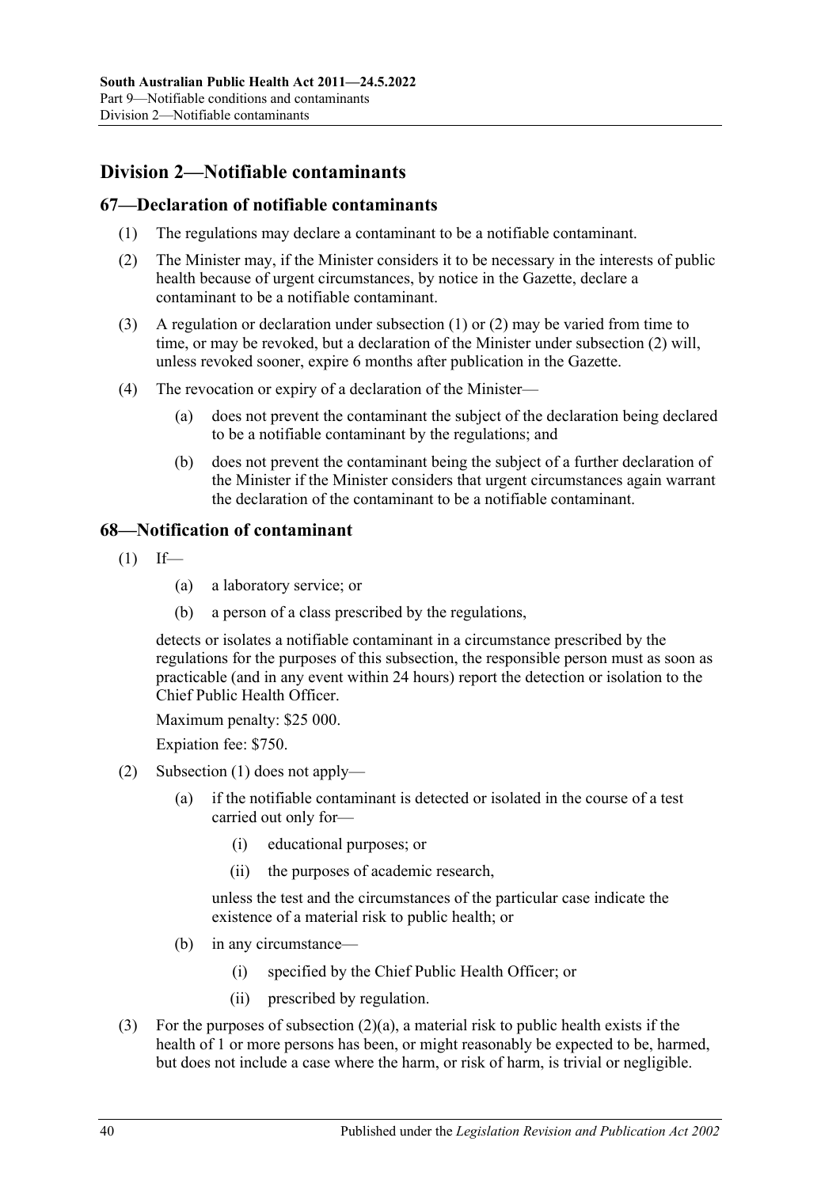## Division 2—Notifiable contaminants

### 67—Declaration of notifiable contaminants

(1) The regulations may declare a contaminant to be a notifiable contaminant.

(2) The Minister may, if the Minister considers it to be necessary in the interests of public health because of urgent circumstances, by notice in the Gazette, declare a contaminant to be a notifiable contaminant.

(3) A regulation or declaration under subsection (1) or (2) may be varied from time to time, or may be revoked, but a declaration of the Minister under subsection (2) will, unless revoked sooner, expire 6 months after publication in the Gazette.

(4) The revocation or expiry of a declaration of the Minister—

- (a) does not prevent the contaminant the subject of the declaration being declared to be a notifiable contaminant by the regulations; and
- (b) does not prevent the contaminant being the subject of a further declaration of the Minister if the Minister considers that urgent circumstances again warrant the declaration of the contaminant to be a notifiable contaminant.

### 68—Notification of contaminant

(1) If—

- (a) a laboratory service; or
- (b) a person of a class prescribed by the regulations,

detects or isolates a notifiable contaminant in a circumstance prescribed by the regulations for the purposes of this subsection, the responsible person must as soon as practicable (and in any event within 24 hours) report the detection or isolation to the Chief Public Health Officer.

Maximum penalty: $25 000.

Expiation fee: $750.

(2) Subsection (1) does not apply—

- (a) if the notifiable contaminant is detected or isolated in the course of a test carried out only for—
  - (i) educational purposes; or
  - (ii) the purposes of academic research,

  unless the test and the circumstances of the particular case indicate the existence of a material risk to public health; or
- (b) in any circumstance—
  - (i) specified by the Chief Public Health Officer; or
  - (ii) prescribed by regulation.

(3) For the purposes of subsection (2)(a), a material risk to public health exists if the health of 1 or more persons has been, or might reasonably be expected to be, harmed, but does not include a case where the harm, or risk of harm, is trivial or negligible.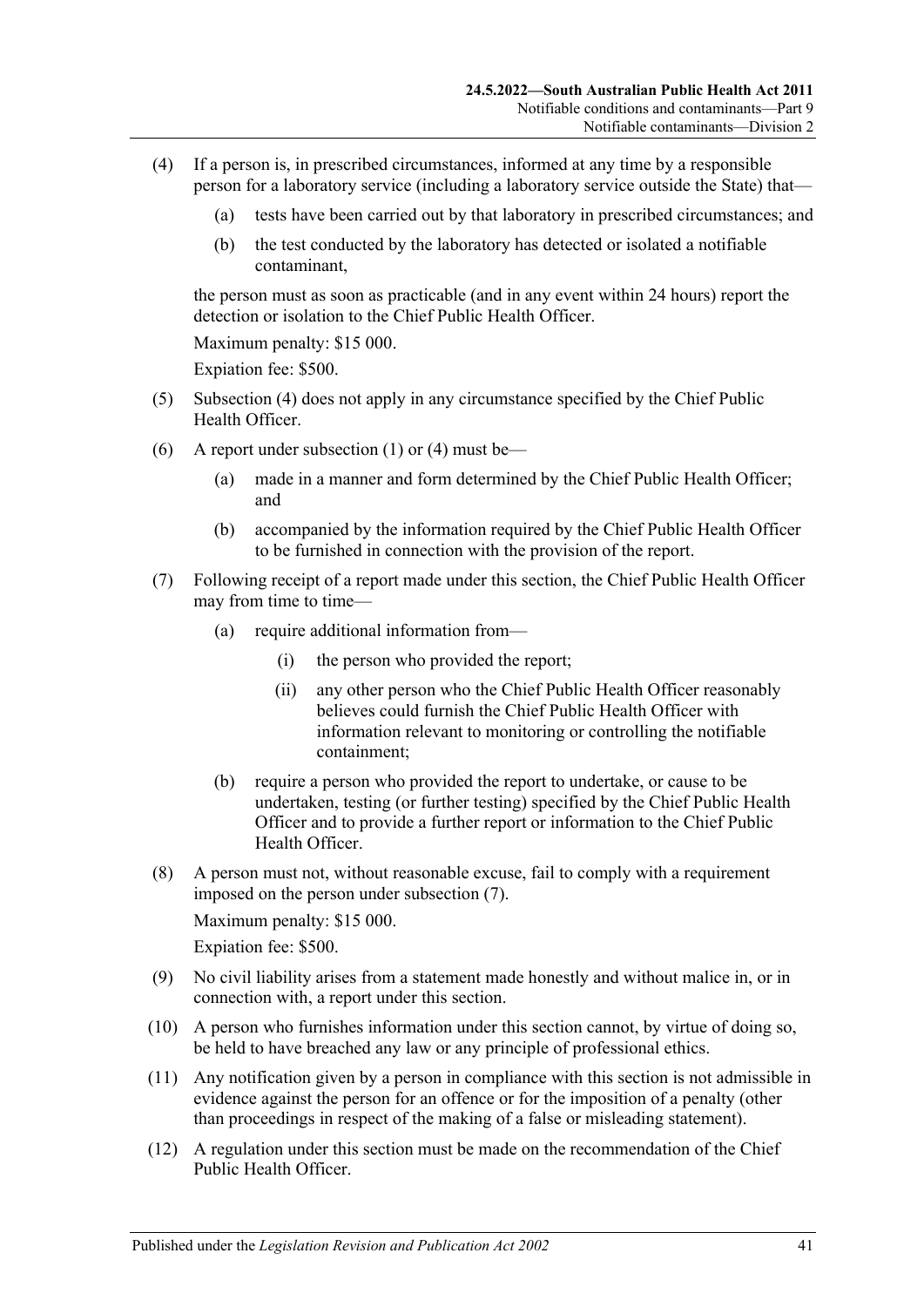(4) If a person is, in prescribed circumstances, informed at any time by a responsible person for a laboratory service (including a laboratory service outside the State) that—

    (a) tests have been carried out by that laboratory in prescribed circumstances; and

    (b) the test conducted by the laboratory has detected or isolated a notifiable contaminant,

    the person must as soon as practicable (and in any event within 24 hours) report the detection or isolation to the Chief Public Health Officer.

    Maximum penalty: $15 000.

    Expiation fee: $500.

(5) Subsection (4) does not apply in any circumstance specified by the Chief Public Health Officer.

(6) A report under subsection (1) or (4) must be—

    (a) made in a manner and form determined by the Chief Public Health Officer; and

    (b) accompanied by the information required by the Chief Public Health Officer to be furnished in connection with the provision of the report.

(7) Following receipt of a report made under this section, the Chief Public Health Officer may from time to time—

    (a) require additional information from—

        (i) the person who provided the report;

        (ii) any other person who the Chief Public Health Officer reasonably believes could furnish the Chief Public Health Officer with information relevant to monitoring or controlling the notifiable containment;

    (b) require a person who provided the report to undertake, or cause to be undertaken, testing (or further testing) specified by the Chief Public Health Officer and to provide a further report or information to the Chief Public Health Officer.

(8) A person must not, without reasonable excuse, fail to comply with a requirement imposed on the person under subsection (7).

    Maximum penalty: $15 000.

    Expiation fee: $500.

(9) No civil liability arises from a statement made honestly and without malice in, or in connection with, a report under this section.

(10) A person who furnishes information under this section cannot, by virtue of doing so, be held to have breached any law or any principle of professional ethics.

(11) Any notification given by a person in compliance with this section is not admissible in evidence against the person for an offence or for the imposition of a penalty (other than proceedings in respect of the making of a false or misleading statement).

(12) A regulation under this section must be made on the recommendation of the Chief Public Health Officer.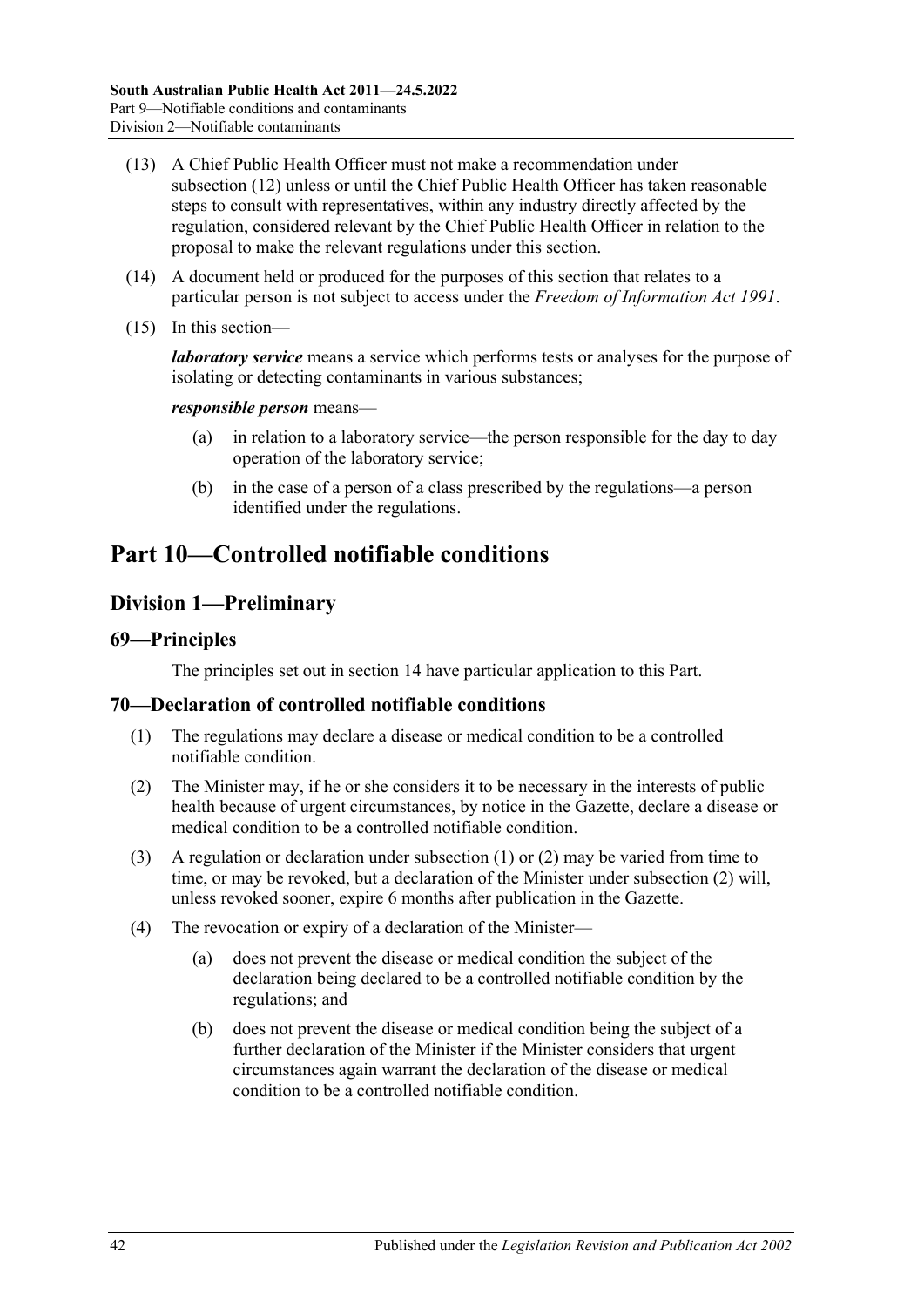(13) A Chief Public Health Officer must not make a recommendation under subsection (12) unless or until the Chief Public Health Officer has taken reasonable steps to consult with representatives, within any industry directly affected by the regulation, considered relevant by the Chief Public Health Officer in relation to the proposal to make the relevant regulations under this section.

(14) A document held or produced for the purposes of this section that relates to a particular person is not subject to access under the *Freedom of Information Act 1991*.

(15) In this section—

***laboratory service*** means a service which performs tests or analyses for the purpose of isolating or detecting contaminants in various substances;

***responsible person*** means—

(a) in relation to a laboratory service—the person responsible for the day to day operation of the laboratory service;

(b) in the case of a person of a class prescribed by the regulations—a person identified under the regulations.

# Part 10—Controlled notifiable conditions

## Division 1—Preliminary

### 69—Principles

The principles set out in section 14 have particular application to this Part.

### 70—Declaration of controlled notifiable conditions

(1) The regulations may declare a disease or medical condition to be a controlled notifiable condition.

(2) The Minister may, if he or she considers it to be necessary in the interests of public health because of urgent circumstances, by notice in the Gazette, declare a disease or medical condition to be a controlled notifiable condition.

(3) A regulation or declaration under subsection (1) or (2) may be varied from time to time, or may be revoked, but a declaration of the Minister under subsection (2) will, unless revoked sooner, expire 6 months after publication in the Gazette.

(4) The revocation or expiry of a declaration of the Minister—

(a) does not prevent the disease or medical condition the subject of the declaration being declared to be a controlled notifiable condition by the regulations; and

(b) does not prevent the disease or medical condition being the subject of a further declaration of the Minister if the Minister considers that urgent circumstances again warrant the declaration of the disease or medical condition to be a controlled notifiable condition.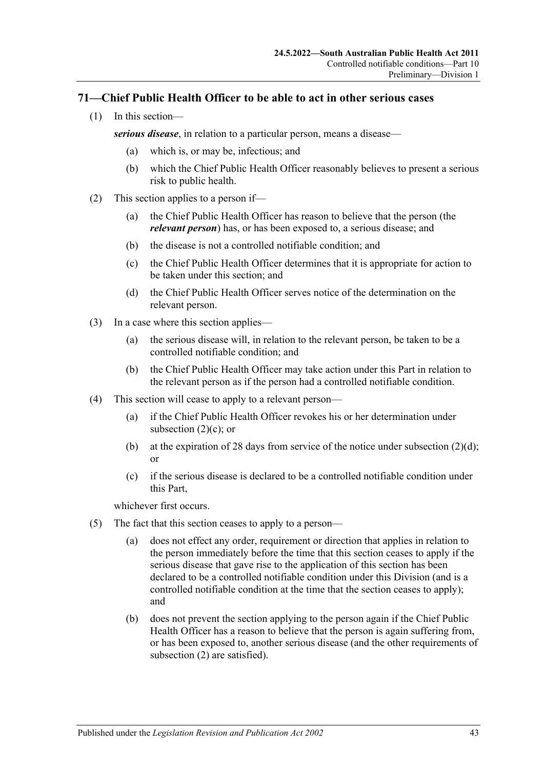## 71—Chief Public Health Officer to be able to act in other serious cases

(1) In this section—

***serious disease***, in relation to a particular person, means a disease—

(a) which is, or may be, infectious; and

(b) which the Chief Public Health Officer reasonably believes to present a serious risk to public health.

(2) This section applies to a person if—

(a) the Chief Public Health Officer has reason to believe that the person (the ***relevant person***) has, or has been exposed to, a serious disease; and

(b) the disease is not a controlled notifiable condition; and

(c) the Chief Public Health Officer determines that it is appropriate for action to be taken under this section; and

(d) the Chief Public Health Officer serves notice of the determination on the relevant person.

(3) In a case where this section applies—

(a) the serious disease will, in relation to the relevant person, be taken to be a controlled notifiable condition; and

(b) the Chief Public Health Officer may take action under this Part in relation to the relevant person as if the person had a controlled notifiable condition.

(4) This section will cease to apply to a relevant person—

(a) if the Chief Public Health Officer revokes his or her determination under subsection (2)(c); or

(b) at the expiration of 28 days from service of the notice under subsection (2)(d); or

(c) if the serious disease is declared to be a controlled notifiable condition under this Part,

whichever first occurs.

(5) The fact that this section ceases to apply to a person—

(a) does not effect any order, requirement or direction that applies in relation to the person immediately before the time that this section ceases to apply if the serious disease that gave rise to the application of this section has been declared to be a controlled notifiable condition under this Division (and is a controlled notifiable condition at the time that the section ceases to apply); and

(b) does not prevent the section applying to the person again if the Chief Public Health Officer has a reason to believe that the person is again suffering from, or has been exposed to, another serious disease (and the other requirements of subsection (2) are satisfied).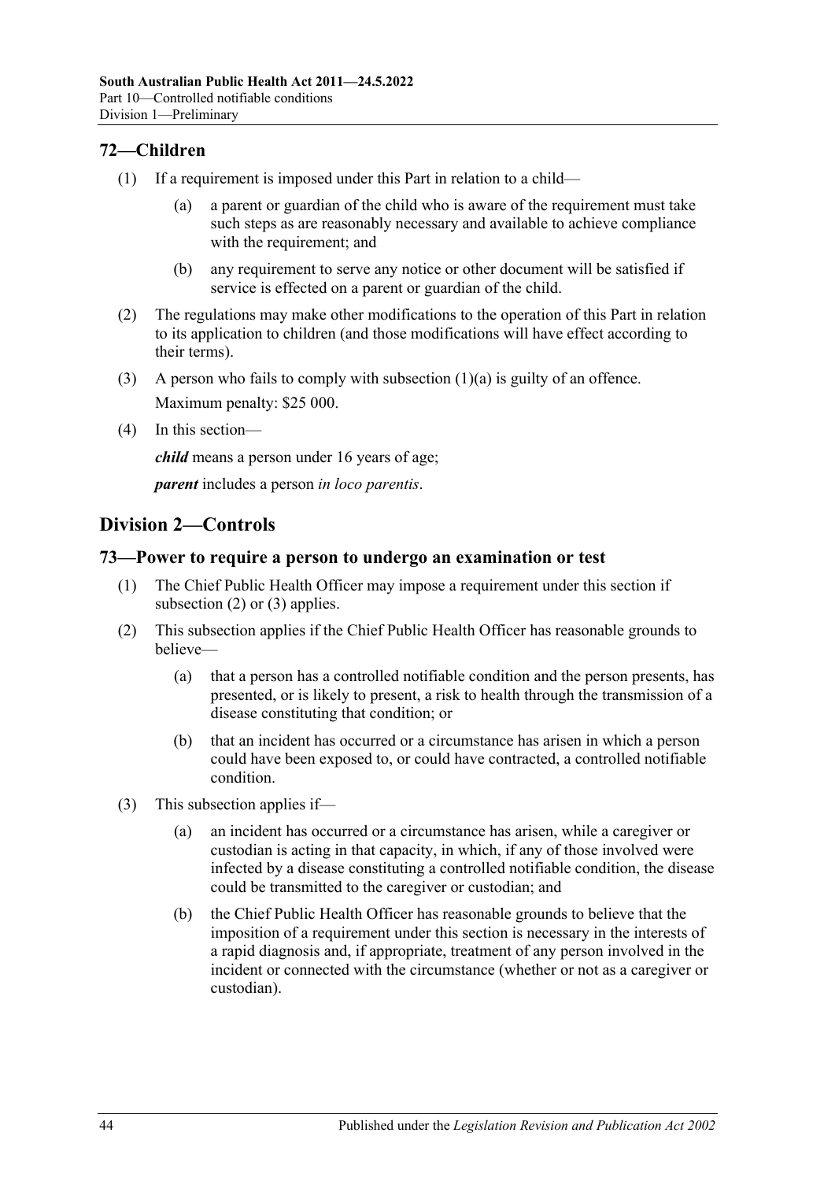## 72—Children

(1) If a requirement is imposed under this Part in relation to a child—

(a) a parent or guardian of the child who is aware of the requirement must take such steps as are reasonably necessary and available to achieve compliance with the requirement; and

(b) any requirement to serve any notice or other document will be satisfied if service is effected on a parent or guardian of the child.

(2) The regulations may make other modifications to the operation of this Part in relation to its application to children (and those modifications will have effect according to their terms).

(3) A person who fails to comply with subsection (1)(a) is guilty of an offence.

Maximum penalty: $25 000.

(4) In this section—

***child*** means a person under 16 years of age;

***parent*** includes a person *in loco parentis*.

# Division 2—Controls

## 73—Power to require a person to undergo an examination or test

(1) The Chief Public Health Officer may impose a requirement under this section if subsection (2) or (3) applies.

(2) This subsection applies if the Chief Public Health Officer has reasonable grounds to believe—

(a) that a person has a controlled notifiable condition and the person presents, has presented, or is likely to present, a risk to health through the transmission of a disease constituting that condition; or

(b) that an incident has occurred or a circumstance has arisen in which a person could have been exposed to, or could have contracted, a controlled notifiable condition.

(3) This subsection applies if—

(a) an incident has occurred or a circumstance has arisen, while a caregiver or custodian is acting in that capacity, in which, if any of those involved were infected by a disease constituting a controlled notifiable condition, the disease could be transmitted to the caregiver or custodian; and

(b) the Chief Public Health Officer has reasonable grounds to believe that the imposition of a requirement under this section is necessary in the interests of a rapid diagnosis and, if appropriate, treatment of any person involved in the incident or connected with the circumstance (whether or not as a caregiver or custodian).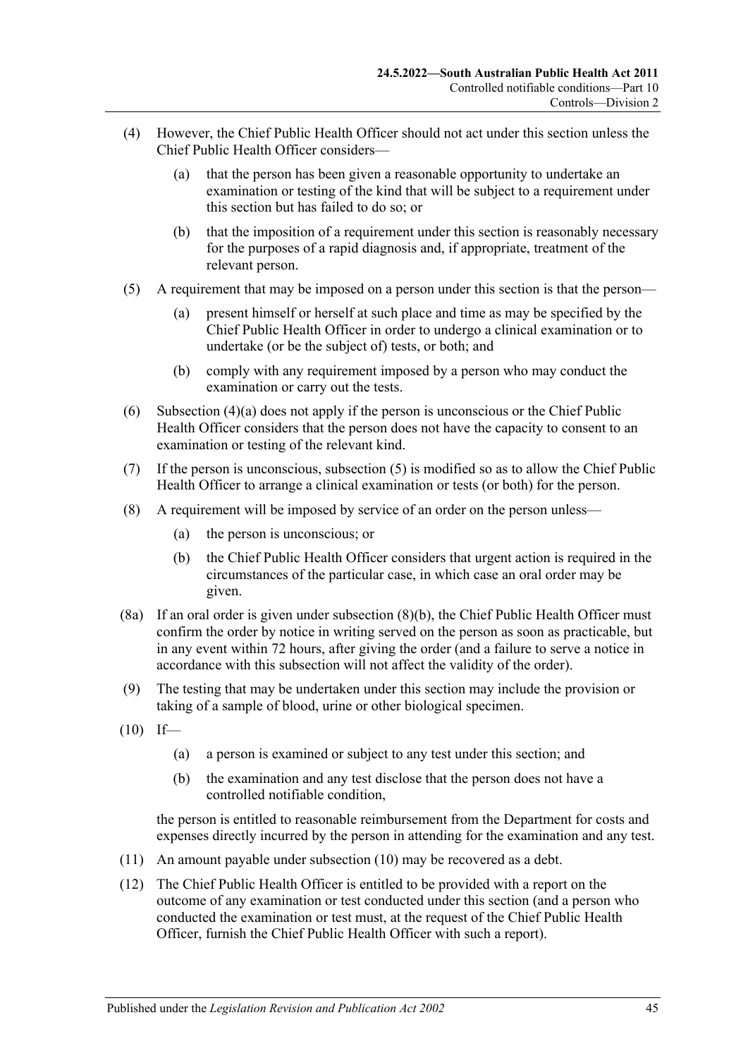(4) However, the Chief Public Health Officer should not act under this section unless the Chief Public Health Officer considers—

(a) that the person has been given a reasonable opportunity to undertake an examination or testing of the kind that will be subject to a requirement under this section but has failed to do so; or

(b) that the imposition of a requirement under this section is reasonably necessary for the purposes of a rapid diagnosis and, if appropriate, treatment of the relevant person.

(5) A requirement that may be imposed on a person under this section is that the person—

(a) present himself or herself at such place and time as may be specified by the Chief Public Health Officer in order to undergo a clinical examination or to undertake (or be the subject of) tests, or both; and

(b) comply with any requirement imposed by a person who may conduct the examination or carry out the tests.

(6) Subsection (4)(a) does not apply if the person is unconscious or the Chief Public Health Officer considers that the person does not have the capacity to consent to an examination or testing of the relevant kind.

(7) If the person is unconscious, subsection (5) is modified so as to allow the Chief Public Health Officer to arrange a clinical examination or tests (or both) for the person.

(8) A requirement will be imposed by service of an order on the person unless—

(a) the person is unconscious; or

(b) the Chief Public Health Officer considers that urgent action is required in the circumstances of the particular case, in which case an oral order may be given.

(8a) If an oral order is given under subsection (8)(b), the Chief Public Health Officer must confirm the order by notice in writing served on the person as soon as practicable, but in any event within 72 hours, after giving the order (and a failure to serve a notice in accordance with this subsection will not affect the validity of the order).

(9) The testing that may be undertaken under this section may include the provision or taking of a sample of blood, urine or other biological specimen.

(10) If—

(a) a person is examined or subject to any test under this section; and

(b) the examination and any test disclose that the person does not have a controlled notifiable condition,

the person is entitled to reasonable reimbursement from the Department for costs and expenses directly incurred by the person in attending for the examination and any test.

(11) An amount payable under subsection (10) may be recovered as a debt.

(12) The Chief Public Health Officer is entitled to be provided with a report on the outcome of any examination or test conducted under this section (and a person who conducted the examination or test must, at the request of the Chief Public Health Officer, furnish the Chief Public Health Officer with such a report).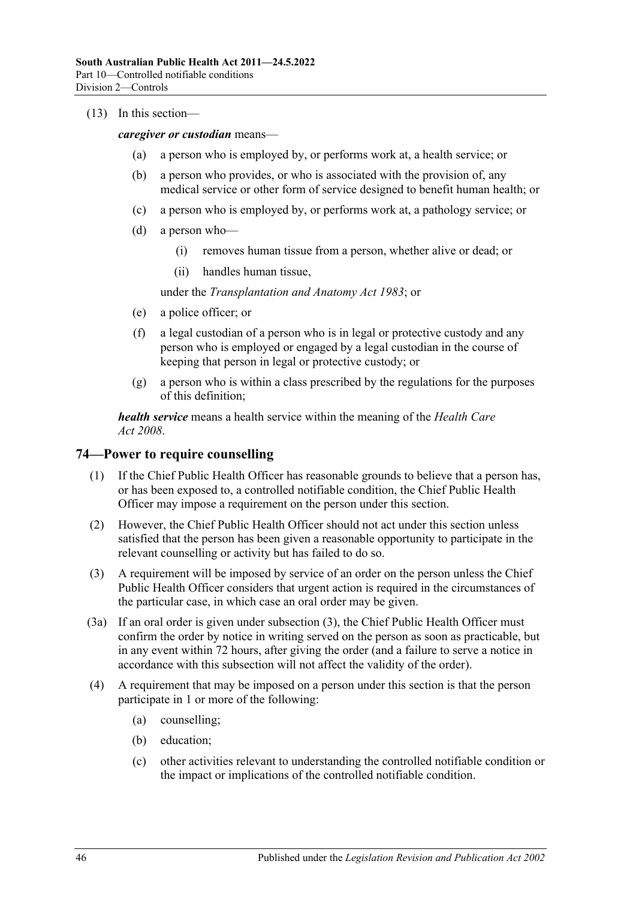(13) In this section—

***caregiver or custodian*** means—

(a) a person who is employed by, or performs work at, a health service; or

(b) a person who provides, or who is associated with the provision of, any medical service or other form of service designed to benefit human health; or

(c) a person who is employed by, or performs work at, a pathology service; or

(d) a person who—

(i) removes human tissue from a person, whether alive or dead; or

(ii) handles human tissue,

under the *Transplantation and Anatomy Act 1983*; or

(e) a police officer; or

(f) a legal custodian of a person who is in legal or protective custody and any person who is employed or engaged by a legal custodian in the course of keeping that person in legal or protective custody; or

(g) a person who is within a class prescribed by the regulations for the purposes of this definition;

***health service*** means a health service within the meaning of the *Health Care Act 2008*.

## 74—Power to require counselling

(1) If the Chief Public Health Officer has reasonable grounds to believe that a person has, or has been exposed to, a controlled notifiable condition, the Chief Public Health Officer may impose a requirement on the person under this section.

(2) However, the Chief Public Health Officer should not act under this section unless satisfied that the person has been given a reasonable opportunity to participate in the relevant counselling or activity but has failed to do so.

(3) A requirement will be imposed by service of an order on the person unless the Chief Public Health Officer considers that urgent action is required in the circumstances of the particular case, in which case an oral order may be given.

(3a) If an oral order is given under subsection (3), the Chief Public Health Officer must confirm the order by notice in writing served on the person as soon as practicable, but in any event within 72 hours, after giving the order (and a failure to serve a notice in accordance with this subsection will not affect the validity of the order).

(4) A requirement that may be imposed on a person under this section is that the person participate in 1 or more of the following:

(a) counselling;

(b) education;

(c) other activities relevant to understanding the controlled notifiable condition or the impact or implications of the controlled notifiable condition.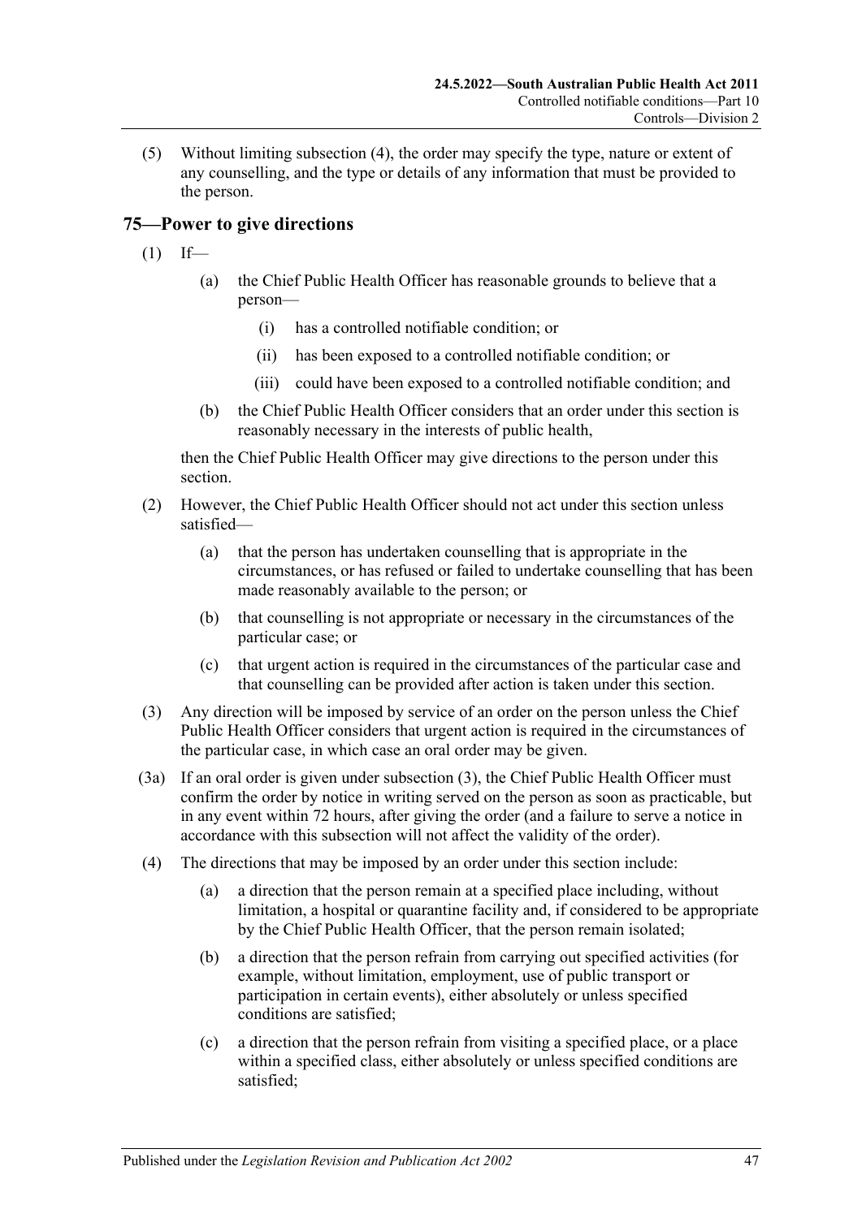(5) Without limiting subsection (4), the order may specify the type, nature or extent of any counselling, and the type or details of any information that must be provided to the person.

## 75—Power to give directions

(1) If—

(a) the Chief Public Health Officer has reasonable grounds to believe that a person—

(i) has a controlled notifiable condition; or

(ii) has been exposed to a controlled notifiable condition; or

(iii) could have been exposed to a controlled notifiable condition; and

(b) the Chief Public Health Officer considers that an order under this section is reasonably necessary in the interests of public health,

then the Chief Public Health Officer may give directions to the person under this section.

(2) However, the Chief Public Health Officer should not act under this section unless satisfied—

(a) that the person has undertaken counselling that is appropriate in the circumstances, or has refused or failed to undertake counselling that has been made reasonably available to the person; or

(b) that counselling is not appropriate or necessary in the circumstances of the particular case; or

(c) that urgent action is required in the circumstances of the particular case and that counselling can be provided after action is taken under this section.

(3) Any direction will be imposed by service of an order on the person unless the Chief Public Health Officer considers that urgent action is required in the circumstances of the particular case, in which case an oral order may be given.

(3a) If an oral order is given under subsection (3), the Chief Public Health Officer must confirm the order by notice in writing served on the person as soon as practicable, but in any event within 72 hours, after giving the order (and a failure to serve a notice in accordance with this subsection will not affect the validity of the order).

(4) The directions that may be imposed by an order under this section include:

(a) a direction that the person remain at a specified place including, without limitation, a hospital or quarantine facility and, if considered to be appropriate by the Chief Public Health Officer, that the person remain isolated;

(b) a direction that the person refrain from carrying out specified activities (for example, without limitation, employment, use of public transport or participation in certain events), either absolutely or unless specified conditions are satisfied;

(c) a direction that the person refrain from visiting a specified place, or a place within a specified class, either absolutely or unless specified conditions are satisfied;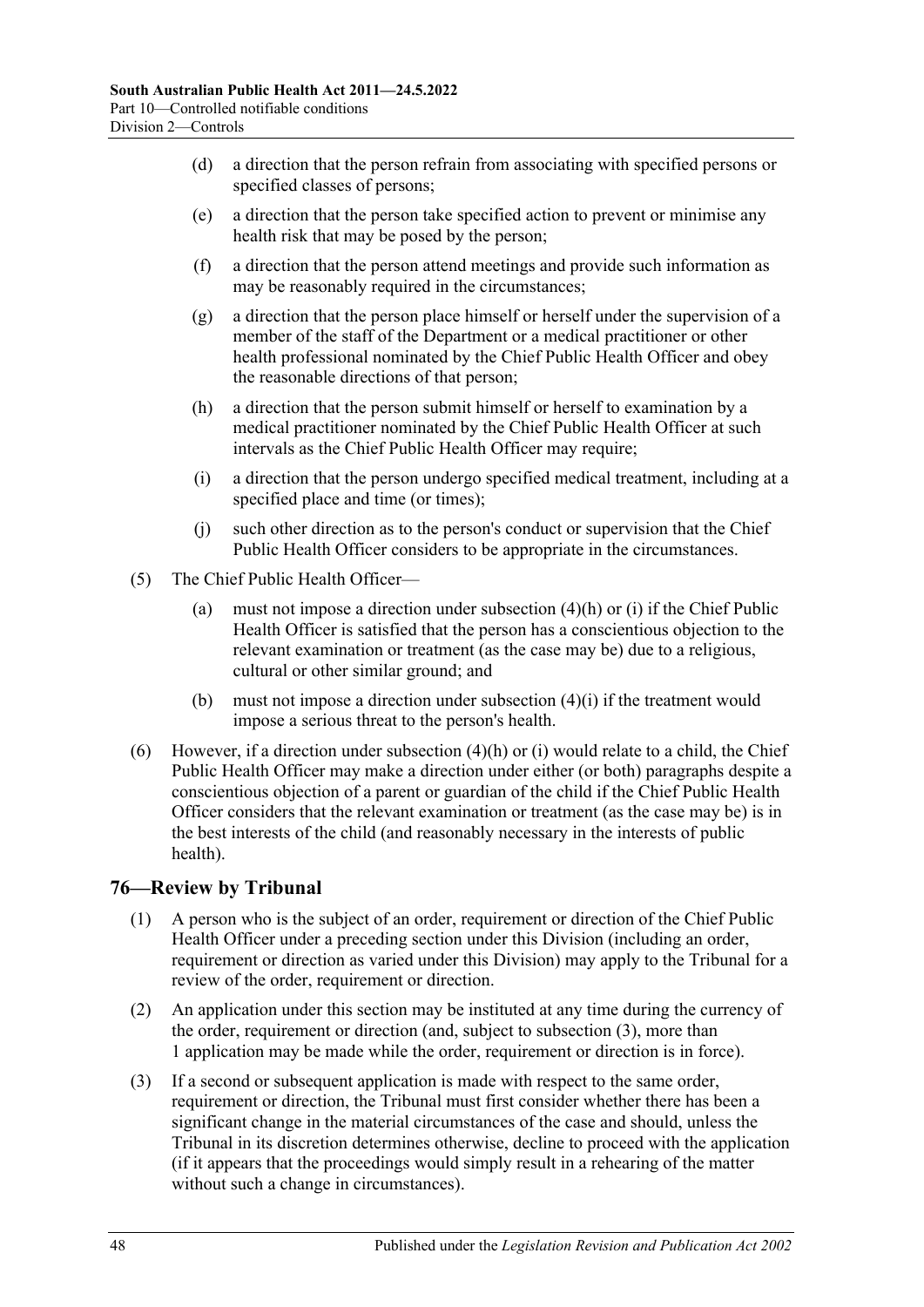(d) a direction that the person refrain from associating with specified persons or specified classes of persons;

(e) a direction that the person take specified action to prevent or minimise any health risk that may be posed by the person;

(f) a direction that the person attend meetings and provide such information as may be reasonably required in the circumstances;

(g) a direction that the person place himself or herself under the supervision of a member of the staff of the Department or a medical practitioner or other health professional nominated by the Chief Public Health Officer and obey the reasonable directions of that person;

(h) a direction that the person submit himself or herself to examination by a medical practitioner nominated by the Chief Public Health Officer at such intervals as the Chief Public Health Officer may require;

(i) a direction that the person undergo specified medical treatment, including at a specified place and time (or times);

(j) such other direction as to the person's conduct or supervision that the Chief Public Health Officer considers to be appropriate in the circumstances.

(5) The Chief Public Health Officer—

(a) must not impose a direction under subsection (4)(h) or (i) if the Chief Public Health Officer is satisfied that the person has a conscientious objection to the relevant examination or treatment (as the case may be) due to a religious, cultural or other similar ground; and

(b) must not impose a direction under subsection (4)(i) if the treatment would impose a serious threat to the person's health.

(6) However, if a direction under subsection (4)(h) or (i) would relate to a child, the Chief Public Health Officer may make a direction under either (or both) paragraphs despite a conscientious objection of a parent or guardian of the child if the Chief Public Health Officer considers that the relevant examination or treatment (as the case may be) is in the best interests of the child (and reasonably necessary in the interests of public health).

## 76—Review by Tribunal

(1) A person who is the subject of an order, requirement or direction of the Chief Public Health Officer under a preceding section under this Division (including an order, requirement or direction as varied under this Division) may apply to the Tribunal for a review of the order, requirement or direction.

(2) An application under this section may be instituted at any time during the currency of the order, requirement or direction (and, subject to subsection (3), more than 1 application may be made while the order, requirement or direction is in force).

(3) If a second or subsequent application is made with respect to the same order, requirement or direction, the Tribunal must first consider whether there has been a significant change in the material circumstances of the case and should, unless the Tribunal in its discretion determines otherwise, decline to proceed with the application (if it appears that the proceedings would simply result in a rehearing of the matter without such a change in circumstances).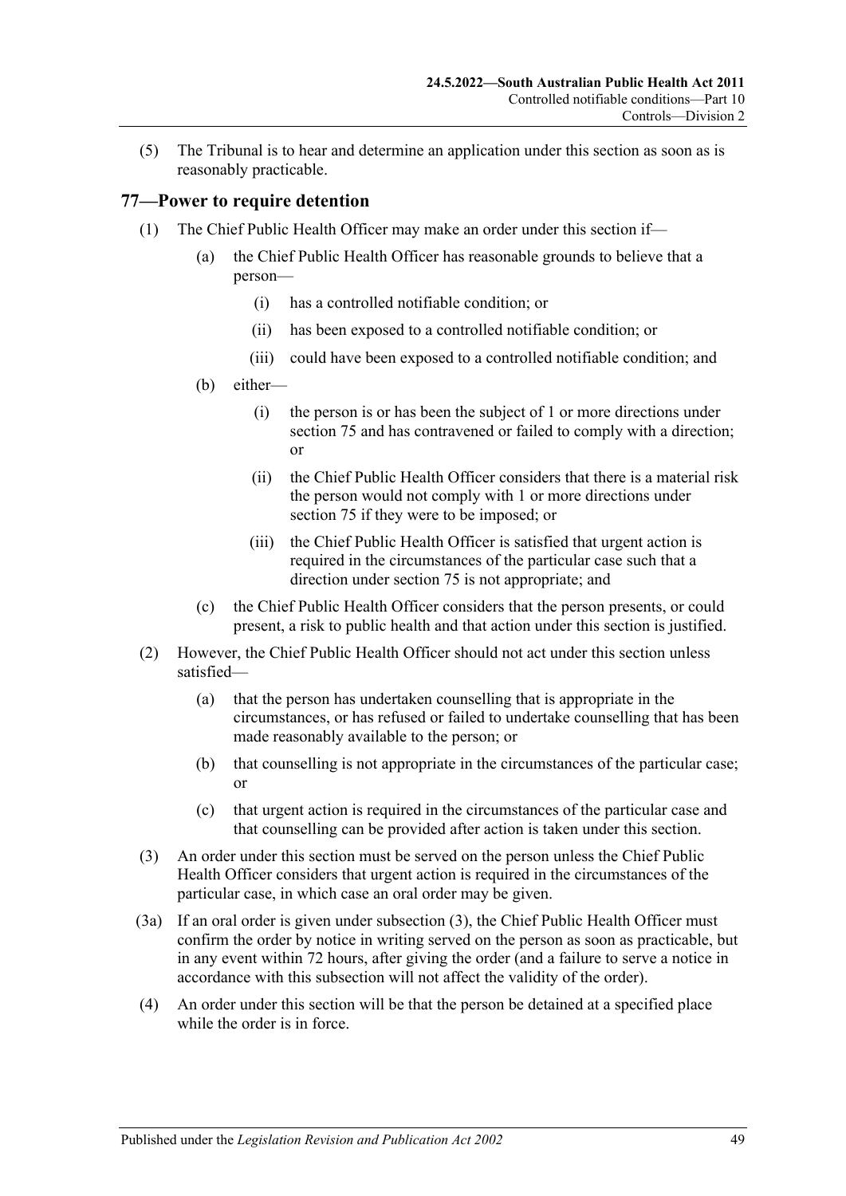(5) The Tribunal is to hear and determine an application under this section as soon as is reasonably practicable.

## 77—Power to require detention

(1) The Chief Public Health Officer may make an order under this section if—

- (a) the Chief Public Health Officer has reasonable grounds to believe that a person—
  - (i) has a controlled notifiable condition; or
  - (ii) has been exposed to a controlled notifiable condition; or
  - (iii) could have been exposed to a controlled notifiable condition; and
- (b) either—
  - (i) the person is or has been the subject of 1 or more directions under section 75 and has contravened or failed to comply with a direction; or
  - (ii) the Chief Public Health Officer considers that there is a material risk the person would not comply with 1 or more directions under section 75 if they were to be imposed; or
  - (iii) the Chief Public Health Officer is satisfied that urgent action is required in the circumstances of the particular case such that a direction under section 75 is not appropriate; and
- (c) the Chief Public Health Officer considers that the person presents, or could present, a risk to public health and that action under this section is justified.

(2) However, the Chief Public Health Officer should not act under this section unless satisfied—

- (a) that the person has undertaken counselling that is appropriate in the circumstances, or has refused or failed to undertake counselling that has been made reasonably available to the person; or
- (b) that counselling is not appropriate in the circumstances of the particular case; or
- (c) that urgent action is required in the circumstances of the particular case and that counselling can be provided after action is taken under this section.

(3) An order under this section must be served on the person unless the Chief Public Health Officer considers that urgent action is required in the circumstances of the particular case, in which case an oral order may be given.

(3a) If an oral order is given under subsection (3), the Chief Public Health Officer must confirm the order by notice in writing served on the person as soon as practicable, but in any event within 72 hours, after giving the order (and a failure to serve a notice in accordance with this subsection will not affect the validity of the order).

(4) An order under this section will be that the person be detained at a specified place while the order is in force.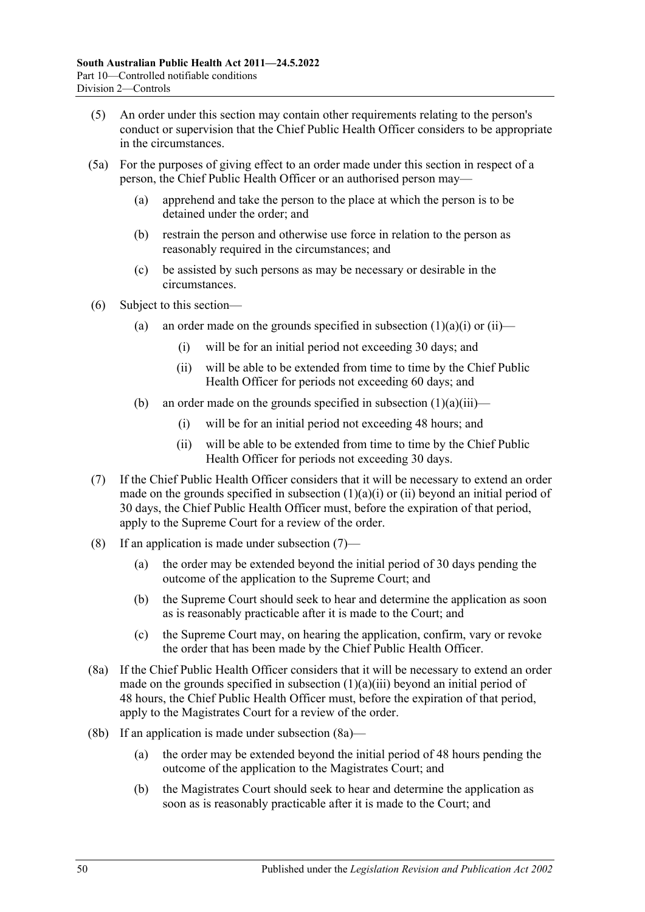(5) An order under this section may contain other requirements relating to the person's conduct or supervision that the Chief Public Health Officer considers to be appropriate in the circumstances.

(5a) For the purposes of giving effect to an order made under this section in respect of a person, the Chief Public Health Officer or an authorised person may—

(a) apprehend and take the person to the place at which the person is to be detained under the order; and

(b) restrain the person and otherwise use force in relation to the person as reasonably required in the circumstances; and

(c) be assisted by such persons as may be necessary or desirable in the circumstances.

(6) Subject to this section—

(a) an order made on the grounds specified in subsection (1)(a)(i) or (ii)—

(i) will be for an initial period not exceeding 30 days; and

(ii) will be able to be extended from time to time by the Chief Public Health Officer for periods not exceeding 60 days; and

(b) an order made on the grounds specified in subsection (1)(a)(iii)—

(i) will be for an initial period not exceeding 48 hours; and

(ii) will be able to be extended from time to time by the Chief Public Health Officer for periods not exceeding 30 days.

(7) If the Chief Public Health Officer considers that it will be necessary to extend an order made on the grounds specified in subsection (1)(a)(i) or (ii) beyond an initial period of 30 days, the Chief Public Health Officer must, before the expiration of that period, apply to the Supreme Court for a review of the order.

(8) If an application is made under subsection (7)—

(a) the order may be extended beyond the initial period of 30 days pending the outcome of the application to the Supreme Court; and

(b) the Supreme Court should seek to hear and determine the application as soon as is reasonably practicable after it is made to the Court; and

(c) the Supreme Court may, on hearing the application, confirm, vary or revoke the order that has been made by the Chief Public Health Officer.

(8a) If the Chief Public Health Officer considers that it will be necessary to extend an order made on the grounds specified in subsection (1)(a)(iii) beyond an initial period of 48 hours, the Chief Public Health Officer must, before the expiration of that period, apply to the Magistrates Court for a review of the order.

(8b) If an application is made under subsection (8a)—

(a) the order may be extended beyond the initial period of 48 hours pending the outcome of the application to the Magistrates Court; and

(b) the Magistrates Court should seek to hear and determine the application as soon as is reasonably practicable after it is made to the Court; and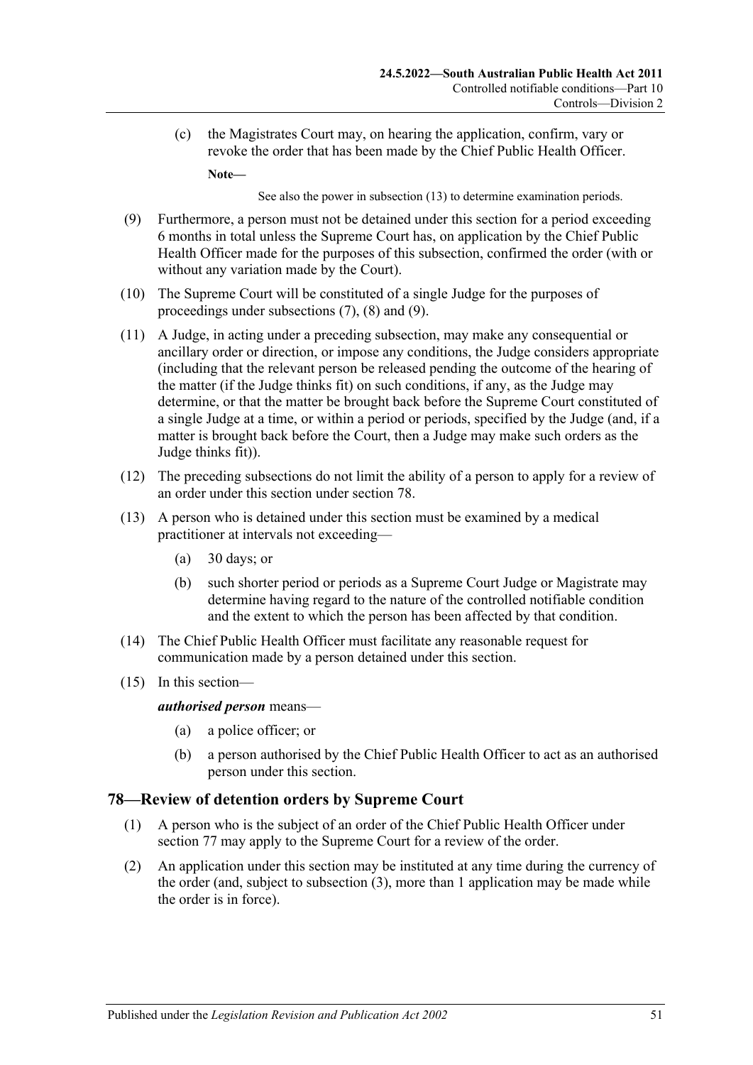(c) the Magistrates Court may, on hearing the application, confirm, vary or revoke the order that has been made by the Chief Public Health Officer.

**Note—**

See also the power in subsection (13) to determine examination periods.

(9) Furthermore, a person must not be detained under this section for a period exceeding 6 months in total unless the Supreme Court has, on application by the Chief Public Health Officer made for the purposes of this subsection, confirmed the order (with or without any variation made by the Court).

(10) The Supreme Court will be constituted of a single Judge for the purposes of proceedings under subsections (7), (8) and (9).

(11) A Judge, in acting under a preceding subsection, may make any consequential or ancillary order or direction, or impose any conditions, the Judge considers appropriate (including that the relevant person be released pending the outcome of the hearing of the matter (if the Judge thinks fit) on such conditions, if any, as the Judge may determine, or that the matter be brought back before the Supreme Court constituted of a single Judge at a time, or within a period or periods, specified by the Judge (and, if a matter is brought back before the Court, then a Judge may make such orders as the Judge thinks fit)).

(12) The preceding subsections do not limit the ability of a person to apply for a review of an order under this section under section 78.

(13) A person who is detained under this section must be examined by a medical practitioner at intervals not exceeding—

(a) 30 days; or

(b) such shorter period or periods as a Supreme Court Judge or Magistrate may determine having regard to the nature of the controlled notifiable condition and the extent to which the person has been affected by that condition.

(14) The Chief Public Health Officer must facilitate any reasonable request for communication made by a person detained under this section.

(15) In this section—

***authorised person*** means—

(a) a police officer; or

(b) a person authorised by the Chief Public Health Officer to act as an authorised person under this section.

## 78—Review of detention orders by Supreme Court

(1) A person who is the subject of an order of the Chief Public Health Officer under section 77 may apply to the Supreme Court for a review of the order.

(2) An application under this section may be instituted at any time during the currency of the order (and, subject to subsection (3), more than 1 application may be made while the order is in force).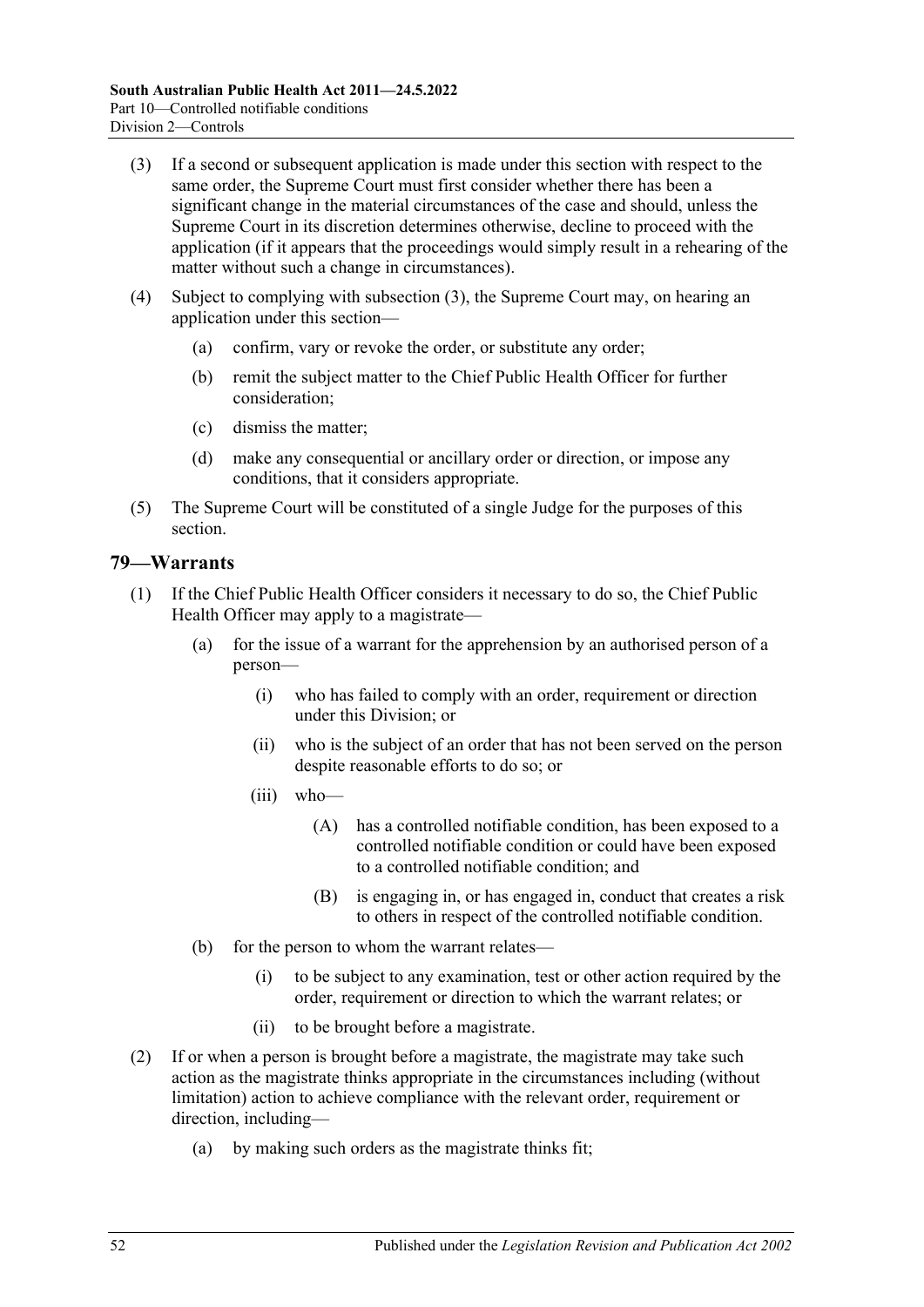(3) If a second or subsequent application is made under this section with respect to the same order, the Supreme Court must first consider whether there has been a significant change in the material circumstances of the case and should, unless the Supreme Court in its discretion determines otherwise, decline to proceed with the application (if it appears that the proceedings would simply result in a rehearing of the matter without such a change in circumstances).

(4) Subject to complying with subsection (3), the Supreme Court may, on hearing an application under this section—

(a) confirm, vary or revoke the order, or substitute any order;

(b) remit the subject matter to the Chief Public Health Officer for further consideration;

(c) dismiss the matter;

(d) make any consequential or ancillary order or direction, or impose any conditions, that it considers appropriate.

(5) The Supreme Court will be constituted of a single Judge for the purposes of this section.

## 79—Warrants

(1) If the Chief Public Health Officer considers it necessary to do so, the Chief Public Health Officer may apply to a magistrate—

(a) for the issue of a warrant for the apprehension by an authorised person of a person—

(i) who has failed to comply with an order, requirement or direction under this Division; or

(ii) who is the subject of an order that has not been served on the person despite reasonable efforts to do so; or

(iii) who—

(A) has a controlled notifiable condition, has been exposed to a controlled notifiable condition or could have been exposed to a controlled notifiable condition; and

(B) is engaging in, or has engaged in, conduct that creates a risk to others in respect of the controlled notifiable condition.

(b) for the person to whom the warrant relates—

(i) to be subject to any examination, test or other action required by the order, requirement or direction to which the warrant relates; or

(ii) to be brought before a magistrate.

(2) If or when a person is brought before a magistrate, the magistrate may take such action as the magistrate thinks appropriate in the circumstances including (without limitation) action to achieve compliance with the relevant order, requirement or direction, including—

(a) by making such orders as the magistrate thinks fit;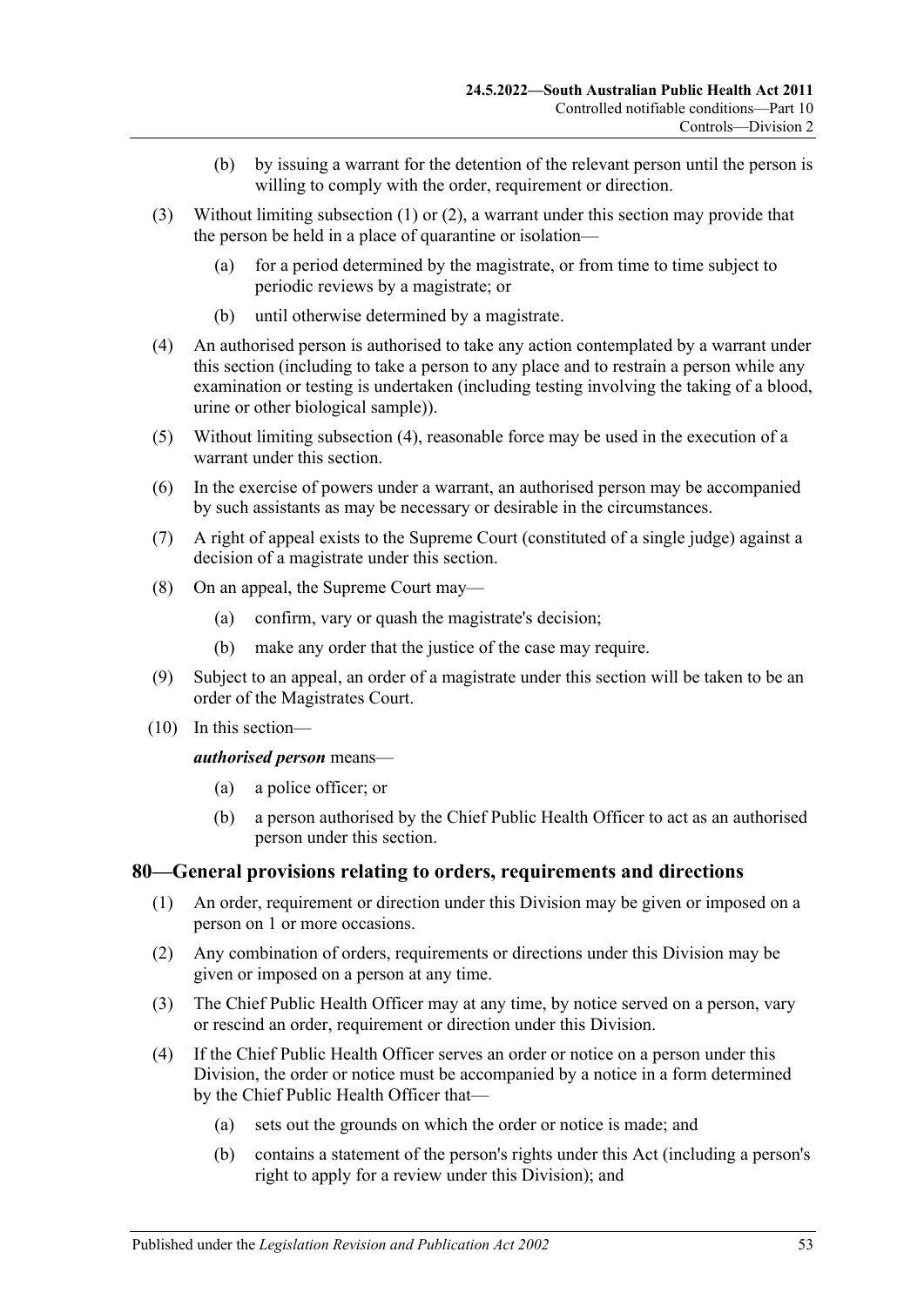(b) by issuing a warrant for the detention of the relevant person until the person is willing to comply with the order, requirement or direction.

(3) Without limiting subsection (1) or (2), a warrant under this section may provide that the person be held in a place of quarantine or isolation—

(a) for a period determined by the magistrate, or from time to time subject to periodic reviews by a magistrate; or

(b) until otherwise determined by a magistrate.

(4) An authorised person is authorised to take any action contemplated by a warrant under this section (including to take a person to any place and to restrain a person while any examination or testing is undertaken (including testing involving the taking of a blood, urine or other biological sample)).

(5) Without limiting subsection (4), reasonable force may be used in the execution of a warrant under this section.

(6) In the exercise of powers under a warrant, an authorised person may be accompanied by such assistants as may be necessary or desirable in the circumstances.

(7) A right of appeal exists to the Supreme Court (constituted of a single judge) against a decision of a magistrate under this section.

(8) On an appeal, the Supreme Court may—

(a) confirm, vary or quash the magistrate's decision;

(b) make any order that the justice of the case may require.

(9) Subject to an appeal, an order of a magistrate under this section will be taken to be an order of the Magistrates Court.

(10) In this section—

***authorised person*** means—

(a) a police officer; or

(b) a person authorised by the Chief Public Health Officer to act as an authorised person under this section.

## 80—General provisions relating to orders, requirements and directions

(1) An order, requirement or direction under this Division may be given or imposed on a person on 1 or more occasions.

(2) Any combination of orders, requirements or directions under this Division may be given or imposed on a person at any time.

(3) The Chief Public Health Officer may at any time, by notice served on a person, vary or rescind an order, requirement or direction under this Division.

(4) If the Chief Public Health Officer serves an order or notice on a person under this Division, the order or notice must be accompanied by a notice in a form determined by the Chief Public Health Officer that—

(a) sets out the grounds on which the order or notice is made; and

(b) contains a statement of the person's rights under this Act (including a person's right to apply for a review under this Division); and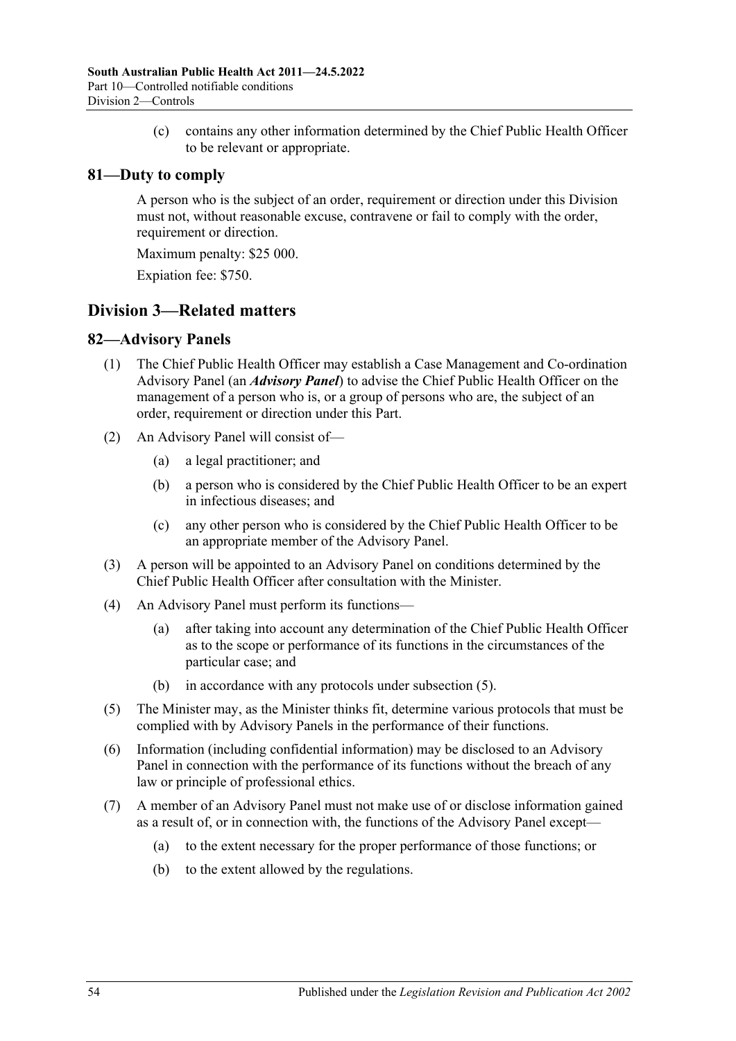(c) contains any other information determined by the Chief Public Health Officer to be relevant or appropriate.

## 81—Duty to comply

A person who is the subject of an order, requirement or direction under this Division must not, without reasonable excuse, contravene or fail to comply with the order, requirement or direction.

Maximum penalty: $25 000.

Expiation fee: $750.

# Division 3—Related matters

## 82—Advisory Panels

(1) The Chief Public Health Officer may establish a Case Management and Co-ordination Advisory Panel (an ***Advisory Panel***) to advise the Chief Public Health Officer on the management of a person who is, or a group of persons who are, the subject of an order, requirement or direction under this Part.

(2) An Advisory Panel will consist of—

- (a) a legal practitioner; and
- (b) a person who is considered by the Chief Public Health Officer to be an expert in infectious diseases; and
- (c) any other person who is considered by the Chief Public Health Officer to be an appropriate member of the Advisory Panel.

(3) A person will be appointed to an Advisory Panel on conditions determined by the Chief Public Health Officer after consultation with the Minister.

(4) An Advisory Panel must perform its functions—

- (a) after taking into account any determination of the Chief Public Health Officer as to the scope or performance of its functions in the circumstances of the particular case; and
- (b) in accordance with any protocols under subsection (5).

(5) The Minister may, as the Minister thinks fit, determine various protocols that must be complied with by Advisory Panels in the performance of their functions.

(6) Information (including confidential information) may be disclosed to an Advisory Panel in connection with the performance of its functions without the breach of any law or principle of professional ethics.

(7) A member of an Advisory Panel must not make use of or disclose information gained as a result of, or in connection with, the functions of the Advisory Panel except—

- (a) to the extent necessary for the proper performance of those functions; or
- (b) to the extent allowed by the regulations.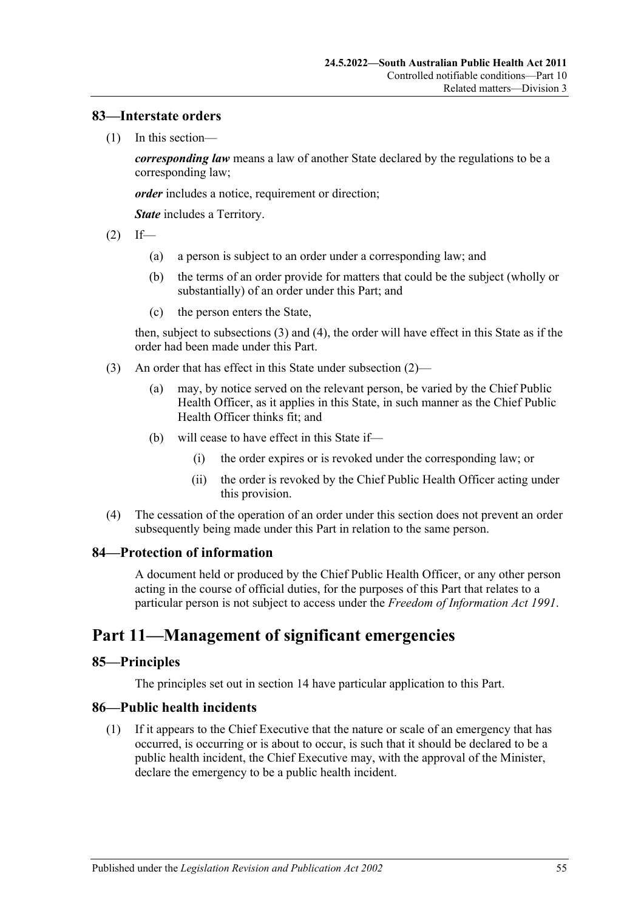## 83—Interstate orders

(1) In this section—

***corresponding law*** means a law of another State declared by the regulations to be a corresponding law;

***order*** includes a notice, requirement or direction;

***State*** includes a Territory.

(2) If—

(a) a person is subject to an order under a corresponding law; and

(b) the terms of an order provide for matters that could be the subject (wholly or substantially) of an order under this Part; and

(c) the person enters the State,

then, subject to subsections (3) and (4), the order will have effect in this State as if the order had been made under this Part.

(3) An order that has effect in this State under subsection (2)—

(a) may, by notice served on the relevant person, be varied by the Chief Public Health Officer, as it applies in this State, in such manner as the Chief Public Health Officer thinks fit; and

(b) will cease to have effect in this State if—

(i) the order expires or is revoked under the corresponding law; or

(ii) the order is revoked by the Chief Public Health Officer acting under this provision.

(4) The cessation of the operation of an order under this section does not prevent an order subsequently being made under this Part in relation to the same person.

## 84—Protection of information

A document held or produced by the Chief Public Health Officer, or any other person acting in the course of official duties, for the purposes of this Part that relates to a particular person is not subject to access under the *Freedom of Information Act 1991*.

# Part 11—Management of significant emergencies

## 85—Principles

The principles set out in section 14 have particular application to this Part.

## 86—Public health incidents

(1) If it appears to the Chief Executive that the nature or scale of an emergency that has occurred, is occurring or is about to occur, is such that it should be declared to be a public health incident, the Chief Executive may, with the approval of the Minister, declare the emergency to be a public health incident.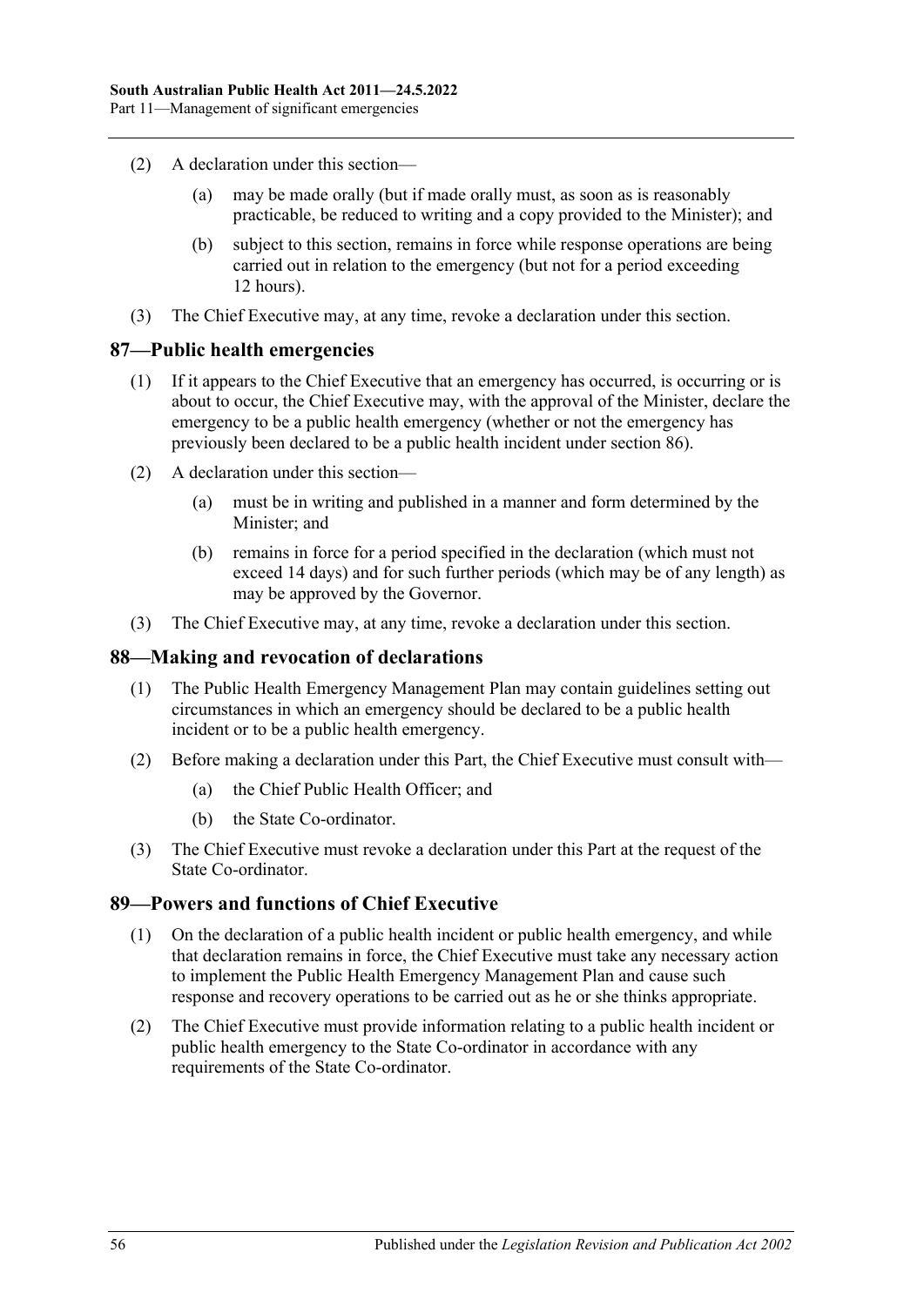(2) A declaration under this section—

(a) may be made orally (but if made orally must, as soon as is reasonably practicable, be reduced to writing and a copy provided to the Minister); and

(b) subject to this section, remains in force while response operations are being carried out in relation to the emergency (but not for a period exceeding 12 hours).

(3) The Chief Executive may, at any time, revoke a declaration under this section.

## 87—Public health emergencies

(1) If it appears to the Chief Executive that an emergency has occurred, is occurring or is about to occur, the Chief Executive may, with the approval of the Minister, declare the emergency to be a public health emergency (whether or not the emergency has previously been declared to be a public health incident under section 86).

(2) A declaration under this section—

(a) must be in writing and published in a manner and form determined by the Minister; and

(b) remains in force for a period specified in the declaration (which must not exceed 14 days) and for such further periods (which may be of any length) as may be approved by the Governor.

(3) The Chief Executive may, at any time, revoke a declaration under this section.

## 88—Making and revocation of declarations

(1) The Public Health Emergency Management Plan may contain guidelines setting out circumstances in which an emergency should be declared to be a public health incident or to be a public health emergency.

(2) Before making a declaration under this Part, the Chief Executive must consult with—

(a) the Chief Public Health Officer; and

(b) the State Co-ordinator.

(3) The Chief Executive must revoke a declaration under this Part at the request of the State Co-ordinator.

## 89—Powers and functions of Chief Executive

(1) On the declaration of a public health incident or public health emergency, and while that declaration remains in force, the Chief Executive must take any necessary action to implement the Public Health Emergency Management Plan and cause such response and recovery operations to be carried out as he or she thinks appropriate.

(2) The Chief Executive must provide information relating to a public health incident or public health emergency to the State Co-ordinator in accordance with any requirements of the State Co-ordinator.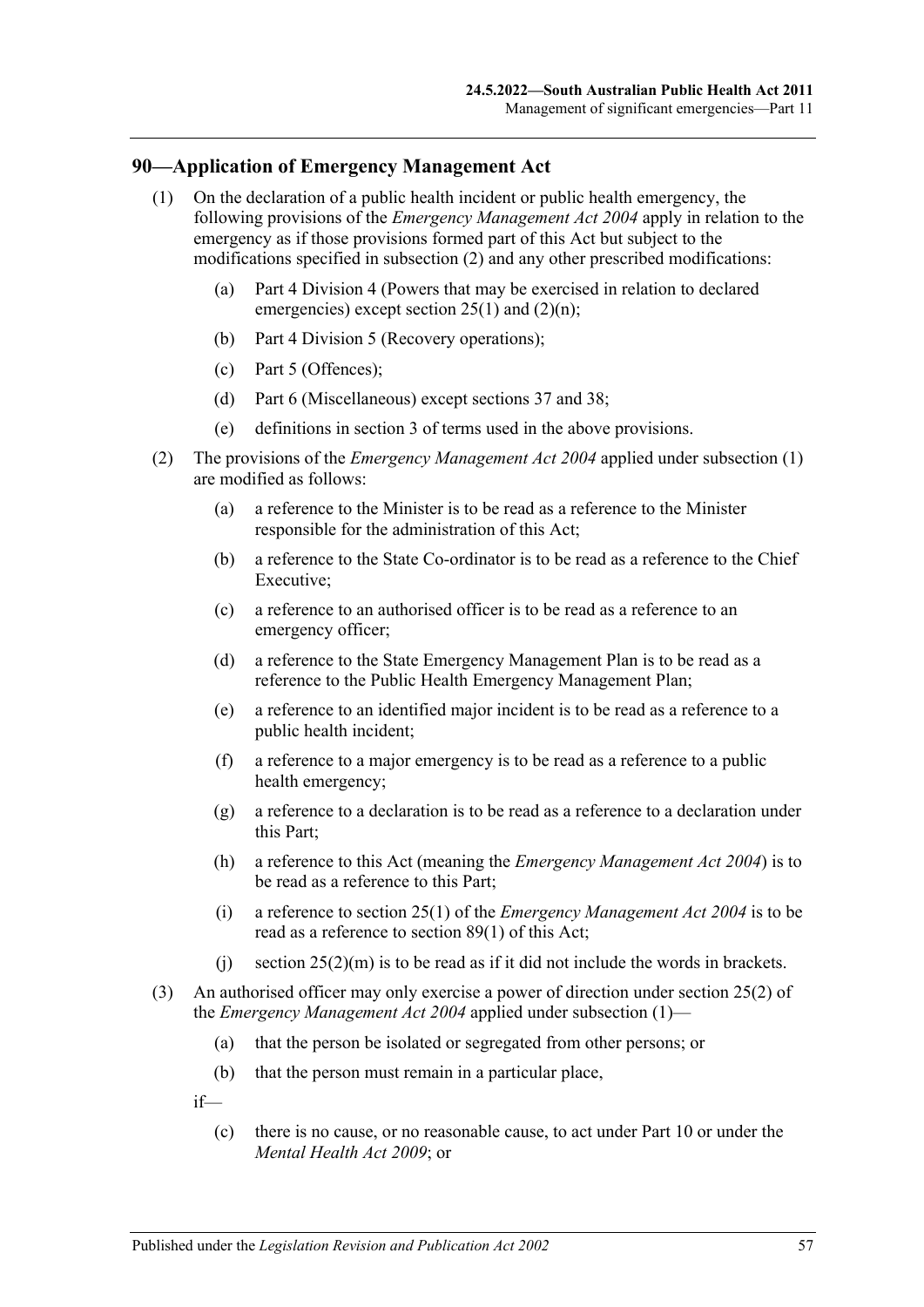## 90—Application of Emergency Management Act

(1) On the declaration of a public health incident or public health emergency, the following provisions of the *Emergency Management Act 2004* apply in relation to the emergency as if those provisions formed part of this Act but subject to the modifications specified in subsection (2) and any other prescribed modifications:

- (a) Part 4 Division 4 (Powers that may be exercised in relation to declared emergencies) except section 25(1) and (2)(n);
- (b) Part 4 Division 5 (Recovery operations);
- (c) Part 5 (Offences);
- (d) Part 6 (Miscellaneous) except sections 37 and 38;
- (e) definitions in section 3 of terms used in the above provisions.

(2) The provisions of the *Emergency Management Act 2004* applied under subsection (1) are modified as follows:

- (a) a reference to the Minister is to be read as a reference to the Minister responsible for the administration of this Act;
- (b) a reference to the State Co-ordinator is to be read as a reference to the Chief Executive;
- (c) a reference to an authorised officer is to be read as a reference to an emergency officer;
- (d) a reference to the State Emergency Management Plan is to be read as a reference to the Public Health Emergency Management Plan;
- (e) a reference to an identified major incident is to be read as a reference to a public health incident;
- (f) a reference to a major emergency is to be read as a reference to a public health emergency;
- (g) a reference to a declaration is to be read as a reference to a declaration under this Part;
- (h) a reference to this Act (meaning the *Emergency Management Act 2004*) is to be read as a reference to this Part;
- (i) a reference to section 25(1) of the *Emergency Management Act 2004* is to be read as a reference to section 89(1) of this Act;
- (j) section 25(2)(m) is to be read as if it did not include the words in brackets.

(3) An authorised officer may only exercise a power of direction under section 25(2) of the *Emergency Management Act 2004* applied under subsection (1)—

- (a) that the person be isolated or segregated from other persons; or
- (b) that the person must remain in a particular place,

if—

- (c) there is no cause, or no reasonable cause, to act under Part 10 or under the *Mental Health Act 2009*; or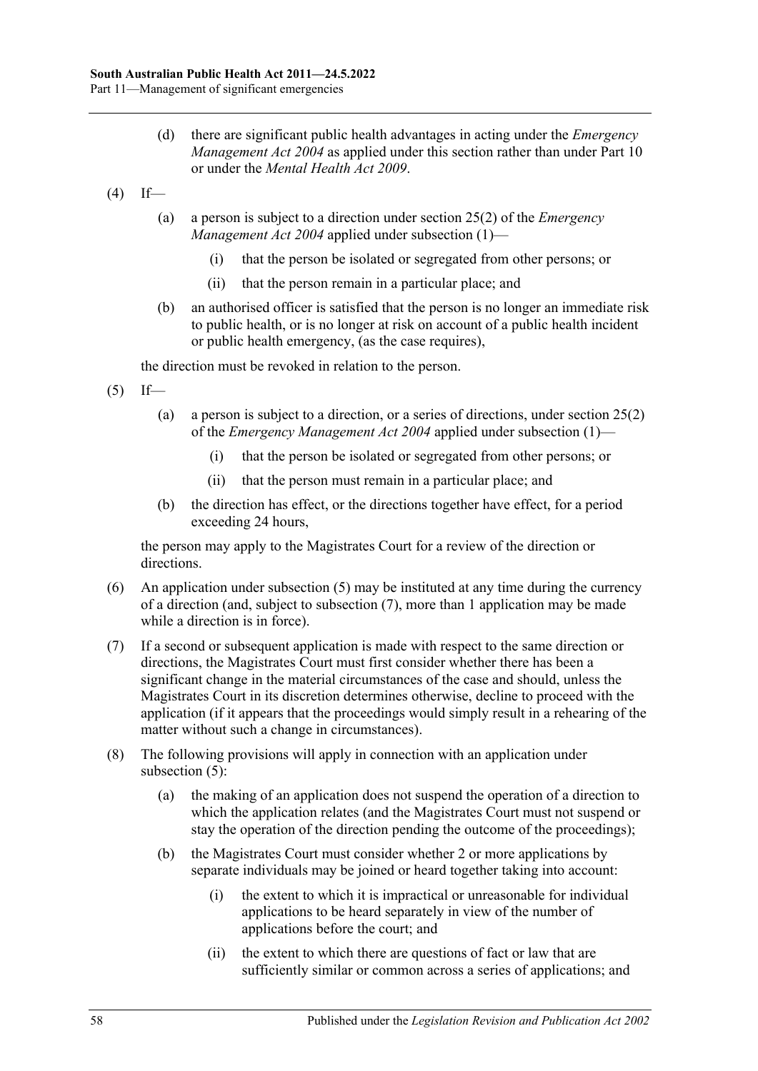(d) there are significant public health advantages in acting under the *Emergency Management Act 2004* as applied under this section rather than under Part 10 or under the *Mental Health Act 2009*.

(4) If—

(a) a person is subject to a direction under section 25(2) of the *Emergency Management Act 2004* applied under subsection (1)—

(i) that the person be isolated or segregated from other persons; or

(ii) that the person remain in a particular place; and

(b) an authorised officer is satisfied that the person is no longer an immediate risk to public health, or is no longer at risk on account of a public health incident or public health emergency, (as the case requires),

the direction must be revoked in relation to the person.

(5) If—

(a) a person is subject to a direction, or a series of directions, under section 25(2) of the *Emergency Management Act 2004* applied under subsection (1)—

(i) that the person be isolated or segregated from other persons; or

(ii) that the person must remain in a particular place; and

(b) the direction has effect, or the directions together have effect, for a period exceeding 24 hours,

the person may apply to the Magistrates Court for a review of the direction or directions.

(6) An application under subsection (5) may be instituted at any time during the currency of a direction (and, subject to subsection (7), more than 1 application may be made while a direction is in force).

(7) If a second or subsequent application is made with respect to the same direction or directions, the Magistrates Court must first consider whether there has been a significant change in the material circumstances of the case and should, unless the Magistrates Court in its discretion determines otherwise, decline to proceed with the application (if it appears that the proceedings would simply result in a rehearing of the matter without such a change in circumstances).

(8) The following provisions will apply in connection with an application under subsection (5):

(a) the making of an application does not suspend the operation of a direction to which the application relates (and the Magistrates Court must not suspend or stay the operation of the direction pending the outcome of the proceedings);

(b) the Magistrates Court must consider whether 2 or more applications by separate individuals may be joined or heard together taking into account:

(i) the extent to which it is impractical or unreasonable for individual applications to be heard separately in view of the number of applications before the court; and

(ii) the extent to which there are questions of fact or law that are sufficiently similar or common across a series of applications; and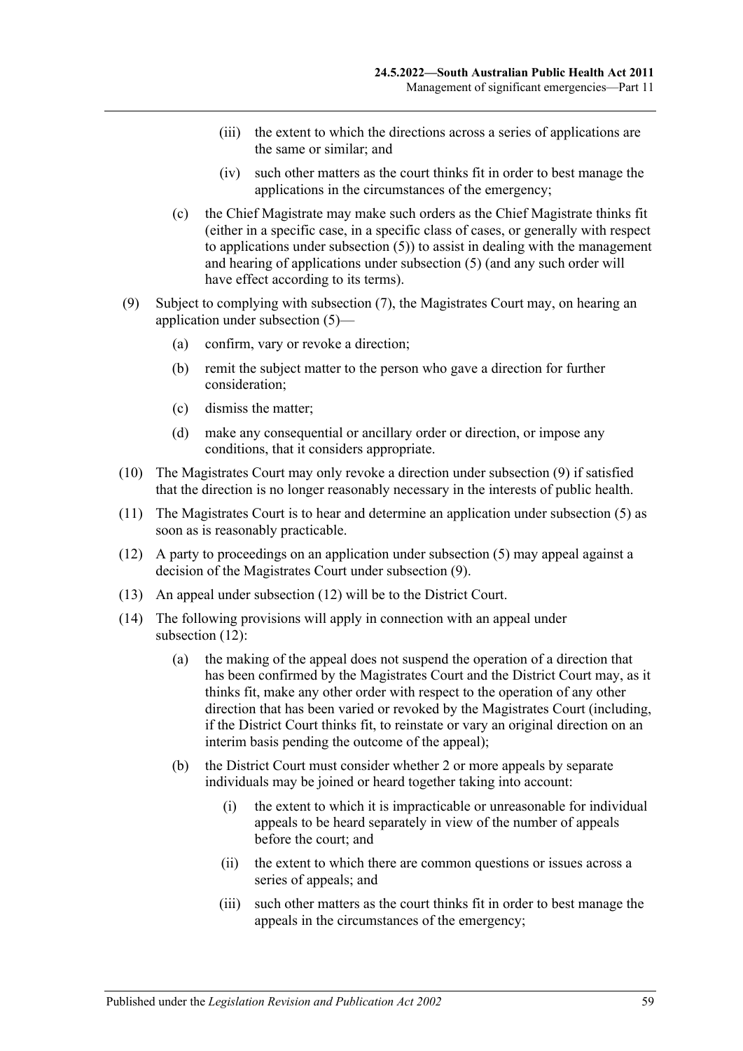(iii) the extent to which the directions across a series of applications are the same or similar; and

(iv) such other matters as the court thinks fit in order to best manage the applications in the circumstances of the emergency;

(c) the Chief Magistrate may make such orders as the Chief Magistrate thinks fit (either in a specific case, in a specific class of cases, or generally with respect to applications under subsection (5)) to assist in dealing with the management and hearing of applications under subsection (5) (and any such order will have effect according to its terms).

(9) Subject to complying with subsection (7), the Magistrates Court may, on hearing an application under subsection (5)—

(a) confirm, vary or revoke a direction;

(b) remit the subject matter to the person who gave a direction for further consideration;

(c) dismiss the matter;

(d) make any consequential or ancillary order or direction, or impose any conditions, that it considers appropriate.

(10) The Magistrates Court may only revoke a direction under subsection (9) if satisfied that the direction is no longer reasonably necessary in the interests of public health.

(11) The Magistrates Court is to hear and determine an application under subsection (5) as soon as is reasonably practicable.

(12) A party to proceedings on an application under subsection (5) may appeal against a decision of the Magistrates Court under subsection (9).

(13) An appeal under subsection (12) will be to the District Court.

(14) The following provisions will apply in connection with an appeal under subsection (12):

(a) the making of the appeal does not suspend the operation of a direction that has been confirmed by the Magistrates Court and the District Court may, as it thinks fit, make any other order with respect to the operation of any other direction that has been varied or revoked by the Magistrates Court (including, if the District Court thinks fit, to reinstate or vary an original direction on an interim basis pending the outcome of the appeal);

(b) the District Court must consider whether 2 or more appeals by separate individuals may be joined or heard together taking into account:

(i) the extent to which it is impracticable or unreasonable for individual appeals to be heard separately in view of the number of appeals before the court; and

(ii) the extent to which there are common questions or issues across a series of appeals; and

(iii) such other matters as the court thinks fit in order to best manage the appeals in the circumstances of the emergency;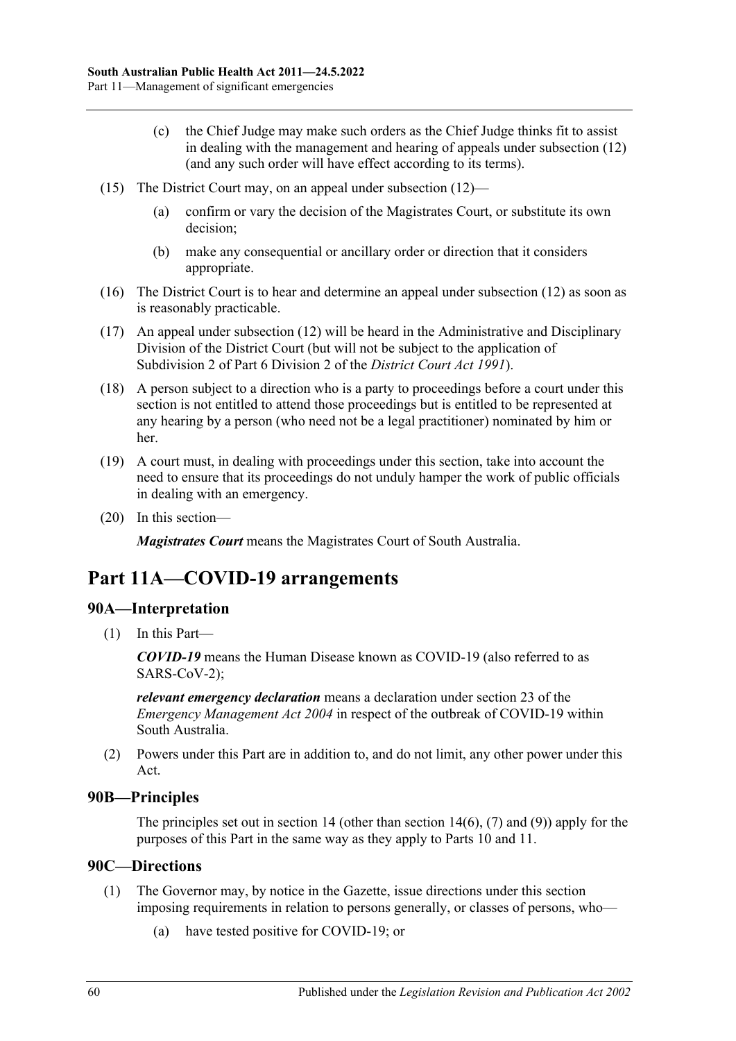(c) the Chief Judge may make such orders as the Chief Judge thinks fit to assist in dealing with the management and hearing of appeals under subsection (12) (and any such order will have effect according to its terms).

(15) The District Court may, on an appeal under subsection (12)—

(a) confirm or vary the decision of the Magistrates Court, or substitute its own decision;

(b) make any consequential or ancillary order or direction that it considers appropriate.

(16) The District Court is to hear and determine an appeal under subsection (12) as soon as is reasonably practicable.

(17) An appeal under subsection (12) will be heard in the Administrative and Disciplinary Division of the District Court (but will not be subject to the application of Subdivision 2 of Part 6 Division 2 of the *District Court Act 1991*).

(18) A person subject to a direction who is a party to proceedings before a court under this section is not entitled to attend those proceedings but is entitled to be represented at any hearing by a person (who need not be a legal practitioner) nominated by him or her.

(19) A court must, in dealing with proceedings under this section, take into account the need to ensure that its proceedings do not unduly hamper the work of public officials in dealing with an emergency.

(20) In this section—

***Magistrates Court*** means the Magistrates Court of South Australia.

# Part 11A—COVID-19 arrangements

## 90A—Interpretation

(1) In this Part—

***COVID-19*** means the Human Disease known as COVID-19 (also referred to as SARS-CoV-2);

***relevant emergency declaration*** means a declaration under section 23 of the *Emergency Management Act 2004* in respect of the outbreak of COVID-19 within South Australia.

(2) Powers under this Part are in addition to, and do not limit, any other power under this Act.

## 90B—Principles

The principles set out in section 14 (other than section 14(6), (7) and (9)) apply for the purposes of this Part in the same way as they apply to Parts 10 and 11.

## 90C—Directions

(1) The Governor may, by notice in the Gazette, issue directions under this section imposing requirements in relation to persons generally, or classes of persons, who—

(a) have tested positive for COVID-19; or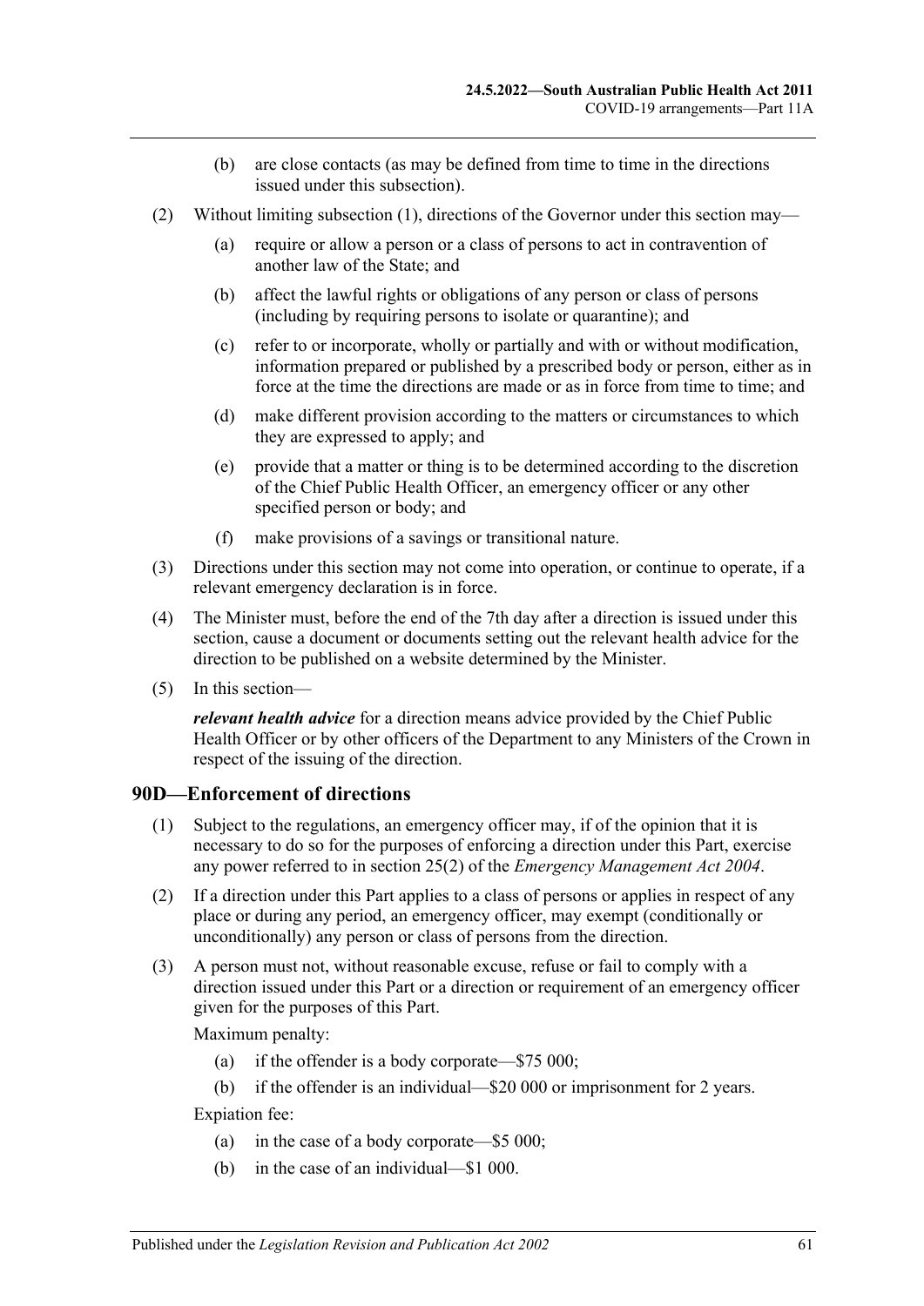(b) are close contacts (as may be defined from time to time in the directions issued under this subsection).

(2) Without limiting subsection (1), directions of the Governor under this section may—

(a) require or allow a person or a class of persons to act in contravention of another law of the State; and

(b) affect the lawful rights or obligations of any person or class of persons (including by requiring persons to isolate or quarantine); and

(c) refer to or incorporate, wholly or partially and with or without modification, information prepared or published by a prescribed body or person, either as in force at the time the directions are made or as in force from time to time; and

(d) make different provision according to the matters or circumstances to which they are expressed to apply; and

(e) provide that a matter or thing is to be determined according to the discretion of the Chief Public Health Officer, an emergency officer or any other specified person or body; and

(f) make provisions of a savings or transitional nature.

(3) Directions under this section may not come into operation, or continue to operate, if a relevant emergency declaration is in force.

(4) The Minister must, before the end of the 7th day after a direction is issued under this section, cause a document or documents setting out the relevant health advice for the direction to be published on a website determined by the Minister.

(5) In this section—

***relevant health advice*** for a direction means advice provided by the Chief Public Health Officer or by other officers of the Department to any Ministers of the Crown in respect of the issuing of the direction.

## 90D—Enforcement of directions

(1) Subject to the regulations, an emergency officer may, if of the opinion that it is necessary to do so for the purposes of enforcing a direction under this Part, exercise any power referred to in section 25(2) of the *Emergency Management Act 2004*.

(2) If a direction under this Part applies to a class of persons or applies in respect of any place or during any period, an emergency officer, may exempt (conditionally or unconditionally) any person or class of persons from the direction.

(3) A person must not, without reasonable excuse, refuse or fail to comply with a direction issued under this Part or a direction or requirement of an emergency officer given for the purposes of this Part.

Maximum penalty:

(a) if the offender is a body corporate—$75 000;

(b) if the offender is an individual—$20 000 or imprisonment for 2 years.

Expiation fee:

(a) in the case of a body corporate—$5 000;

(b) in the case of an individual—$1 000.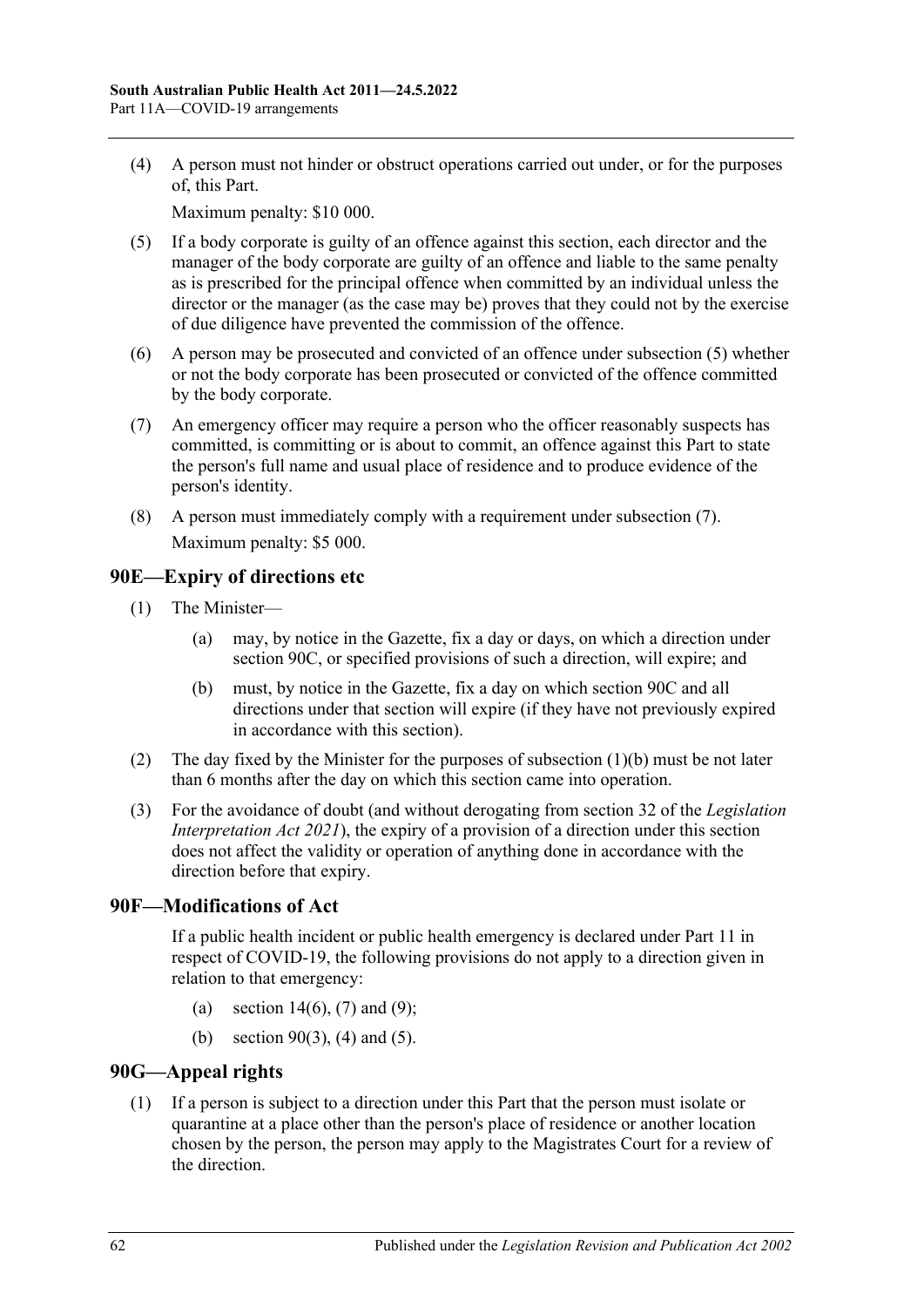(4) A person must not hinder or obstruct operations carried out under, or for the purposes of, this Part.

Maximum penalty: $10 000.

(5) If a body corporate is guilty of an offence against this section, each director and the manager of the body corporate are guilty of an offence and liable to the same penalty as is prescribed for the principal offence when committed by an individual unless the director or the manager (as the case may be) proves that they could not by the exercise of due diligence have prevented the commission of the offence.

(6) A person may be prosecuted and convicted of an offence under subsection (5) whether or not the body corporate has been prosecuted or convicted of the offence committed by the body corporate.

(7) An emergency officer may require a person who the officer reasonably suspects has committed, is committing or is about to commit, an offence against this Part to state the person's full name and usual place of residence and to produce evidence of the person's identity.

(8) A person must immediately comply with a requirement under subsection (7).

Maximum penalty: $5 000.

## 90E—Expiry of directions etc

(1) The Minister—

- (a) may, by notice in the Gazette, fix a day or days, on which a direction under section 90C, or specified provisions of such a direction, will expire; and
- (b) must, by notice in the Gazette, fix a day on which section 90C and all directions under that section will expire (if they have not previously expired in accordance with this section).

(2) The day fixed by the Minister for the purposes of subsection (1)(b) must be not later than 6 months after the day on which this section came into operation.

(3) For the avoidance of doubt (and without derogating from section 32 of the *Legislation Interpretation Act 2021*), the expiry of a provision of a direction under this section does not affect the validity or operation of anything done in accordance with the direction before that expiry.

## 90F—Modifications of Act

If a public health incident or public health emergency is declared under Part 11 in respect of COVID-19, the following provisions do not apply to a direction given in relation to that emergency:

- (a) section 14(6), (7) and (9);
- (b) section 90(3), (4) and (5).

## 90G—Appeal rights

(1) If a person is subject to a direction under this Part that the person must isolate or quarantine at a place other than the person's place of residence or another location chosen by the person, the person may apply to the Magistrates Court for a review of the direction.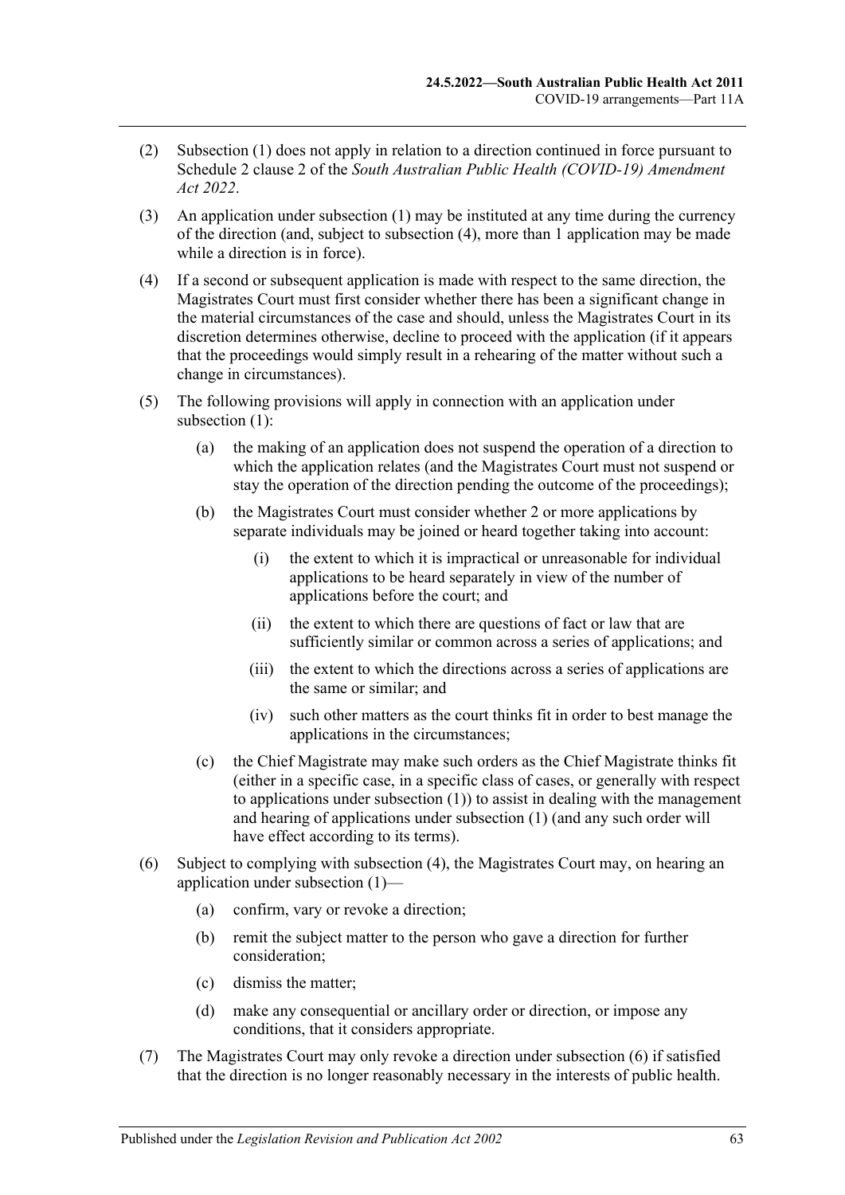(2) Subsection (1) does not apply in relation to a direction continued in force pursuant to Schedule 2 clause 2 of the *South Australian Public Health (COVID-19) Amendment Act 2022*.

(3) An application under subsection (1) may be instituted at any time during the currency of the direction (and, subject to subsection (4), more than 1 application may be made while a direction is in force).

(4) If a second or subsequent application is made with respect to the same direction, the Magistrates Court must first consider whether there has been a significant change in the material circumstances of the case and should, unless the Magistrates Court in its discretion determines otherwise, decline to proceed with the application (if it appears that the proceedings would simply result in a rehearing of the matter without such a change in circumstances).

(5) The following provisions will apply in connection with an application under subsection (1):

- (a) the making of an application does not suspend the operation of a direction to which the application relates (and the Magistrates Court must not suspend or stay the operation of the direction pending the outcome of the proceedings);
- (b) the Magistrates Court must consider whether 2 or more applications by separate individuals may be joined or heard together taking into account:
  - (i) the extent to which it is impractical or unreasonable for individual applications to be heard separately in view of the number of applications before the court; and
  - (ii) the extent to which there are questions of fact or law that are sufficiently similar or common across a series of applications; and
  - (iii) the extent to which the directions across a series of applications are the same or similar; and
  - (iv) such other matters as the court thinks fit in order to best manage the applications in the circumstances;
- (c) the Chief Magistrate may make such orders as the Chief Magistrate thinks fit (either in a specific case, in a specific class of cases, or generally with respect to applications under subsection (1)) to assist in dealing with the management and hearing of applications under subsection (1) (and any such order will have effect according to its terms).

(6) Subject to complying with subsection (4), the Magistrates Court may, on hearing an application under subsection (1)—

- (a) confirm, vary or revoke a direction;
- (b) remit the subject matter to the person who gave a direction for further consideration;
- (c) dismiss the matter;
- (d) make any consequential or ancillary order or direction, or impose any conditions, that it considers appropriate.

(7) The Magistrates Court may only revoke a direction under subsection (6) if satisfied that the direction is no longer reasonably necessary in the interests of public health.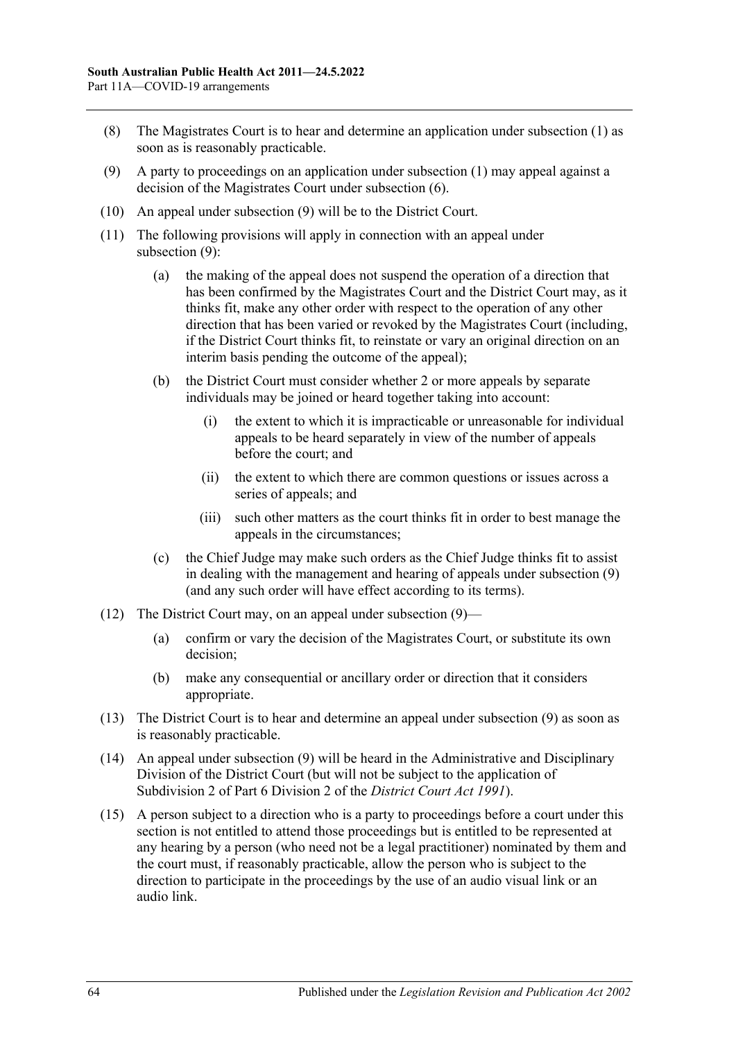(8) The Magistrates Court is to hear and determine an application under subsection (1) as soon as is reasonably practicable.

(9) A party to proceedings on an application under subsection (1) may appeal against a decision of the Magistrates Court under subsection (6).

(10) An appeal under subsection (9) will be to the District Court.

(11) The following provisions will apply in connection with an appeal under subsection (9):

- (a) the making of the appeal does not suspend the operation of a direction that has been confirmed by the Magistrates Court and the District Court may, as it thinks fit, make any other order with respect to the operation of any other direction that has been varied or revoked by the Magistrates Court (including, if the District Court thinks fit, to reinstate or vary an original direction on an interim basis pending the outcome of the appeal);
- (b) the District Court must consider whether 2 or more appeals by separate individuals may be joined or heard together taking into account:
  - (i) the extent to which it is impracticable or unreasonable for individual appeals to be heard separately in view of the number of appeals before the court; and
  - (ii) the extent to which there are common questions or issues across a series of appeals; and
  - (iii) such other matters as the court thinks fit in order to best manage the appeals in the circumstances;
- (c) the Chief Judge may make such orders as the Chief Judge thinks fit to assist in dealing with the management and hearing of appeals under subsection (9) (and any such order will have effect according to its terms).

(12) The District Court may, on an appeal under subsection (9)—

- (a) confirm or vary the decision of the Magistrates Court, or substitute its own decision;
- (b) make any consequential or ancillary order or direction that it considers appropriate.

(13) The District Court is to hear and determine an appeal under subsection (9) as soon as is reasonably practicable.

(14) An appeal under subsection (9) will be heard in the Administrative and Disciplinary Division of the District Court (but will not be subject to the application of Subdivision 2 of Part 6 Division 2 of the *District Court Act 1991*).

(15) A person subject to a direction who is a party to proceedings before a court under this section is not entitled to attend those proceedings but is entitled to be represented at any hearing by a person (who need not be a legal practitioner) nominated by them and the court must, if reasonably practicable, allow the person who is subject to the direction to participate in the proceedings by the use of an audio visual link or an audio link.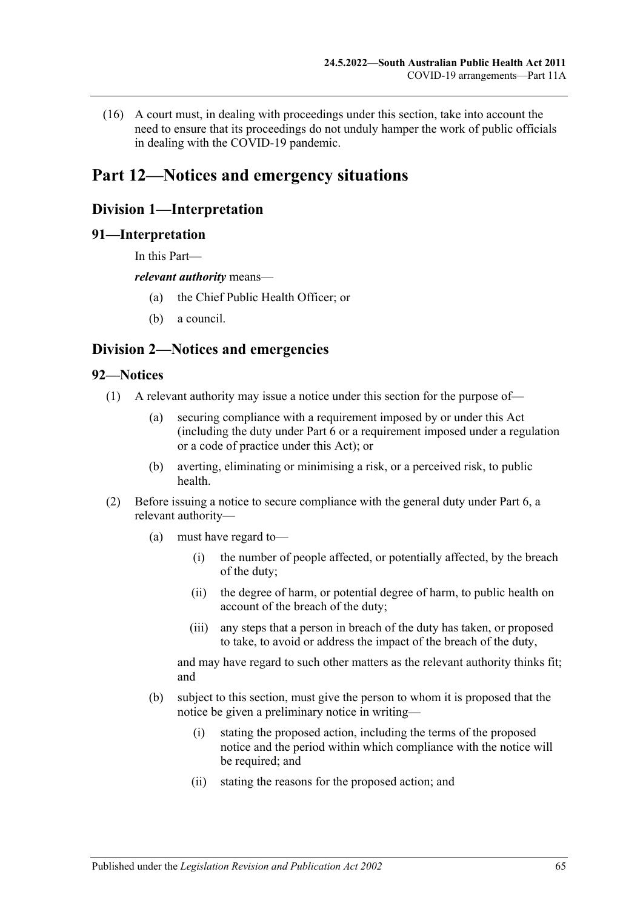(16) A court must, in dealing with proceedings under this section, take into account the need to ensure that its proceedings do not unduly hamper the work of public officials in dealing with the COVID-19 pandemic.

# Part 12—Notices and emergency situations

## Division 1—Interpretation

### 91—Interpretation

In this Part—

***relevant authority*** means—

(a) the Chief Public Health Officer; or

(b) a council.

## Division 2—Notices and emergencies

### 92—Notices

(1) A relevant authority may issue a notice under this section for the purpose of—

(a) securing compliance with a requirement imposed by or under this Act (including the duty under Part 6 or a requirement imposed under a regulation or a code of practice under this Act); or

(b) averting, eliminating or minimising a risk, or a perceived risk, to public health.

(2) Before issuing a notice to secure compliance with the general duty under Part 6, a relevant authority—

(a) must have regard to—

(i) the number of people affected, or potentially affected, by the breach of the duty;

(ii) the degree of harm, or potential degree of harm, to public health on account of the breach of the duty;

(iii) any steps that a person in breach of the duty has taken, or proposed to take, to avoid or address the impact of the breach of the duty,

and may have regard to such other matters as the relevant authority thinks fit; and

(b) subject to this section, must give the person to whom it is proposed that the notice be given a preliminary notice in writing—

(i) stating the proposed action, including the terms of the proposed notice and the period within which compliance with the notice will be required; and

(ii) stating the reasons for the proposed action; and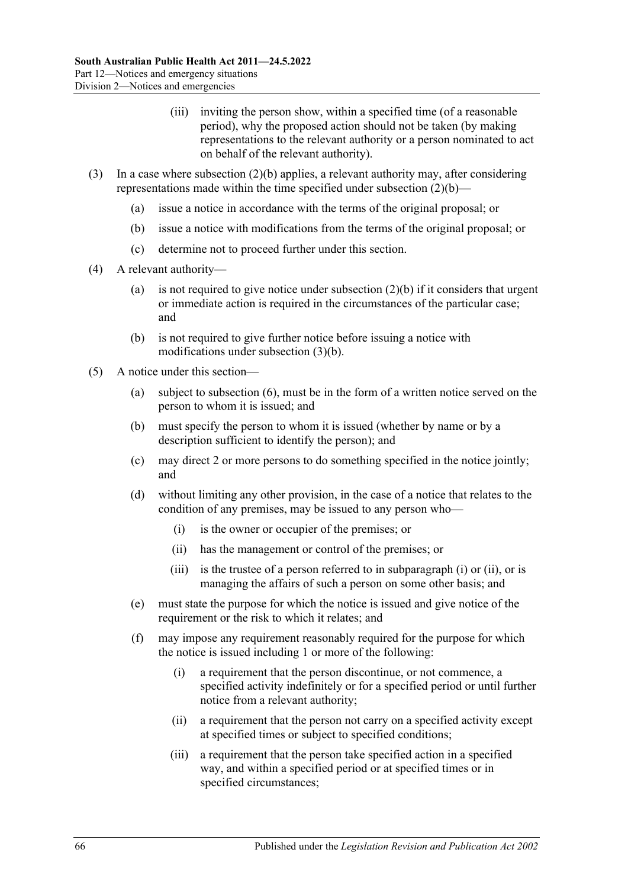(iii) inviting the person show, within a specified time (of a reasonable period), why the proposed action should not be taken (by making representations to the relevant authority or a person nominated to act on behalf of the relevant authority).

(3) In a case where subsection (2)(b) applies, a relevant authority may, after considering representations made within the time specified under subsection (2)(b)—

(a) issue a notice in accordance with the terms of the original proposal; or

(b) issue a notice with modifications from the terms of the original proposal; or

(c) determine not to proceed further under this section.

(4) A relevant authority—

(a) is not required to give notice under subsection (2)(b) if it considers that urgent or immediate action is required in the circumstances of the particular case; and

(b) is not required to give further notice before issuing a notice with modifications under subsection (3)(b).

(5) A notice under this section—

(a) subject to subsection (6), must be in the form of a written notice served on the person to whom it is issued; and

(b) must specify the person to whom it is issued (whether by name or by a description sufficient to identify the person); and

(c) may direct 2 or more persons to do something specified in the notice jointly; and

(d) without limiting any other provision, in the case of a notice that relates to the condition of any premises, may be issued to any person who—

(i) is the owner or occupier of the premises; or

(ii) has the management or control of the premises; or

(iii) is the trustee of a person referred to in subparagraph (i) or (ii), or is managing the affairs of such a person on some other basis; and

(e) must state the purpose for which the notice is issued and give notice of the requirement or the risk to which it relates; and

(f) may impose any requirement reasonably required for the purpose for which the notice is issued including 1 or more of the following:

(i) a requirement that the person discontinue, or not commence, a specified activity indefinitely or for a specified period or until further notice from a relevant authority;

(ii) a requirement that the person not carry on a specified activity except at specified times or subject to specified conditions;

(iii) a requirement that the person take specified action in a specified way, and within a specified period or at specified times or in specified circumstances;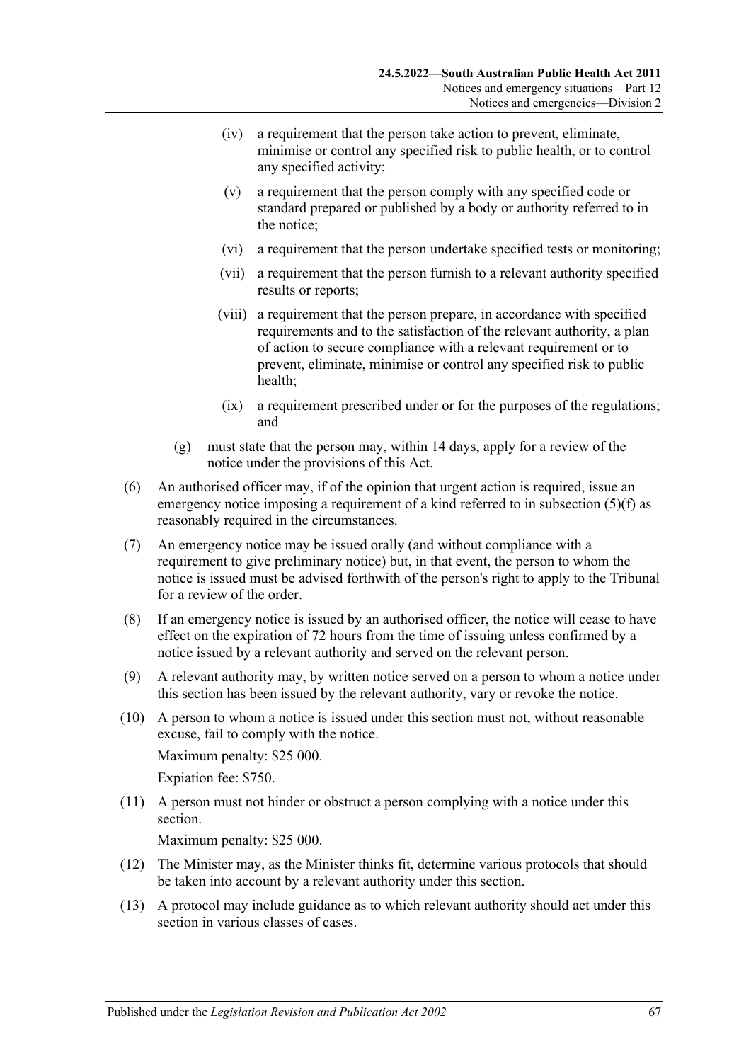(iv) a requirement that the person take action to prevent, eliminate, minimise or control any specified risk to public health, or to control any specified activity;

(v) a requirement that the person comply with any specified code or standard prepared or published by a body or authority referred to in the notice;

(vi) a requirement that the person undertake specified tests or monitoring;

(vii) a requirement that the person furnish to a relevant authority specified results or reports;

(viii) a requirement that the person prepare, in accordance with specified requirements and to the satisfaction of the relevant authority, a plan of action to secure compliance with a relevant requirement or to prevent, eliminate, minimise or control any specified risk to public health;

(ix) a requirement prescribed under or for the purposes of the regulations; and

(g) must state that the person may, within 14 days, apply for a review of the notice under the provisions of this Act.

(6) An authorised officer may, if of the opinion that urgent action is required, issue an emergency notice imposing a requirement of a kind referred to in subsection (5)(f) as reasonably required in the circumstances.

(7) An emergency notice may be issued orally (and without compliance with a requirement to give preliminary notice) but, in that event, the person to whom the notice is issued must be advised forthwith of the person's right to apply to the Tribunal for a review of the order.

(8) If an emergency notice is issued by an authorised officer, the notice will cease to have effect on the expiration of 72 hours from the time of issuing unless confirmed by a notice issued by a relevant authority and served on the relevant person.

(9) A relevant authority may, by written notice served on a person to whom a notice under this section has been issued by the relevant authority, vary or revoke the notice.

(10) A person to whom a notice is issued under this section must not, without reasonable excuse, fail to comply with the notice.

Maximum penalty: $25 000.

Expiation fee: $750.

(11) A person must not hinder or obstruct a person complying with a notice under this section.

Maximum penalty: $25 000.

(12) The Minister may, as the Minister thinks fit, determine various protocols that should be taken into account by a relevant authority under this section.

(13) A protocol may include guidance as to which relevant authority should act under this section in various classes of cases.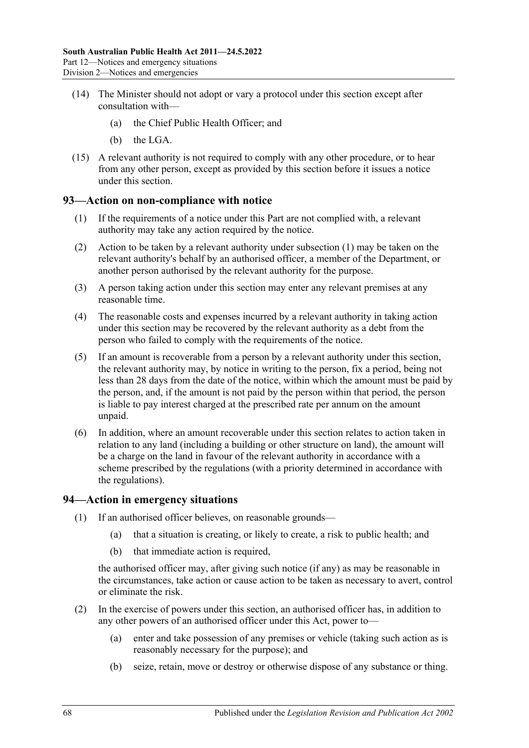(14) The Minister should not adopt or vary a protocol under this section except after consultation with—

(a) the Chief Public Health Officer; and

(b) the LGA.

(15) A relevant authority is not required to comply with any other procedure, or to hear from any other person, except as provided by this section before it issues a notice under this section.

## 93—Action on non-compliance with notice

(1) If the requirements of a notice under this Part are not complied with, a relevant authority may take any action required by the notice.

(2) Action to be taken by a relevant authority under subsection (1) may be taken on the relevant authority's behalf by an authorised officer, a member of the Department, or another person authorised by the relevant authority for the purpose.

(3) A person taking action under this section may enter any relevant premises at any reasonable time.

(4) The reasonable costs and expenses incurred by a relevant authority in taking action under this section may be recovered by the relevant authority as a debt from the person who failed to comply with the requirements of the notice.

(5) If an amount is recoverable from a person by a relevant authority under this section, the relevant authority may, by notice in writing to the person, fix a period, being not less than 28 days from the date of the notice, within which the amount must be paid by the person, and, if the amount is not paid by the person within that period, the person is liable to pay interest charged at the prescribed rate per annum on the amount unpaid.

(6) In addition, where an amount recoverable under this section relates to action taken in relation to any land (including a building or other structure on land), the amount will be a charge on the land in favour of the relevant authority in accordance with a scheme prescribed by the regulations (with a priority determined in accordance with the regulations).

## 94—Action in emergency situations

(1) If an authorised officer believes, on reasonable grounds—

(a) that a situation is creating, or likely to create, a risk to public health; and

(b) that immediate action is required,

the authorised officer may, after giving such notice (if any) as may be reasonable in the circumstances, take action or cause action to be taken as necessary to avert, control or eliminate the risk.

(2) In the exercise of powers under this section, an authorised officer has, in addition to any other powers of an authorised officer under this Act, power to—

(a) enter and take possession of any premises or vehicle (taking such action as is reasonably necessary for the purpose); and

(b) seize, retain, move or destroy or otherwise dispose of any substance or thing.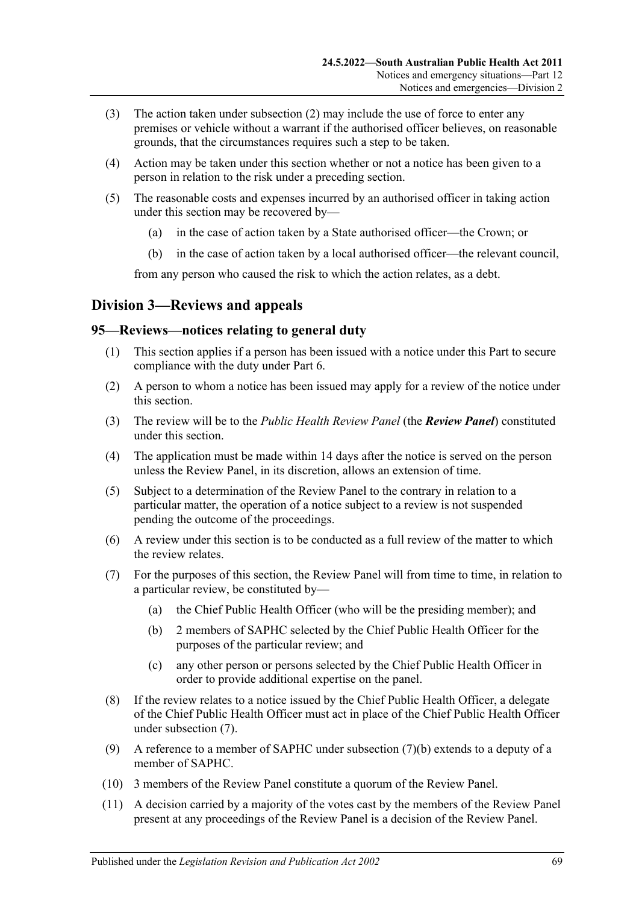(3) The action taken under subsection (2) may include the use of force to enter any premises or vehicle without a warrant if the authorised officer believes, on reasonable grounds, that the circumstances requires such a step to be taken.

(4) Action may be taken under this section whether or not a notice has been given to a person in relation to the risk under a preceding section.

(5) The reasonable costs and expenses incurred by an authorised officer in taking action under this section may be recovered by—

  (a) in the case of action taken by a State authorised officer—the Crown; or

  (b) in the case of action taken by a local authorised officer—the relevant council,

from any person who caused the risk to which the action relates, as a debt.

## Division 3—Reviews and appeals

### 95—Reviews—notices relating to general duty

(1) This section applies if a person has been issued with a notice under this Part to secure compliance with the duty under Part 6.

(2) A person to whom a notice has been issued may apply for a review of the notice under this section.

(3) The review will be to the *Public Health Review Panel* (the ***Review Panel***) constituted under this section.

(4) The application must be made within 14 days after the notice is served on the person unless the Review Panel, in its discretion, allows an extension of time.

(5) Subject to a determination of the Review Panel to the contrary in relation to a particular matter, the operation of a notice subject to a review is not suspended pending the outcome of the proceedings.

(6) A review under this section is to be conducted as a full review of the matter to which the review relates.

(7) For the purposes of this section, the Review Panel will from time to time, in relation to a particular review, be constituted by—

  (a) the Chief Public Health Officer (who will be the presiding member); and

  (b) 2 members of SAPHC selected by the Chief Public Health Officer for the purposes of the particular review; and

  (c) any other person or persons selected by the Chief Public Health Officer in order to provide additional expertise on the panel.

(8) If the review relates to a notice issued by the Chief Public Health Officer, a delegate of the Chief Public Health Officer must act in place of the Chief Public Health Officer under subsection (7).

(9) A reference to a member of SAPHC under subsection (7)(b) extends to a deputy of a member of SAPHC.

(10) 3 members of the Review Panel constitute a quorum of the Review Panel.

(11) A decision carried by a majority of the votes cast by the members of the Review Panel present at any proceedings of the Review Panel is a decision of the Review Panel.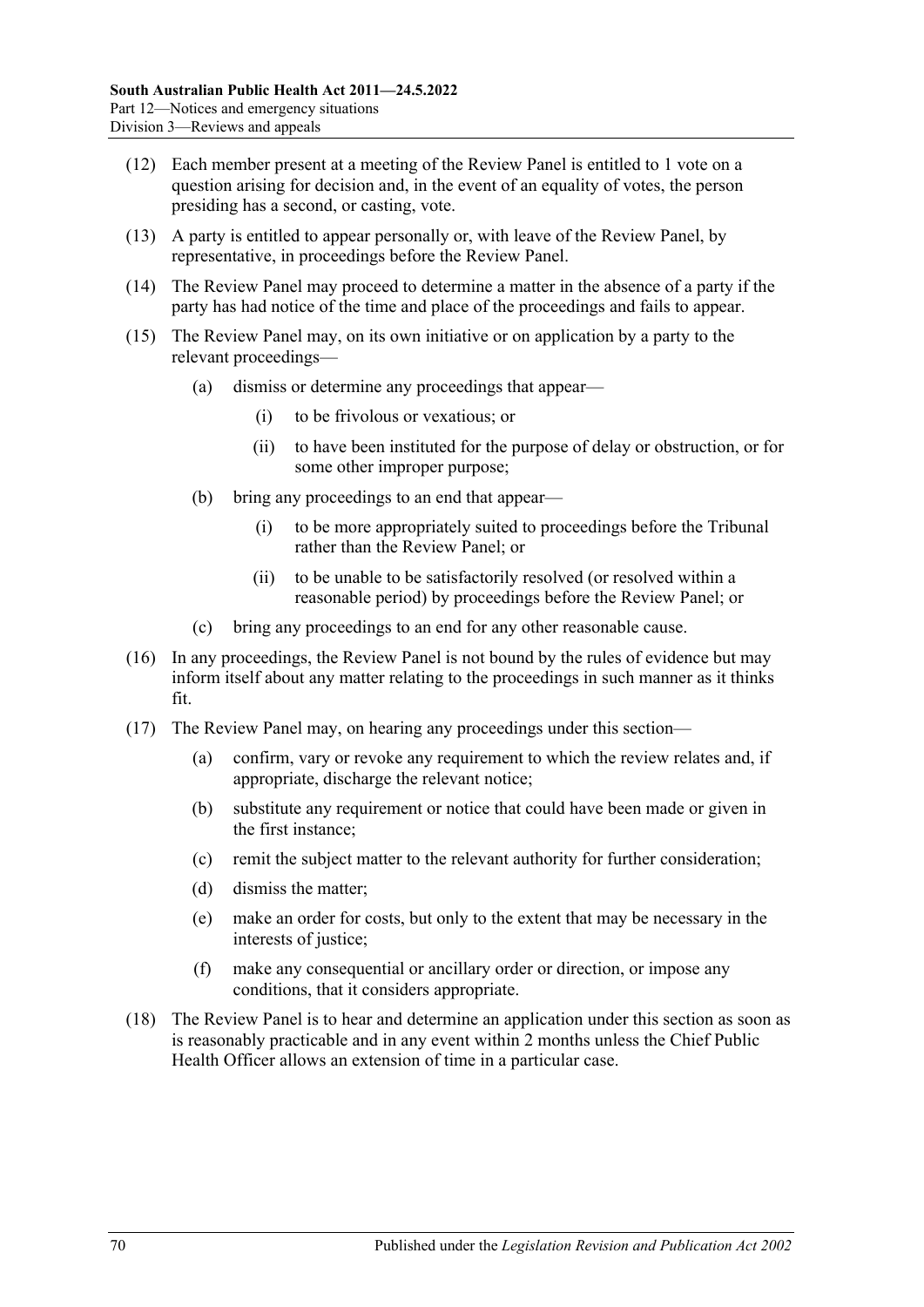(12) Each member present at a meeting of the Review Panel is entitled to 1 vote on a question arising for decision and, in the event of an equality of votes, the person presiding has a second, or casting, vote.

(13) A party is entitled to appear personally or, with leave of the Review Panel, by representative, in proceedings before the Review Panel.

(14) The Review Panel may proceed to determine a matter in the absence of a party if the party has had notice of the time and place of the proceedings and fails to appear.

(15) The Review Panel may, on its own initiative or on application by a party to the relevant proceedings—

- (a) dismiss or determine any proceedings that appear—
  - (i) to be frivolous or vexatious; or
  - (ii) to have been instituted for the purpose of delay or obstruction, or for some other improper purpose;
- (b) bring any proceedings to an end that appear—
  - (i) to be more appropriately suited to proceedings before the Tribunal rather than the Review Panel; or
  - (ii) to be unable to be satisfactorily resolved (or resolved within a reasonable period) by proceedings before the Review Panel; or
- (c) bring any proceedings to an end for any other reasonable cause.

(16) In any proceedings, the Review Panel is not bound by the rules of evidence but may inform itself about any matter relating to the proceedings in such manner as it thinks fit.

(17) The Review Panel may, on hearing any proceedings under this section—

- (a) confirm, vary or revoke any requirement to which the review relates and, if appropriate, discharge the relevant notice;
- (b) substitute any requirement or notice that could have been made or given in the first instance;
- (c) remit the subject matter to the relevant authority for further consideration;
- (d) dismiss the matter;
- (e) make an order for costs, but only to the extent that may be necessary in the interests of justice;
- (f) make any consequential or ancillary order or direction, or impose any conditions, that it considers appropriate.

(18) The Review Panel is to hear and determine an application under this section as soon as is reasonably practicable and in any event within 2 months unless the Chief Public Health Officer allows an extension of time in a particular case.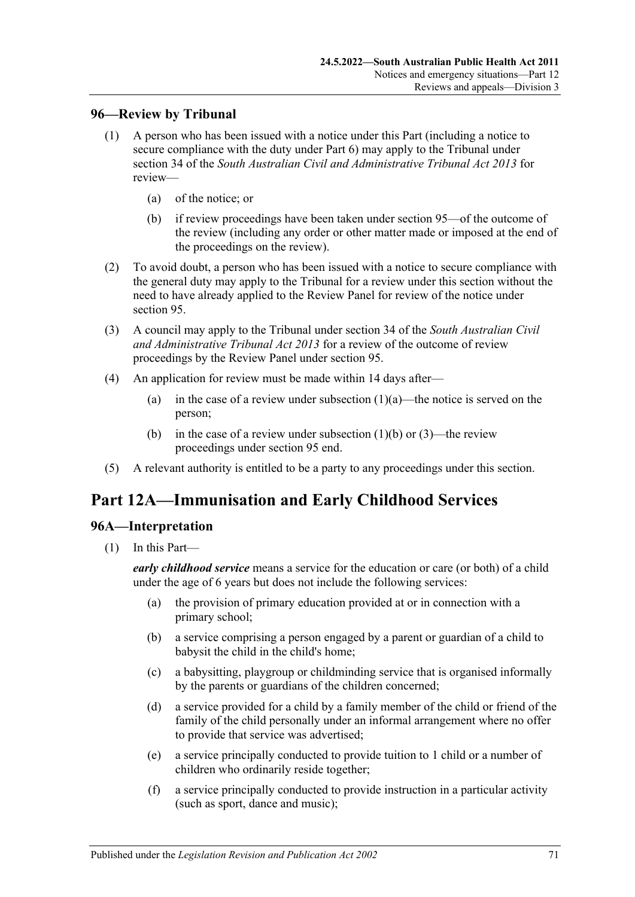## 96—Review by Tribunal

(1) A person who has been issued with a notice under this Part (including a notice to secure compliance with the duty under Part 6) may apply to the Tribunal under section 34 of the *South Australian Civil and Administrative Tribunal Act 2013* for review—

(a) of the notice; or

(b) if review proceedings have been taken under section 95—of the outcome of the review (including any order or other matter made or imposed at the end of the proceedings on the review).

(2) To avoid doubt, a person who has been issued with a notice to secure compliance with the general duty may apply to the Tribunal for a review under this section without the need to have already applied to the Review Panel for review of the notice under section 95.

(3) A council may apply to the Tribunal under section 34 of the *South Australian Civil and Administrative Tribunal Act 2013* for a review of the outcome of review proceedings by the Review Panel under section 95.

(4) An application for review must be made within 14 days after—

(a) in the case of a review under subsection (1)(a)—the notice is served on the person;

(b) in the case of a review under subsection (1)(b) or (3)—the review proceedings under section 95 end.

(5) A relevant authority is entitled to be a party to any proceedings under this section.

# Part 12A—Immunisation and Early Childhood Services

## 96A—Interpretation

(1) In this Part—

***early childhood service*** means a service for the education or care (or both) of a child under the age of 6 years but does not include the following services:

(a) the provision of primary education provided at or in connection with a primary school;

(b) a service comprising a person engaged by a parent or guardian of a child to babysit the child in the child's home;

(c) a babysitting, playgroup or childminding service that is organised informally by the parents or guardians of the children concerned;

(d) a service provided for a child by a family member of the child or friend of the family of the child personally under an informal arrangement where no offer to provide that service was advertised;

(e) a service principally conducted to provide tuition to 1 child or a number of children who ordinarily reside together;

(f) a service principally conducted to provide instruction in a particular activity (such as sport, dance and music);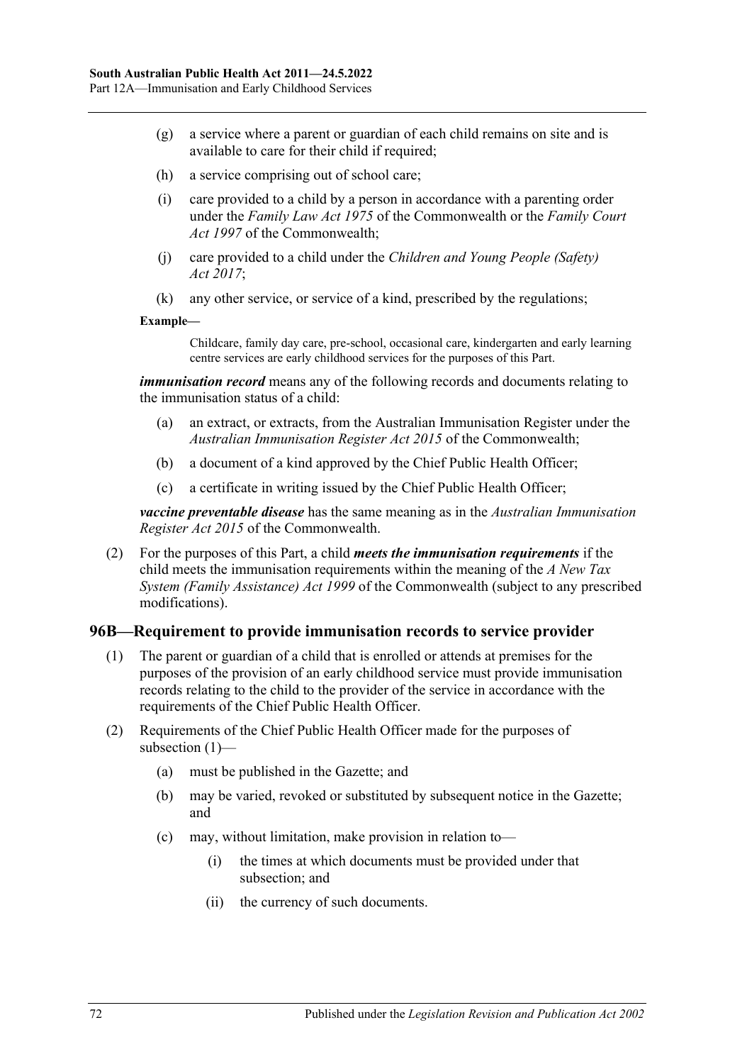(g) a service where a parent or guardian of each child remains on site and is available to care for their child if required;

(h) a service comprising out of school care;

(i) care provided to a child by a person in accordance with a parenting order under the *Family Law Act 1975* of the Commonwealth or the *Family Court Act 1997* of the Commonwealth;

(j) care provided to a child under the *Children and Young People (Safety) Act 2017*;

(k) any other service, or service of a kind, prescribed by the regulations;

**Example—**

Childcare, family day care, pre-school, occasional care, kindergarten and early learning centre services are early childhood services for the purposes of this Part.

***immunisation record*** means any of the following records and documents relating to the immunisation status of a child:

(a) an extract, or extracts, from the Australian Immunisation Register under the *Australian Immunisation Register Act 2015* of the Commonwealth;

(b) a document of a kind approved by the Chief Public Health Officer;

(c) a certificate in writing issued by the Chief Public Health Officer;

***vaccine preventable disease*** has the same meaning as in the *Australian Immunisation Register Act 2015* of the Commonwealth.

(2) For the purposes of this Part, a child ***meets the immunisation requirements*** if the child meets the immunisation requirements within the meaning of the *A New Tax System (Family Assistance) Act 1999* of the Commonwealth (subject to any prescribed modifications).

## 96B—Requirement to provide immunisation records to service provider

(1) The parent or guardian of a child that is enrolled or attends at premises for the purposes of the provision of an early childhood service must provide immunisation records relating to the child to the provider of the service in accordance with the requirements of the Chief Public Health Officer.

(2) Requirements of the Chief Public Health Officer made for the purposes of subsection (1)—

(a) must be published in the Gazette; and

(b) may be varied, revoked or substituted by subsequent notice in the Gazette; and

(c) may, without limitation, make provision in relation to—

(i) the times at which documents must be provided under that subsection; and

(ii) the currency of such documents.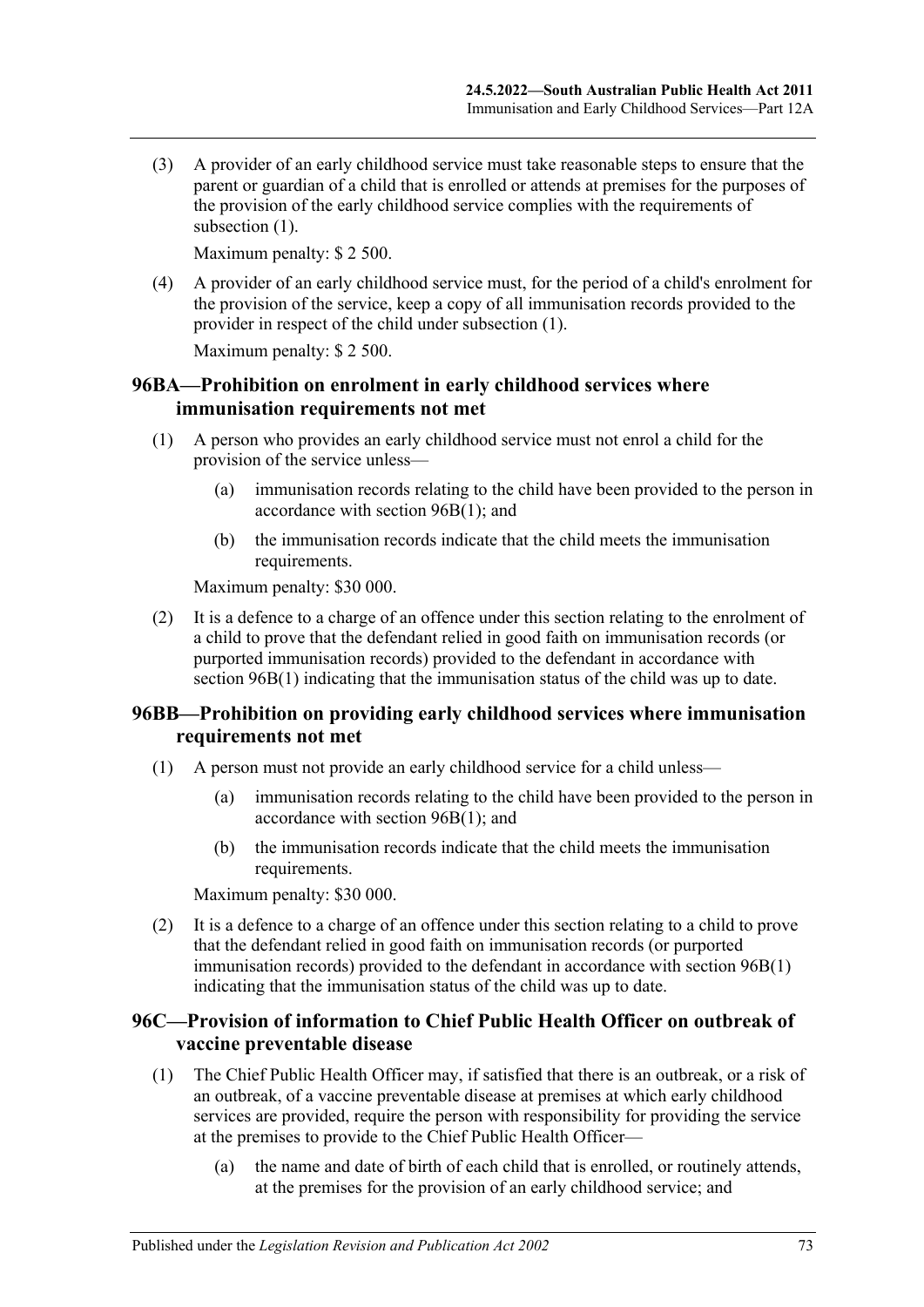(3) A provider of an early childhood service must take reasonable steps to ensure that the parent or guardian of a child that is enrolled or attends at premises for the purposes of the provision of the early childhood service complies with the requirements of subsection (1).

Maximum penalty: $ 2 500.

(4) A provider of an early childhood service must, for the period of a child's enrolment for the provision of the service, keep a copy of all immunisation records provided to the provider in respect of the child under subsection (1).

Maximum penalty: $ 2 500.

## 96BA—Prohibition on enrolment in early childhood services where immunisation requirements not met

(1) A person who provides an early childhood service must not enrol a child for the provision of the service unless—

(a) immunisation records relating to the child have been provided to the person in accordance with section 96B(1); and

(b) the immunisation records indicate that the child meets the immunisation requirements.

Maximum penalty: $30 000.

(2) It is a defence to a charge of an offence under this section relating to the enrolment of a child to prove that the defendant relied in good faith on immunisation records (or purported immunisation records) provided to the defendant in accordance with section 96B(1) indicating that the immunisation status of the child was up to date.

## 96BB—Prohibition on providing early childhood services where immunisation requirements not met

(1) A person must not provide an early childhood service for a child unless—

(a) immunisation records relating to the child have been provided to the person in accordance with section 96B(1); and

(b) the immunisation records indicate that the child meets the immunisation requirements.

Maximum penalty: $30 000.

(2) It is a defence to a charge of an offence under this section relating to a child to prove that the defendant relied in good faith on immunisation records (or purported immunisation records) provided to the defendant in accordance with section 96B(1) indicating that the immunisation status of the child was up to date.

## 96C—Provision of information to Chief Public Health Officer on outbreak of vaccine preventable disease

(1) The Chief Public Health Officer may, if satisfied that there is an outbreak, or a risk of an outbreak, of a vaccine preventable disease at premises at which early childhood services are provided, require the person with responsibility for providing the service at the premises to provide to the Chief Public Health Officer—

(a) the name and date of birth of each child that is enrolled, or routinely attends, at the premises for the provision of an early childhood service; and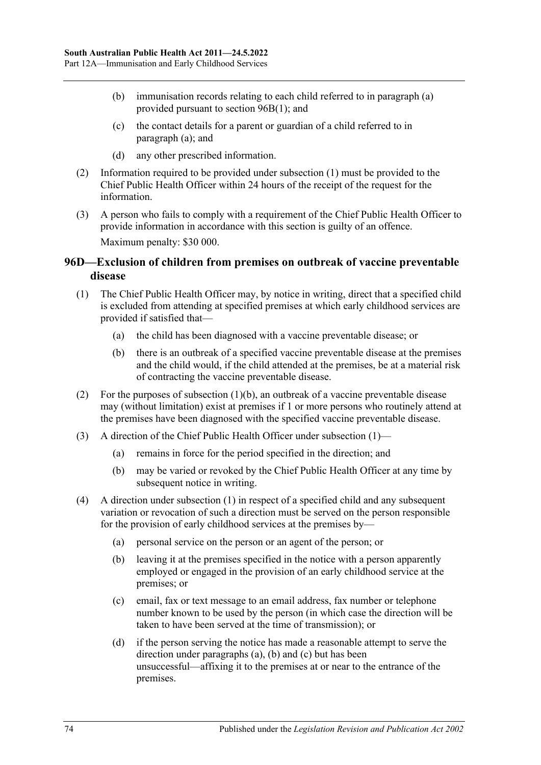(b) immunisation records relating to each child referred to in paragraph (a) provided pursuant to section 96B(1); and

(c) the contact details for a parent or guardian of a child referred to in paragraph (a); and

(d) any other prescribed information.

(2) Information required to be provided under subsection (1) must be provided to the Chief Public Health Officer within 24 hours of the receipt of the request for the information.

(3) A person who fails to comply with a requirement of the Chief Public Health Officer to provide information in accordance with this section is guilty of an offence.

Maximum penalty: $30 000.

## 96D—Exclusion of children from premises on outbreak of vaccine preventable disease

(1) The Chief Public Health Officer may, by notice in writing, direct that a specified child is excluded from attending at specified premises at which early childhood services are provided if satisfied that—

(a) the child has been diagnosed with a vaccine preventable disease; or

(b) there is an outbreak of a specified vaccine preventable disease at the premises and the child would, if the child attended at the premises, be at a material risk of contracting the vaccine preventable disease.

(2) For the purposes of subsection (1)(b), an outbreak of a vaccine preventable disease may (without limitation) exist at premises if 1 or more persons who routinely attend at the premises have been diagnosed with the specified vaccine preventable disease.

(3) A direction of the Chief Public Health Officer under subsection (1)—

(a) remains in force for the period specified in the direction; and

(b) may be varied or revoked by the Chief Public Health Officer at any time by subsequent notice in writing.

(4) A direction under subsection (1) in respect of a specified child and any subsequent variation or revocation of such a direction must be served on the person responsible for the provision of early childhood services at the premises by—

(a) personal service on the person or an agent of the person; or

(b) leaving it at the premises specified in the notice with a person apparently employed or engaged in the provision of an early childhood service at the premises; or

(c) email, fax or text message to an email address, fax number or telephone number known to be used by the person (in which case the direction will be taken to have been served at the time of transmission); or

(d) if the person serving the notice has made a reasonable attempt to serve the direction under paragraphs (a), (b) and (c) but has been unsuccessful—affixing it to the premises at or near to the entrance of the premises.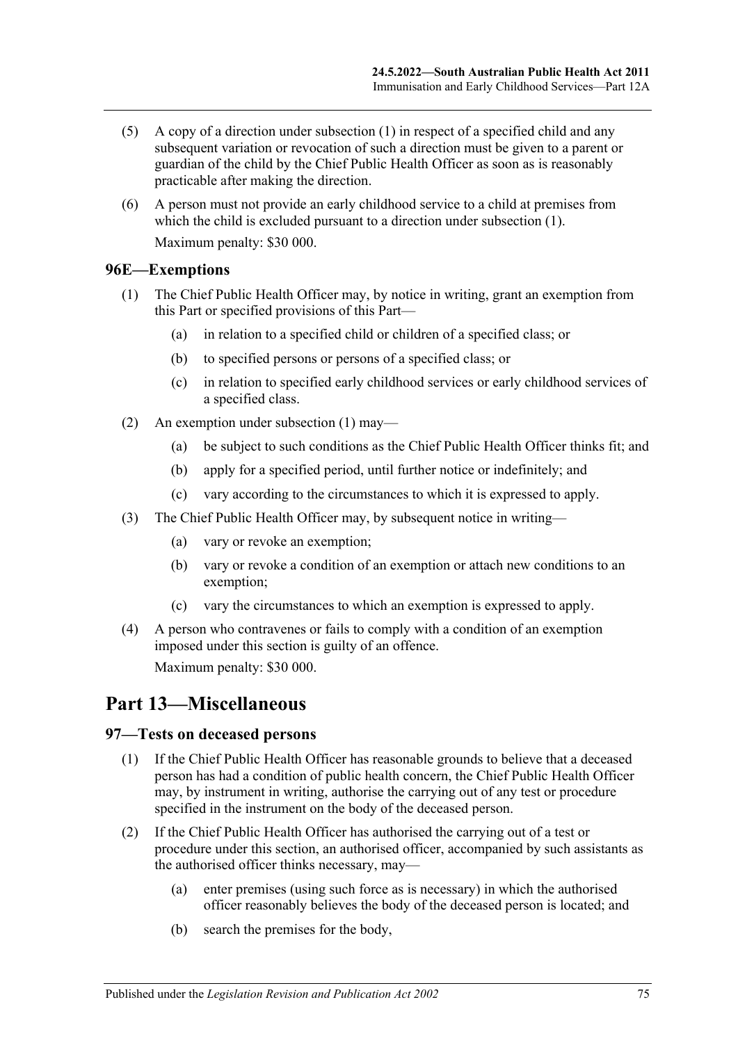(5) A copy of a direction under subsection (1) in respect of a specified child and any subsequent variation or revocation of such a direction must be given to a parent or guardian of the child by the Chief Public Health Officer as soon as is reasonably practicable after making the direction.

(6) A person must not provide an early childhood service to a child at premises from which the child is excluded pursuant to a direction under subsection (1).

Maximum penalty: $30 000.

### 96E—Exemptions

(1) The Chief Public Health Officer may, by notice in writing, grant an exemption from this Part or specified provisions of this Part—

- (a) in relation to a specified child or children of a specified class; or
- (b) to specified persons or persons of a specified class; or
- (c) in relation to specified early childhood services or early childhood services of a specified class.

(2) An exemption under subsection (1) may—

- (a) be subject to such conditions as the Chief Public Health Officer thinks fit; and
- (b) apply for a specified period, until further notice or indefinitely; and
- (c) vary according to the circumstances to which it is expressed to apply.

(3) The Chief Public Health Officer may, by subsequent notice in writing—

- (a) vary or revoke an exemption;
- (b) vary or revoke a condition of an exemption or attach new conditions to an exemption;
- (c) vary the circumstances to which an exemption is expressed to apply.

(4) A person who contravenes or fails to comply with a condition of an exemption imposed under this section is guilty of an offence.

Maximum penalty: $30 000.

## Part 13—Miscellaneous

### 97—Tests on deceased persons

(1) If the Chief Public Health Officer has reasonable grounds to believe that a deceased person has had a condition of public health concern, the Chief Public Health Officer may, by instrument in writing, authorise the carrying out of any test or procedure specified in the instrument on the body of the deceased person.

(2) If the Chief Public Health Officer has authorised the carrying out of a test or procedure under this section, an authorised officer, accompanied by such assistants as the authorised officer thinks necessary, may—

- (a) enter premises (using such force as is necessary) in which the authorised officer reasonably believes the body of the deceased person is located; and
- (b) search the premises for the body,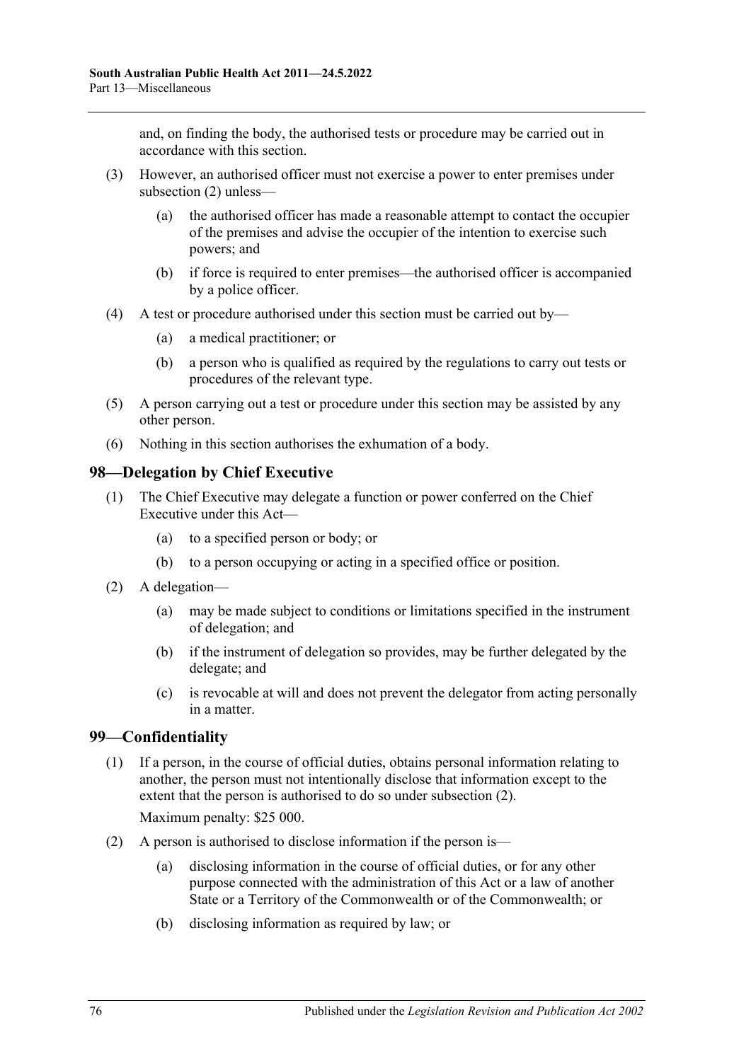and, on finding the body, the authorised tests or procedure may be carried out in accordance with this section.

(3) However, an authorised officer must not exercise a power to enter premises under subsection (2) unless—

(a) the authorised officer has made a reasonable attempt to contact the occupier of the premises and advise the occupier of the intention to exercise such powers; and

(b) if force is required to enter premises—the authorised officer is accompanied by a police officer.

(4) A test or procedure authorised under this section must be carried out by—

(a) a medical practitioner; or

(b) a person who is qualified as required by the regulations to carry out tests or procedures of the relevant type.

(5) A person carrying out a test or procedure under this section may be assisted by any other person.

(6) Nothing in this section authorises the exhumation of a body.

## 98—Delegation by Chief Executive

(1) The Chief Executive may delegate a function or power conferred on the Chief Executive under this Act—

(a) to a specified person or body; or

(b) to a person occupying or acting in a specified office or position.

(2) A delegation—

(a) may be made subject to conditions or limitations specified in the instrument of delegation; and

(b) if the instrument of delegation so provides, may be further delegated by the delegate; and

(c) is revocable at will and does not prevent the delegator from acting personally in a matter.

## 99—Confidentiality

(1) If a person, in the course of official duties, obtains personal information relating to another, the person must not intentionally disclose that information except to the extent that the person is authorised to do so under subsection (2).

Maximum penalty: $25 000.

(2) A person is authorised to disclose information if the person is—

(a) disclosing information in the course of official duties, or for any other purpose connected with the administration of this Act or a law of another State or a Territory of the Commonwealth or of the Commonwealth; or

(b) disclosing information as required by law; or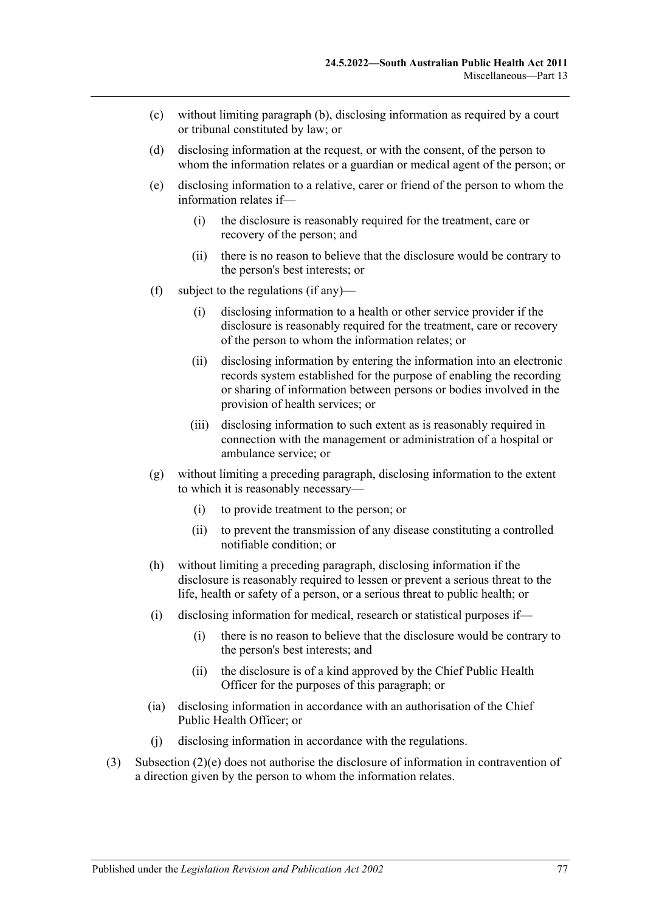(c) without limiting paragraph (b), disclosing information as required by a court or tribunal constituted by law; or

(d) disclosing information at the request, or with the consent, of the person to whom the information relates or a guardian or medical agent of the person; or

(e) disclosing information to a relative, carer or friend of the person to whom the information relates if—

  (i) the disclosure is reasonably required for the treatment, care or recovery of the person; and

  (ii) there is no reason to believe that the disclosure would be contrary to the person's best interests; or

(f) subject to the regulations (if any)—

  (i) disclosing information to a health or other service provider if the disclosure is reasonably required for the treatment, care or recovery of the person to whom the information relates; or

  (ii) disclosing information by entering the information into an electronic records system established for the purpose of enabling the recording or sharing of information between persons or bodies involved in the provision of health services; or

  (iii) disclosing information to such extent as is reasonably required in connection with the management or administration of a hospital or ambulance service; or

(g) without limiting a preceding paragraph, disclosing information to the extent to which it is reasonably necessary—

  (i) to provide treatment to the person; or

  (ii) to prevent the transmission of any disease constituting a controlled notifiable condition; or

(h) without limiting a preceding paragraph, disclosing information if the disclosure is reasonably required to lessen or prevent a serious threat to the life, health or safety of a person, or a serious threat to public health; or

(i) disclosing information for medical, research or statistical purposes if—

  (i) there is no reason to believe that the disclosure would be contrary to the person's best interests; and

  (ii) the disclosure is of a kind approved by the Chief Public Health Officer for the purposes of this paragraph; or

(ia) disclosing information in accordance with an authorisation of the Chief Public Health Officer; or

(j) disclosing information in accordance with the regulations.

(3) Subsection (2)(e) does not authorise the disclosure of information in contravention of a direction given by the person to whom the information relates.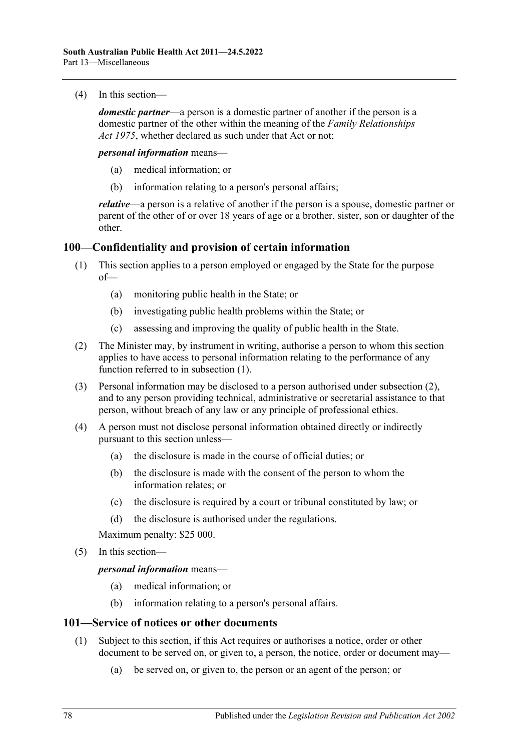(4) In this section—

***domestic partner***—a person is a domestic partner of another if the person is a domestic partner of the other within the meaning of the *Family Relationships Act 1975*, whether declared as such under that Act or not;

***personal information*** means—

- (a) medical information; or
- (b) information relating to a person's personal affairs;

***relative***—a person is a relative of another if the person is a spouse, domestic partner or parent of the other of or over 18 years of age or a brother, sister, son or daughter of the other.

## 100—Confidentiality and provision of certain information

(1) This section applies to a person employed or engaged by the State for the purpose of—

- (a) monitoring public health in the State; or
- (b) investigating public health problems within the State; or
- (c) assessing and improving the quality of public health in the State.

(2) The Minister may, by instrument in writing, authorise a person to whom this section applies to have access to personal information relating to the performance of any function referred to in subsection (1).

(3) Personal information may be disclosed to a person authorised under subsection (2), and to any person providing technical, administrative or secretarial assistance to that person, without breach of any law or any principle of professional ethics.

(4) A person must not disclose personal information obtained directly or indirectly pursuant to this section unless—

- (a) the disclosure is made in the course of official duties; or
- (b) the disclosure is made with the consent of the person to whom the information relates; or
- (c) the disclosure is required by a court or tribunal constituted by law; or
- (d) the disclosure is authorised under the regulations.

Maximum penalty: $25 000.

(5) In this section—

***personal information*** means—

- (a) medical information; or
- (b) information relating to a person's personal affairs.

## 101—Service of notices or other documents

(1) Subject to this section, if this Act requires or authorises a notice, order or other document to be served on, or given to, a person, the notice, order or document may—

- (a) be served on, or given to, the person or an agent of the person; or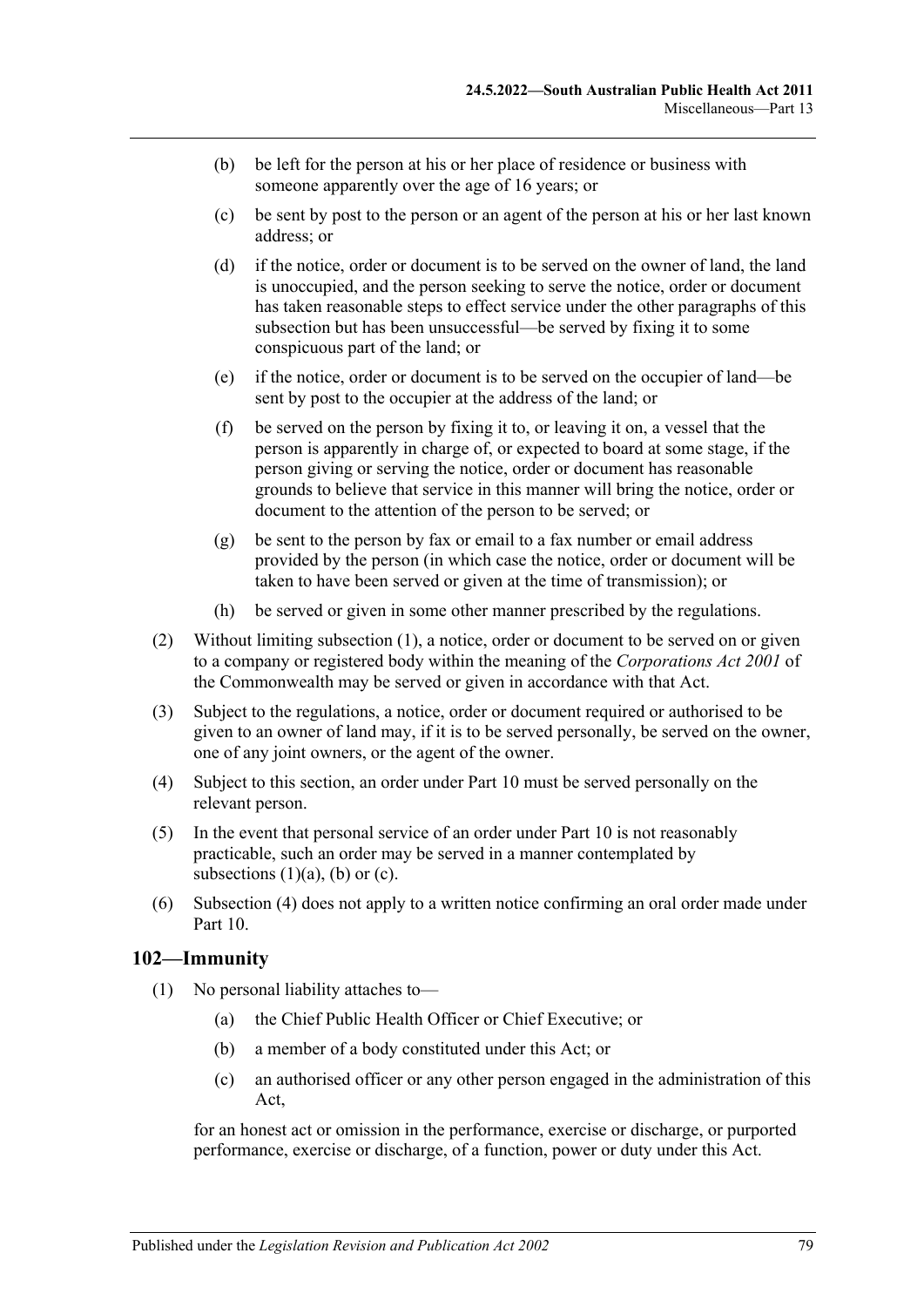(b) be left for the person at his or her place of residence or business with someone apparently over the age of 16 years; or

(c) be sent by post to the person or an agent of the person at his or her last known address; or

(d) if the notice, order or document is to be served on the owner of land, the land is unoccupied, and the person seeking to serve the notice, order or document has taken reasonable steps to effect service under the other paragraphs of this subsection but has been unsuccessful—be served by fixing it to some conspicuous part of the land; or

(e) if the notice, order or document is to be served on the occupier of land—be sent by post to the occupier at the address of the land; or

(f) be served on the person by fixing it to, or leaving it on, a vessel that the person is apparently in charge of, or expected to board at some stage, if the person giving or serving the notice, order or document has reasonable grounds to believe that service in this manner will bring the notice, order or document to the attention of the person to be served; or

(g) be sent to the person by fax or email to a fax number or email address provided by the person (in which case the notice, order or document will be taken to have been served or given at the time of transmission); or

(h) be served or given in some other manner prescribed by the regulations.

(2) Without limiting subsection (1), a notice, order or document to be served on or given to a company or registered body within the meaning of the *Corporations Act 2001* of the Commonwealth may be served or given in accordance with that Act.

(3) Subject to the regulations, a notice, order or document required or authorised to be given to an owner of land may, if it is to be served personally, be served on the owner, one of any joint owners, or the agent of the owner.

(4) Subject to this section, an order under Part 10 must be served personally on the relevant person.

(5) In the event that personal service of an order under Part 10 is not reasonably practicable, such an order may be served in a manner contemplated by subsections (1)(a), (b) or (c).

(6) Subsection (4) does not apply to a written notice confirming an oral order made under Part 10.

## 102—Immunity

(1) No personal liability attaches to—

(a) the Chief Public Health Officer or Chief Executive; or

(b) a member of a body constituted under this Act; or

(c) an authorised officer or any other person engaged in the administration of this Act,

for an honest act or omission in the performance, exercise or discharge, or purported performance, exercise or discharge, of a function, power or duty under this Act.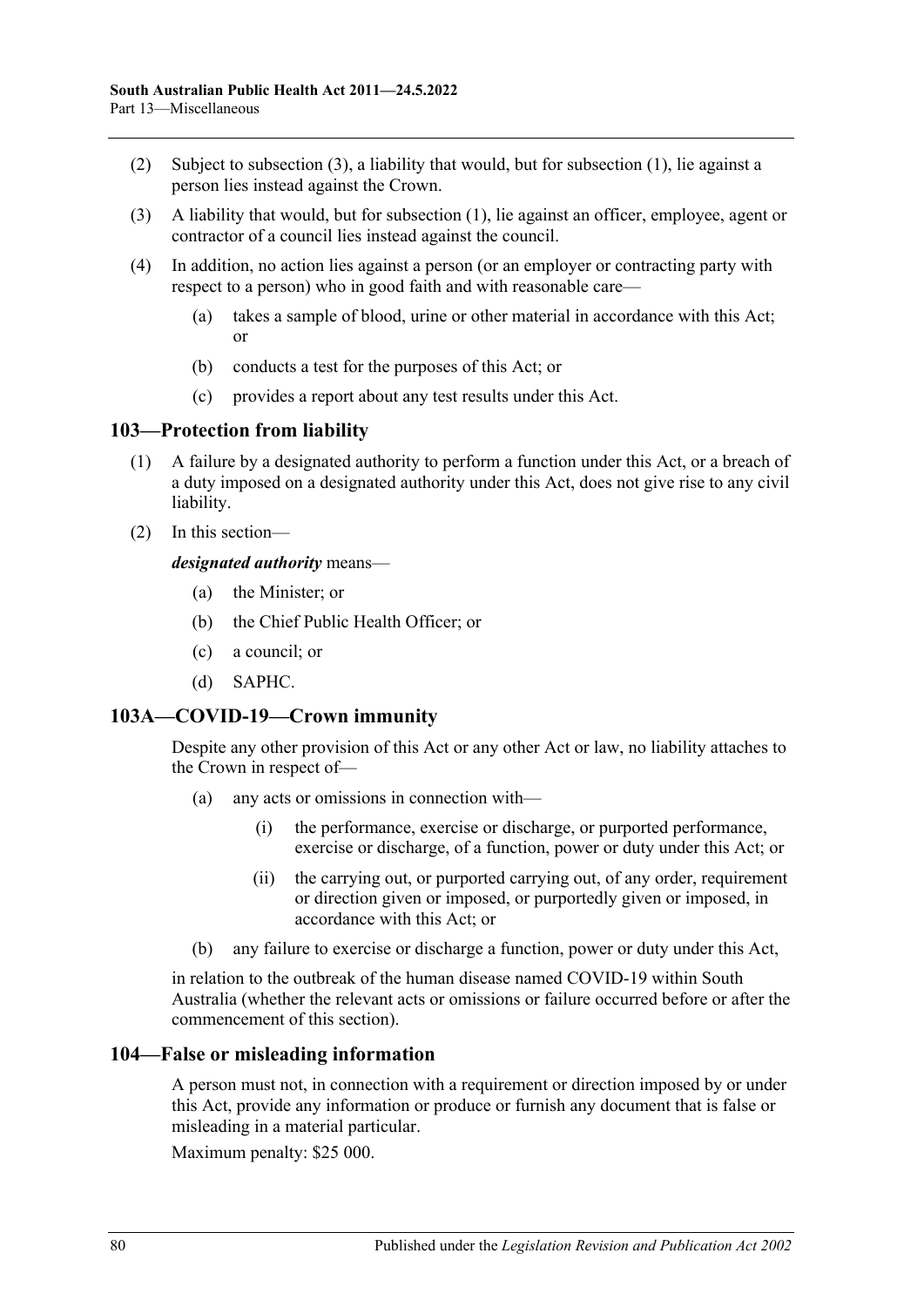(2) Subject to subsection (3), a liability that would, but for subsection (1), lie against a person lies instead against the Crown.

(3) A liability that would, but for subsection (1), lie against an officer, employee, agent or contractor of a council lies instead against the council.

(4) In addition, no action lies against a person (or an employer or contracting party with respect to a person) who in good faith and with reasonable care—

(a) takes a sample of blood, urine or other material in accordance with this Act; or

(b) conducts a test for the purposes of this Act; or

(c) provides a report about any test results under this Act.

## 103—Protection from liability

(1) A failure by a designated authority to perform a function under this Act, or a breach of a duty imposed on a designated authority under this Act, does not give rise to any civil liability.

(2) In this section—

***designated authority*** means—

(a) the Minister; or

(b) the Chief Public Health Officer; or

(c) a council; or

(d) SAPHC.

## 103A—COVID-19—Crown immunity

Despite any other provision of this Act or any other Act or law, no liability attaches to the Crown in respect of—

(a) any acts or omissions in connection with—

(i) the performance, exercise or discharge, or purported performance, exercise or discharge, of a function, power or duty under this Act; or

(ii) the carrying out, or purported carrying out, of any order, requirement or direction given or imposed, or purportedly given or imposed, in accordance with this Act; or

(b) any failure to exercise or discharge a function, power or duty under this Act,

in relation to the outbreak of the human disease named COVID-19 within South Australia (whether the relevant acts or omissions or failure occurred before or after the commencement of this section).

## 104—False or misleading information

A person must not, in connection with a requirement or direction imposed by or under this Act, provide any information or produce or furnish any document that is false or misleading in a material particular.

Maximum penalty: $25 000.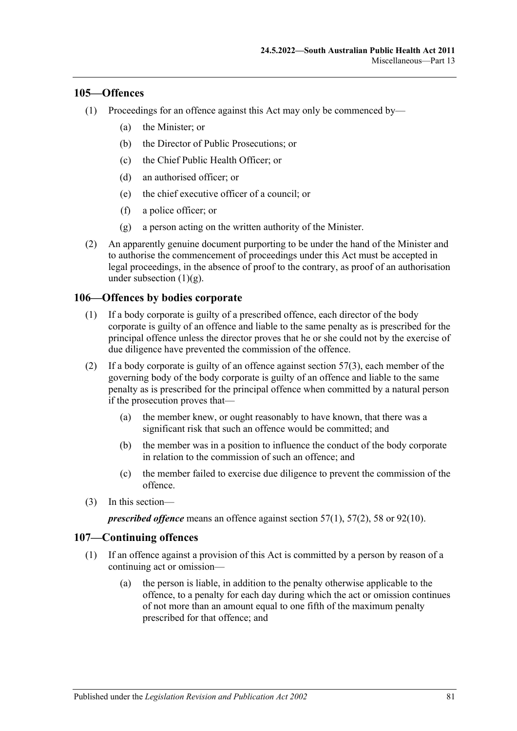## 105—Offences

(1) Proceedings for an offence against this Act may only be commenced by—

  (a) the Minister; or

  (b) the Director of Public Prosecutions; or

  (c) the Chief Public Health Officer; or

  (d) an authorised officer; or

  (e) the chief executive officer of a council; or

  (f) a police officer; or

  (g) a person acting on the written authority of the Minister.

(2) An apparently genuine document purporting to be under the hand of the Minister and to authorise the commencement of proceedings under this Act must be accepted in legal proceedings, in the absence of proof to the contrary, as proof of an authorisation under subsection (1)(g).

## 106—Offences by bodies corporate

(1) If a body corporate is guilty of a prescribed offence, each director of the body corporate is guilty of an offence and liable to the same penalty as is prescribed for the principal offence unless the director proves that he or she could not by the exercise of due diligence have prevented the commission of the offence.

(2) If a body corporate is guilty of an offence against section 57(3), each member of the governing body of the body corporate is guilty of an offence and liable to the same penalty as is prescribed for the principal offence when committed by a natural person if the prosecution proves that—

  (a) the member knew, or ought reasonably to have known, that there was a significant risk that such an offence would be committed; and

  (b) the member was in a position to influence the conduct of the body corporate in relation to the commission of such an offence; and

  (c) the member failed to exercise due diligence to prevent the commission of the offence.

(3) In this section—

***prescribed offence*** means an offence against section 57(1), 57(2), 58 or 92(10).

## 107—Continuing offences

(1) If an offence against a provision of this Act is committed by a person by reason of a continuing act or omission—

  (a) the person is liable, in addition to the penalty otherwise applicable to the offence, to a penalty for each day during which the act or omission continues of not more than an amount equal to one fifth of the maximum penalty prescribed for that offence; and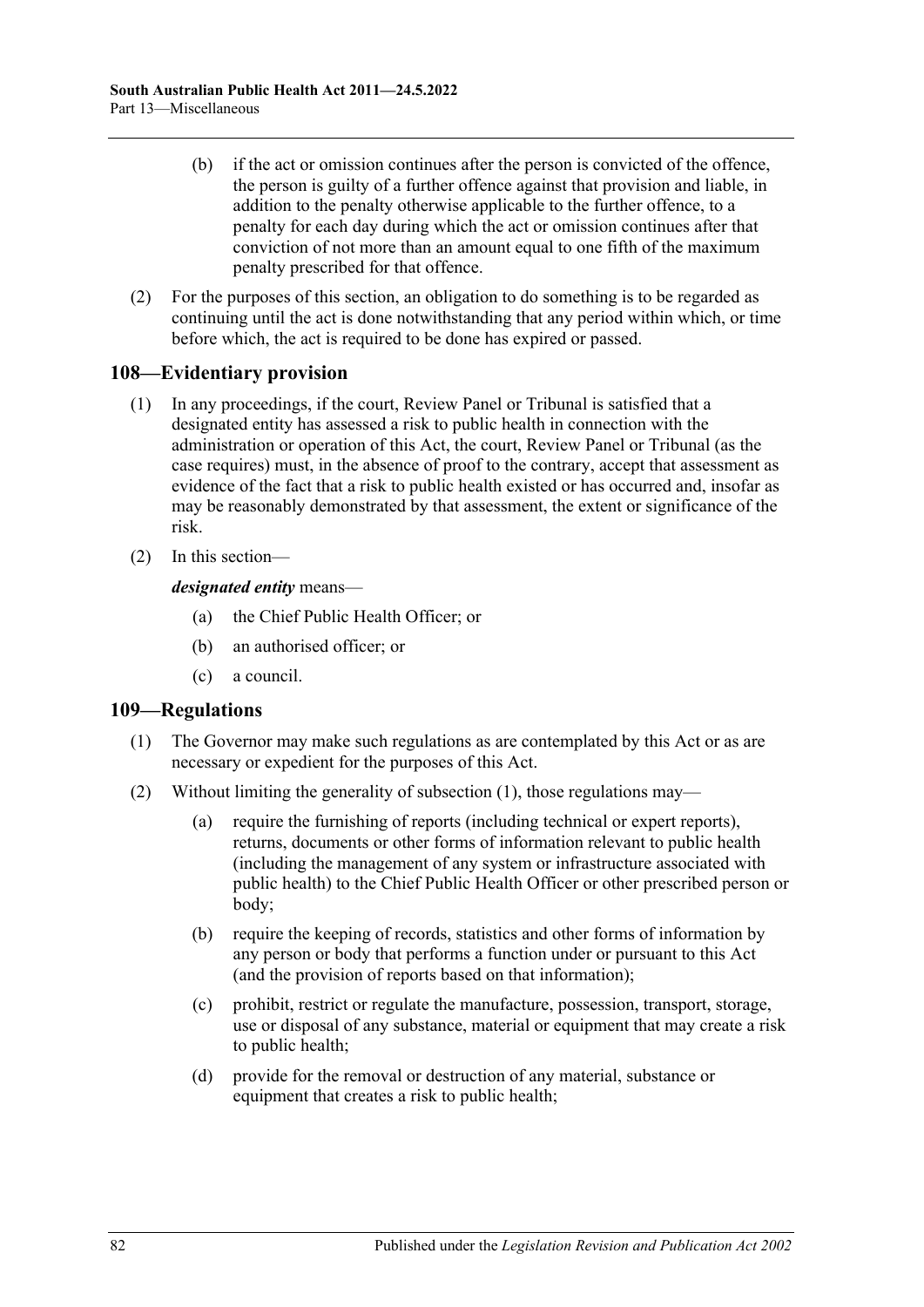(b) if the act or omission continues after the person is convicted of the offence, the person is guilty of a further offence against that provision and liable, in addition to the penalty otherwise applicable to the further offence, to a penalty for each day during which the act or omission continues after that conviction of not more than an amount equal to one fifth of the maximum penalty prescribed for that offence.

(2) For the purposes of this section, an obligation to do something is to be regarded as continuing until the act is done notwithstanding that any period within which, or time before which, the act is required to be done has expired or passed.

## 108—Evidentiary provision

(1) In any proceedings, if the court, Review Panel or Tribunal is satisfied that a designated entity has assessed a risk to public health in connection with the administration or operation of this Act, the court, Review Panel or Tribunal (as the case requires) must, in the absence of proof to the contrary, accept that assessment as evidence of the fact that a risk to public health existed or has occurred and, insofar as may be reasonably demonstrated by that assessment, the extent or significance of the risk.

(2) In this section—

***designated entity*** means—

(a) the Chief Public Health Officer; or

(b) an authorised officer; or

(c) a council.

## 109—Regulations

(1) The Governor may make such regulations as are contemplated by this Act or as are necessary or expedient for the purposes of this Act.

(2) Without limiting the generality of subsection (1), those regulations may—

(a) require the furnishing of reports (including technical or expert reports), returns, documents or other forms of information relevant to public health (including the management of any system or infrastructure associated with public health) to the Chief Public Health Officer or other prescribed person or body;

(b) require the keeping of records, statistics and other forms of information by any person or body that performs a function under or pursuant to this Act (and the provision of reports based on that information);

(c) prohibit, restrict or regulate the manufacture, possession, transport, storage, use or disposal of any substance, material or equipment that may create a risk to public health;

(d) provide for the removal or destruction of any material, substance or equipment that creates a risk to public health;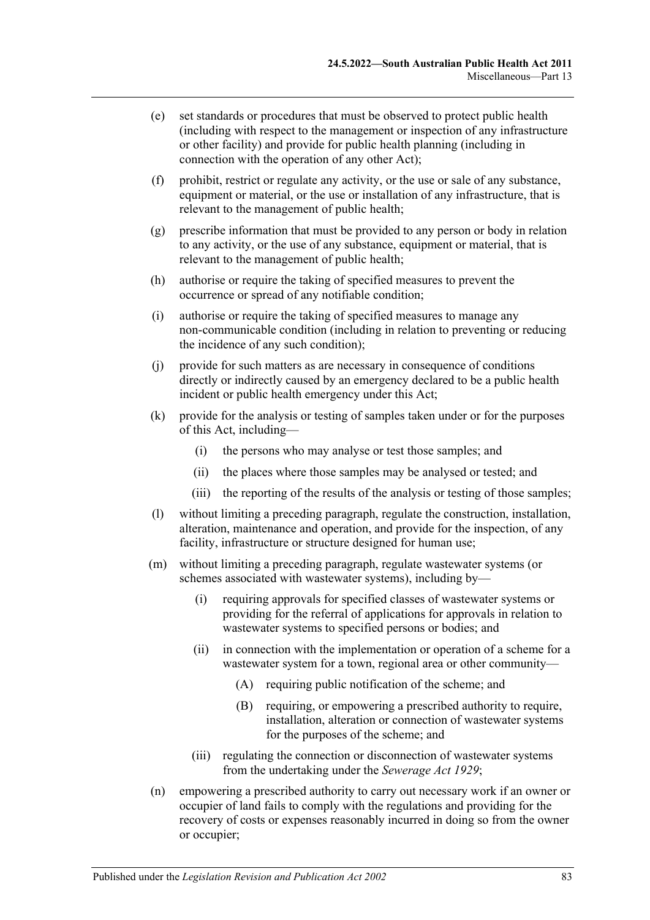(e) set standards or procedures that must be observed to protect public health (including with respect to the management or inspection of any infrastructure or other facility) and provide for public health planning (including in connection with the operation of any other Act);

(f) prohibit, restrict or regulate any activity, or the use or sale of any substance, equipment or material, or the use or installation of any infrastructure, that is relevant to the management of public health;

(g) prescribe information that must be provided to any person or body in relation to any activity, or the use of any substance, equipment or material, that is relevant to the management of public health;

(h) authorise or require the taking of specified measures to prevent the occurrence or spread of any notifiable condition;

(i) authorise or require the taking of specified measures to manage any non-communicable condition (including in relation to preventing or reducing the incidence of any such condition);

(j) provide for such matters as are necessary in consequence of conditions directly or indirectly caused by an emergency declared to be a public health incident or public health emergency under this Act;

(k) provide for the analysis or testing of samples taken under or for the purposes of this Act, including—

  (i) the persons who may analyse or test those samples; and

  (ii) the places where those samples may be analysed or tested; and

  (iii) the reporting of the results of the analysis or testing of those samples;

(l) without limiting a preceding paragraph, regulate the construction, installation, alteration, maintenance and operation, and provide for the inspection, of any facility, infrastructure or structure designed for human use;

(m) without limiting a preceding paragraph, regulate wastewater systems (or schemes associated with wastewater systems), including by—

  (i) requiring approvals for specified classes of wastewater systems or providing for the referral of applications for approvals in relation to wastewater systems to specified persons or bodies; and

  (ii) in connection with the implementation or operation of a scheme for a wastewater system for a town, regional area or other community—

    (A) requiring public notification of the scheme; and

    (B) requiring, or empowering a prescribed authority to require, installation, alteration or connection of wastewater systems for the purposes of the scheme; and

  (iii) regulating the connection or disconnection of wastewater systems from the undertaking under the *Sewerage Act 1929*;

(n) empowering a prescribed authority to carry out necessary work if an owner or occupier of land fails to comply with the regulations and providing for the recovery of costs or expenses reasonably incurred in doing so from the owner or occupier;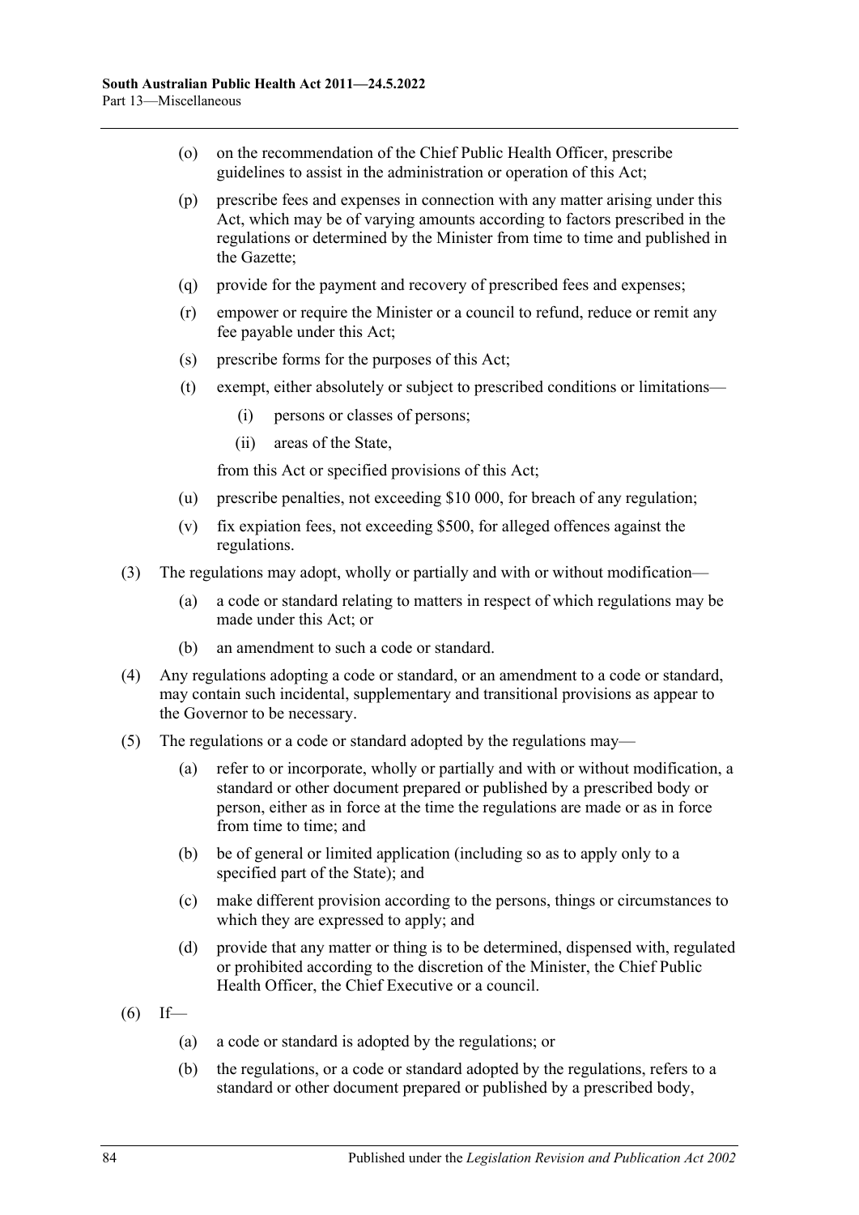(o) on the recommendation of the Chief Public Health Officer, prescribe guidelines to assist in the administration or operation of this Act;

(p) prescribe fees and expenses in connection with any matter arising under this Act, which may be of varying amounts according to factors prescribed in the regulations or determined by the Minister from time to time and published in the Gazette;

(q) provide for the payment and recovery of prescribed fees and expenses;

(r) empower or require the Minister or a council to refund, reduce or remit any fee payable under this Act;

(s) prescribe forms for the purposes of this Act;

(t) exempt, either absolutely or subject to prescribed conditions or limitations—

   (i) persons or classes of persons;

   (ii) areas of the State,

   from this Act or specified provisions of this Act;

(u) prescribe penalties, not exceeding $10 000, for breach of any regulation;

(v) fix expiation fees, not exceeding $500, for alleged offences against the regulations.

(3) The regulations may adopt, wholly or partially and with or without modification—

   (a) a code or standard relating to matters in respect of which regulations may be made under this Act; or

   (b) an amendment to such a code or standard.

(4) Any regulations adopting a code or standard, or an amendment to a code or standard, may contain such incidental, supplementary and transitional provisions as appear to the Governor to be necessary.

(5) The regulations or a code or standard adopted by the regulations may—

   (a) refer to or incorporate, wholly or partially and with or without modification, a standard or other document prepared or published by a prescribed body or person, either as in force at the time the regulations are made or as in force from time to time; and

   (b) be of general or limited application (including so as to apply only to a specified part of the State); and

   (c) make different provision according to the persons, things or circumstances to which they are expressed to apply; and

   (d) provide that any matter or thing is to be determined, dispensed with, regulated or prohibited according to the discretion of the Minister, the Chief Public Health Officer, the Chief Executive or a council.

(6) If—

   (a) a code or standard is adopted by the regulations; or

   (b) the regulations, or a code or standard adopted by the regulations, refers to a standard or other document prepared or published by a prescribed body,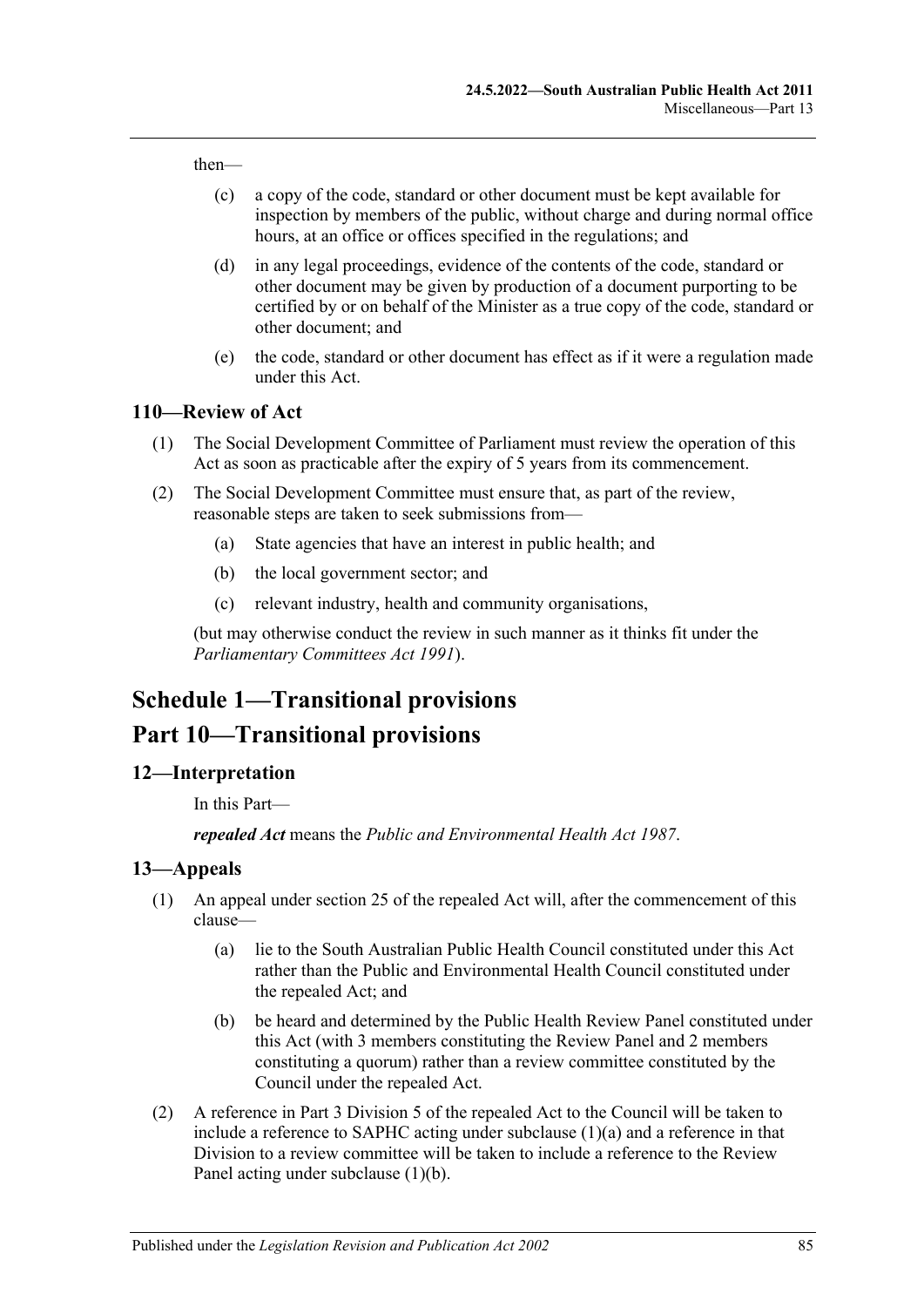then—

(c) a copy of the code, standard or other document must be kept available for inspection by members of the public, without charge and during normal office hours, at an office or offices specified in the regulations; and

(d) in any legal proceedings, evidence of the contents of the code, standard or other document may be given by production of a document purporting to be certified by or on behalf of the Minister as a true copy of the code, standard or other document; and

(e) the code, standard or other document has effect as if it were a regulation made under this Act.

### 110—Review of Act

(1) The Social Development Committee of Parliament must review the operation of this Act as soon as practicable after the expiry of 5 years from its commencement.

(2) The Social Development Committee must ensure that, as part of the review, reasonable steps are taken to seek submissions from—

(a) State agencies that have an interest in public health; and

(b) the local government sector; and

(c) relevant industry, health and community organisations,

(but may otherwise conduct the review in such manner as it thinks fit under the *Parliamentary Committees Act 1991*).

## Schedule 1—Transitional provisions

## Part 10—Transitional provisions

### 12—Interpretation

In this Part—

***repealed Act*** means the *Public and Environmental Health Act 1987*.

### 13—Appeals

(1) An appeal under section 25 of the repealed Act will, after the commencement of this clause—

(a) lie to the South Australian Public Health Council constituted under this Act rather than the Public and Environmental Health Council constituted under the repealed Act; and

(b) be heard and determined by the Public Health Review Panel constituted under this Act (with 3 members constituting the Review Panel and 2 members constituting a quorum) rather than a review committee constituted by the Council under the repealed Act.

(2) A reference in Part 3 Division 5 of the repealed Act to the Council will be taken to include a reference to SAPHC acting under subclause (1)(a) and a reference in that Division to a review committee will be taken to include a reference to the Review Panel acting under subclause (1)(b).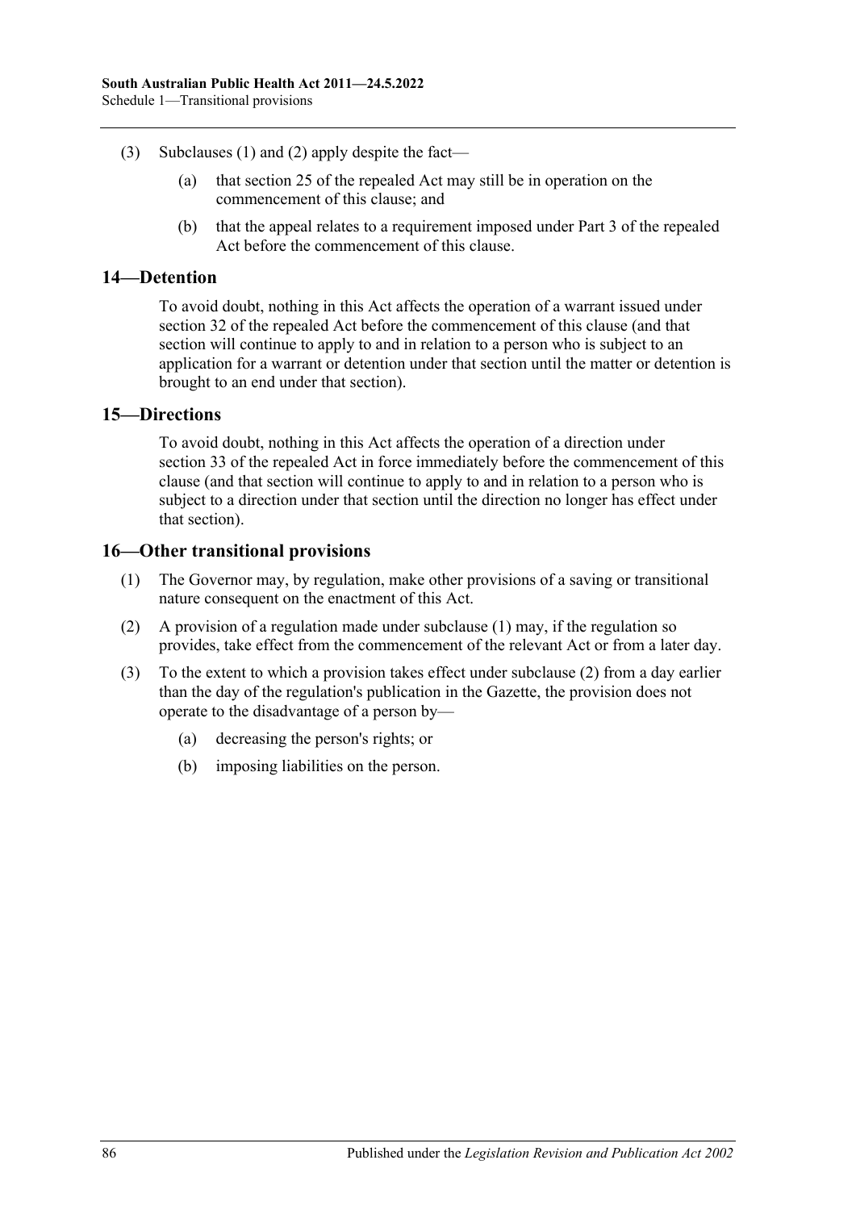(3) Subclauses (1) and (2) apply despite the fact—

(a) that section 25 of the repealed Act may still be in operation on the commencement of this clause; and

(b) that the appeal relates to a requirement imposed under Part 3 of the repealed Act before the commencement of this clause.

## 14—Detention

To avoid doubt, nothing in this Act affects the operation of a warrant issued under section 32 of the repealed Act before the commencement of this clause (and that section will continue to apply to and in relation to a person who is subject to an application for a warrant or detention under that section until the matter or detention is brought to an end under that section).

## 15—Directions

To avoid doubt, nothing in this Act affects the operation of a direction under section 33 of the repealed Act in force immediately before the commencement of this clause (and that section will continue to apply to and in relation to a person who is subject to a direction under that section until the direction no longer has effect under that section).

## 16—Other transitional provisions

(1) The Governor may, by regulation, make other provisions of a saving or transitional nature consequent on the enactment of this Act.

(2) A provision of a regulation made under subclause (1) may, if the regulation so provides, take effect from the commencement of the relevant Act or from a later day.

(3) To the extent to which a provision takes effect under subclause (2) from a day earlier than the day of the regulation's publication in the Gazette, the provision does not operate to the disadvantage of a person by—

(a) decreasing the person's rights; or

(b) imposing liabilities on the person.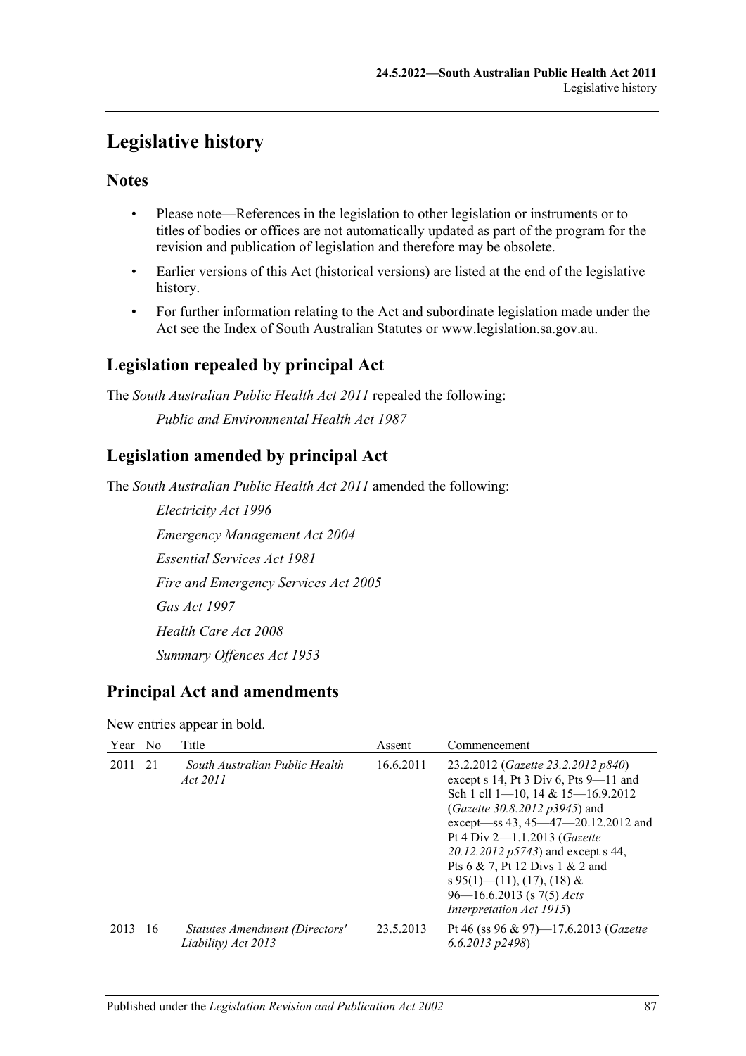# Legislative history

## Notes

- Please note—References in the legislation to other legislation or instruments or to titles of bodies or offices are not automatically updated as part of the program for the revision and publication of legislation and therefore may be obsolete.
- Earlier versions of this Act (historical versions) are listed at the end of the legislative history.
- For further information relating to the Act and subordinate legislation made under the Act see the Index of South Australian Statutes or www.legislation.sa.gov.au.

## Legislation repealed by principal Act

The *South Australian Public Health Act 2011* repealed the following:

*Public and Environmental Health Act 1987*

## Legislation amended by principal Act

The *South Australian Public Health Act 2011* amended the following:

*Electricity Act 1996*

*Emergency Management Act 2004*

*Essential Services Act 1981*

*Fire and Emergency Services Act 2005*

*Gas Act 1997*

*Health Care Act 2008*

*Summary Offences Act 1953*

## Principal Act and amendments

New entries appear in bold.

| Year | No | Title | Assent | Commencement |
|---|---|---|---|---|
| 2011 | 21 | *South Australian Public Health Act 2011* | 16.6.2011 | 23.2.2012 (*Gazette 23.2.2012 p840*) except s 14, Pt 3 Div 6, Pts 9—11 and Sch 1 cll 1—10, 14 & 15—16.9.2012 (*Gazette 30.8.2012 p3945*) and except—ss 43, 45—47—20.12.2012 and Pt 4 Div 2—1.1.2013 (*Gazette 20.12.2012 p5743*) and except s 44, Pts 6 & 7, Pt 12 Divs 1 & 2 and s 95(1)—(11), (17), (18) & 96—16.6.2013 (s 7(5) *Acts Interpretation Act 1915*) |
| 2013 | 16 | *Statutes Amendment (Directors' Liability) Act 2013* | 23.5.2013 | Pt 46 (ss 96 & 97)—17.6.2013 (*Gazette 6.6.2013 p2498*) |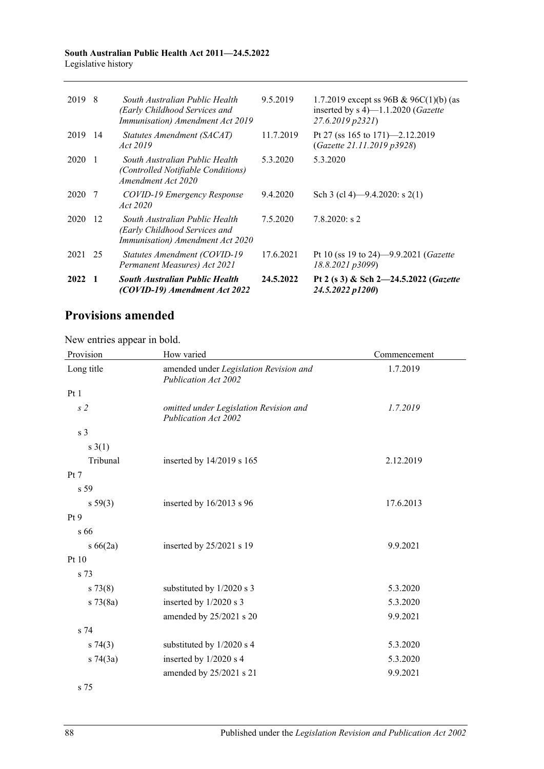| | | | | |
|---|---|---|---|---|
| 2019 | 8 | *South Australian Public Health (Early Childhood Services and Immunisation) Amendment Act 2019* | 9.5.2019 | 1.7.2019 except ss 96B & 96C(1)(b) (as inserted by s 4)—1.1.2020 (*Gazette 27.6.2019 p2321*) |
| 2019 | 14 | *Statutes Amendment (SACAT) Act 2019* | 11.7.2019 | Pt 27 (ss 165 to 171)—2.12.2019 (*Gazette 21.11.2019 p3928*) |
| 2020 | 1 | *South Australian Public Health (Controlled Notifiable Conditions) Amendment Act 2020* | 5.3.2020 | 5.3.2020 |
| 2020 | 7 | *COVID-19 Emergency Response Act 2020* | 9.4.2020 | Sch 3 (cl 4)—9.4.2020: s 2(1) |
| 2020 | 12 | *South Australian Public Health (Early Childhood Services and Immunisation) Amendment Act 2020* | 7.5.2020 | 7.8.2020: s 2 |
| 2021 | 25 | *Statutes Amendment (COVID-19 Permanent Measures) Act 2021* | 17.6.2021 | Pt 10 (ss 19 to 24)—9.9.2021 (*Gazette 18.8.2021 p3099*) |
| **2022** | **1** | ***South Australian Public Health (COVID-19) Amendment Act 2022*** | **24.5.2022** | **Pt 2 (s 3) & Sch 2—24.5.2022 (*Gazette 24.5.2022 p1200*)** |

## Provisions amended

New entries appear in bold.

| Provision | How varied | Commencement |
|---|---|---|
| Long title | amended under *Legislation Revision and Publication Act 2002* | 1.7.2019 |
| Pt 1 | | |
| *s 2* | *omitted under Legislation Revision and Publication Act 2002* | *1.7.2019* |
| s 3 | | |
| s 3(1) | | |
| Tribunal | inserted by 14/2019 s 165 | 2.12.2019 |
| Pt 7 | | |
| s 59 | | |
| s 59(3) | inserted by 16/2013 s 96 | 17.6.2013 |
| Pt 9 | | |
| s 66 | | |
| s 66(2a) | inserted by 25/2021 s 19 | 9.9.2021 |
| Pt 10 | | |
| s 73 | | |
| s 73(8) | substituted by 1/2020 s 3 | 5.3.2020 |
| s 73(8a) | inserted by 1/2020 s 3 | 5.3.2020 |
| | amended by 25/2021 s 20 | 9.9.2021 |
| s 74 | | |
| s 74(3) | substituted by 1/2020 s 4 | 5.3.2020 |
| s 74(3a) | inserted by 1/2020 s 4 | 5.3.2020 |
| | amended by 25/2021 s 21 | 9.9.2021 |
| s 75 | | |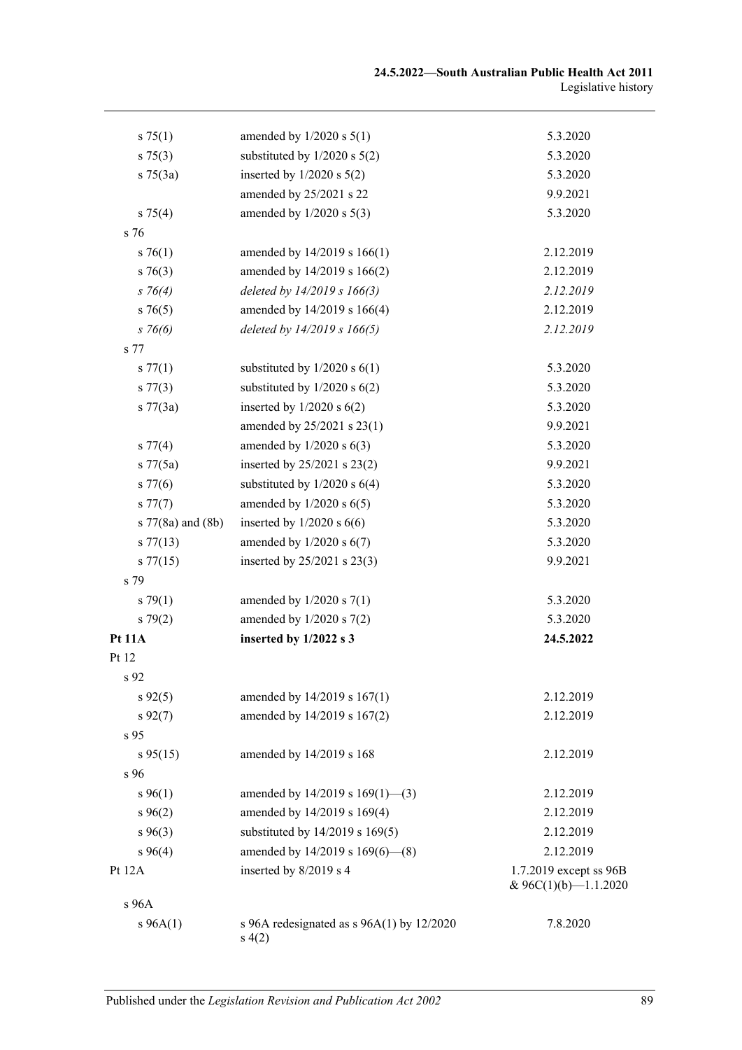| | | |
|---|---|---|
| s 75(1) | amended by 1/2020 s 5(1) | 5.3.2020 |
| s 75(3) | substituted by 1/2020 s 5(2) | 5.3.2020 |
| s 75(3a) | inserted by 1/2020 s 5(2) | 5.3.2020 |
| | amended by 25/2021 s 22 | 9.9.2021 |
| s 75(4) | amended by 1/2020 s 5(3) | 5.3.2020 |
| s 76 | | |
| s 76(1) | amended by 14/2019 s 166(1) | 2.12.2019 |
| s 76(3) | amended by 14/2019 s 166(2) | 2.12.2019 |
| *s 76(4)* | *deleted by 14/2019 s 166(3)* | *2.12.2019* |
| s 76(5) | amended by 14/2019 s 166(4) | 2.12.2019 |
| *s 76(6)* | *deleted by 14/2019 s 166(5)* | *2.12.2019* |
| s 77 | | |
| s 77(1) | substituted by 1/2020 s 6(1) | 5.3.2020 |
| s 77(3) | substituted by 1/2020 s 6(2) | 5.3.2020 |
| s 77(3a) | inserted by 1/2020 s 6(2) | 5.3.2020 |
| | amended by 25/2021 s 23(1) | 9.9.2021 |
| s 77(4) | amended by 1/2020 s 6(3) | 5.3.2020 |
| s 77(5a) | inserted by 25/2021 s 23(2) | 9.9.2021 |
| s 77(6) | substituted by 1/2020 s 6(4) | 5.3.2020 |
| s 77(7) | amended by 1/2020 s 6(5) | 5.3.2020 |
| s 77(8a) and (8b) | inserted by 1/2020 s 6(6) | 5.3.2020 |
| s 77(13) | amended by 1/2020 s 6(7) | 5.3.2020 |
| s 77(15) | inserted by 25/2021 s 23(3) | 9.9.2021 |
| s 79 | | |
| s 79(1) | amended by 1/2020 s 7(1) | 5.3.2020 |
| s 79(2) | amended by 1/2020 s 7(2) | 5.3.2020 |
| **Pt 11A** | **inserted by 1/2022 s 3** | **24.5.2022** |
| Pt 12 | | |
| s 92 | | |
| s 92(5) | amended by 14/2019 s 167(1) | 2.12.2019 |
| s 92(7) | amended by 14/2019 s 167(2) | 2.12.2019 |
| s 95 | | |
| s 95(15) | amended by 14/2019 s 168 | 2.12.2019 |
| s 96 | | |
| s 96(1) | amended by 14/2019 s 169(1)—(3) | 2.12.2019 |
| s 96(2) | amended by 14/2019 s 169(4) | 2.12.2019 |
| s 96(3) | substituted by 14/2019 s 169(5) | 2.12.2019 |
| s 96(4) | amended by 14/2019 s 169(6)—(8) | 2.12.2019 |
| Pt 12A | inserted by 8/2019 s 4 | 1.7.2019 except ss 96B & 96C(1)(b)—1.1.2020 |
| s 96A | | |
| s 96A(1) | s 96A redesignated as s 96A(1) by 12/2020 s 4(2) | 7.8.2020 |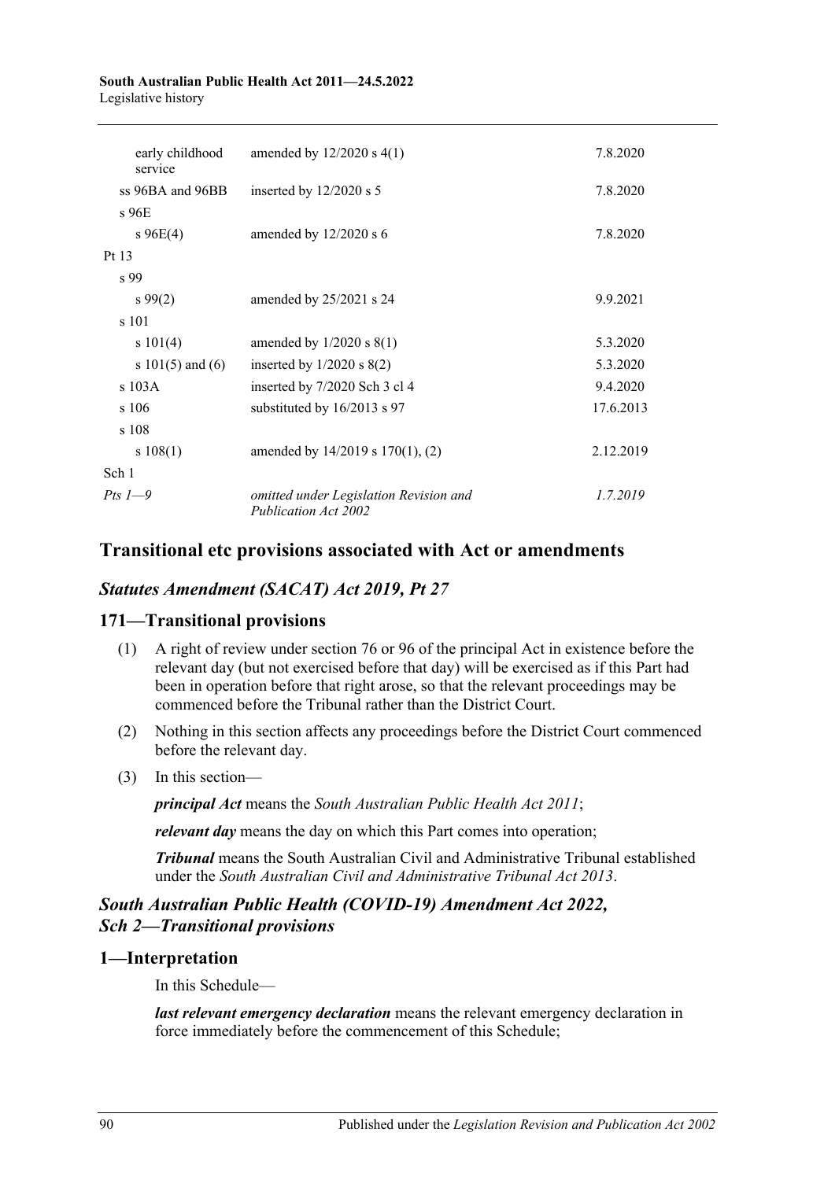| | | |
|---|---|---|
| early childhood service | amended by 12/2020 s 4(1) | 7.8.2020 |
| ss 96BA and 96BB | inserted by 12/2020 s 5 | 7.8.2020 |
| s 96E | | |
| s 96E(4) | amended by 12/2020 s 6 | 7.8.2020 |
| Pt 13 | | |
| s 99 | | |
| s 99(2) | amended by 25/2021 s 24 | 9.9.2021 |
| s 101 | | |
| s 101(4) | amended by 1/2020 s 8(1) | 5.3.2020 |
| s 101(5) and (6) | inserted by 1/2020 s 8(2) | 5.3.2020 |
| s 103A | inserted by 7/2020 Sch 3 cl 4 | 9.4.2020 |
| s 106 | substituted by 16/2013 s 97 | 17.6.2013 |
| s 108 | | |
| s 108(1) | amended by 14/2019 s 170(1), (2) | 2.12.2019 |
| Sch 1 | | |
| *Pts 1—9* | *omitted under Legislation Revision and Publication Act 2002* | *1.7.2019* |

## Transitional etc provisions associated with Act or amendments

### *Statutes Amendment (SACAT) Act 2019, Pt 27*

### 171—Transitional provisions

(1) A right of review under section 76 or 96 of the principal Act in existence before the relevant day (but not exercised before that day) will be exercised as if this Part had been in operation before that right arose, so that the relevant proceedings may be commenced before the Tribunal rather than the District Court.

(2) Nothing in this section affects any proceedings before the District Court commenced before the relevant day.

(3) In this section—

***principal Act*** means the *South Australian Public Health Act 2011*;

***relevant day*** means the day on which this Part comes into operation;

***Tribunal*** means the South Australian Civil and Administrative Tribunal established under the *South Australian Civil and Administrative Tribunal Act 2013*.

### *South Australian Public Health (COVID-19) Amendment Act 2022, Sch 2—Transitional provisions*

### 1—Interpretation

In this Schedule—

***last relevant emergency declaration*** means the relevant emergency declaration in force immediately before the commencement of this Schedule;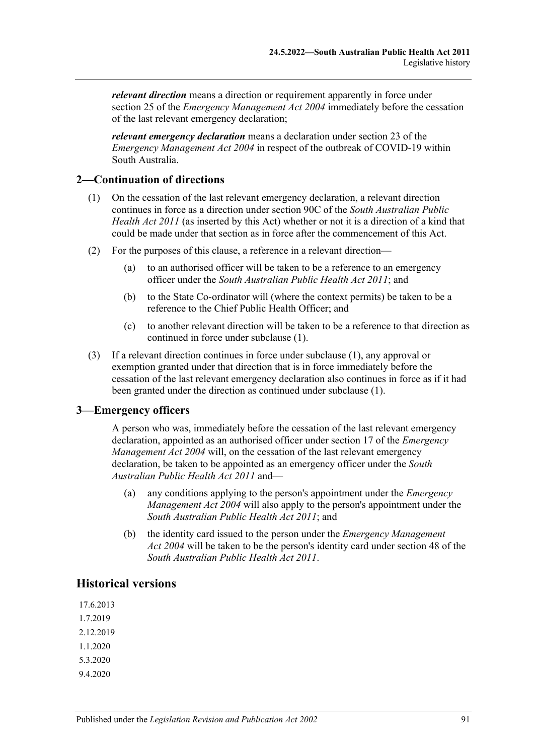***relevant direction*** means a direction or requirement apparently in force under section 25 of the *Emergency Management Act 2004* immediately before the cessation of the last relevant emergency declaration;

***relevant emergency declaration*** means a declaration under section 23 of the *Emergency Management Act 2004* in respect of the outbreak of COVID-19 within South Australia.

## 2—Continuation of directions

(1) On the cessation of the last relevant emergency declaration, a relevant direction continues in force as a direction under section 90C of the *South Australian Public Health Act 2011* (as inserted by this Act) whether or not it is a direction of a kind that could be made under that section as in force after the commencement of this Act.

(2) For the purposes of this clause, a reference in a relevant direction—

(a) to an authorised officer will be taken to be a reference to an emergency officer under the *South Australian Public Health Act 2011*; and

(b) to the State Co-ordinator will (where the context permits) be taken to be a reference to the Chief Public Health Officer; and

(c) to another relevant direction will be taken to be a reference to that direction as continued in force under subclause (1).

(3) If a relevant direction continues in force under subclause (1), any approval or exemption granted under that direction that is in force immediately before the cessation of the last relevant emergency declaration also continues in force as if it had been granted under the direction as continued under subclause (1).

## 3—Emergency officers

A person who was, immediately before the cessation of the last relevant emergency declaration, appointed as an authorised officer under section 17 of the *Emergency Management Act 2004* will, on the cessation of the last relevant emergency declaration, be taken to be appointed as an emergency officer under the *South Australian Public Health Act 2011* and—

(a) any conditions applying to the person's appointment under the *Emergency Management Act 2004* will also apply to the person's appointment under the *South Australian Public Health Act 2011*; and

(b) the identity card issued to the person under the *Emergency Management Act 2004* will be taken to be the person's identity card under section 48 of the *South Australian Public Health Act 2011*.

# Historical versions

17.6.2013

1.7.2019

2.12.2019

1.1.2020

5.3.2020

9.4.2020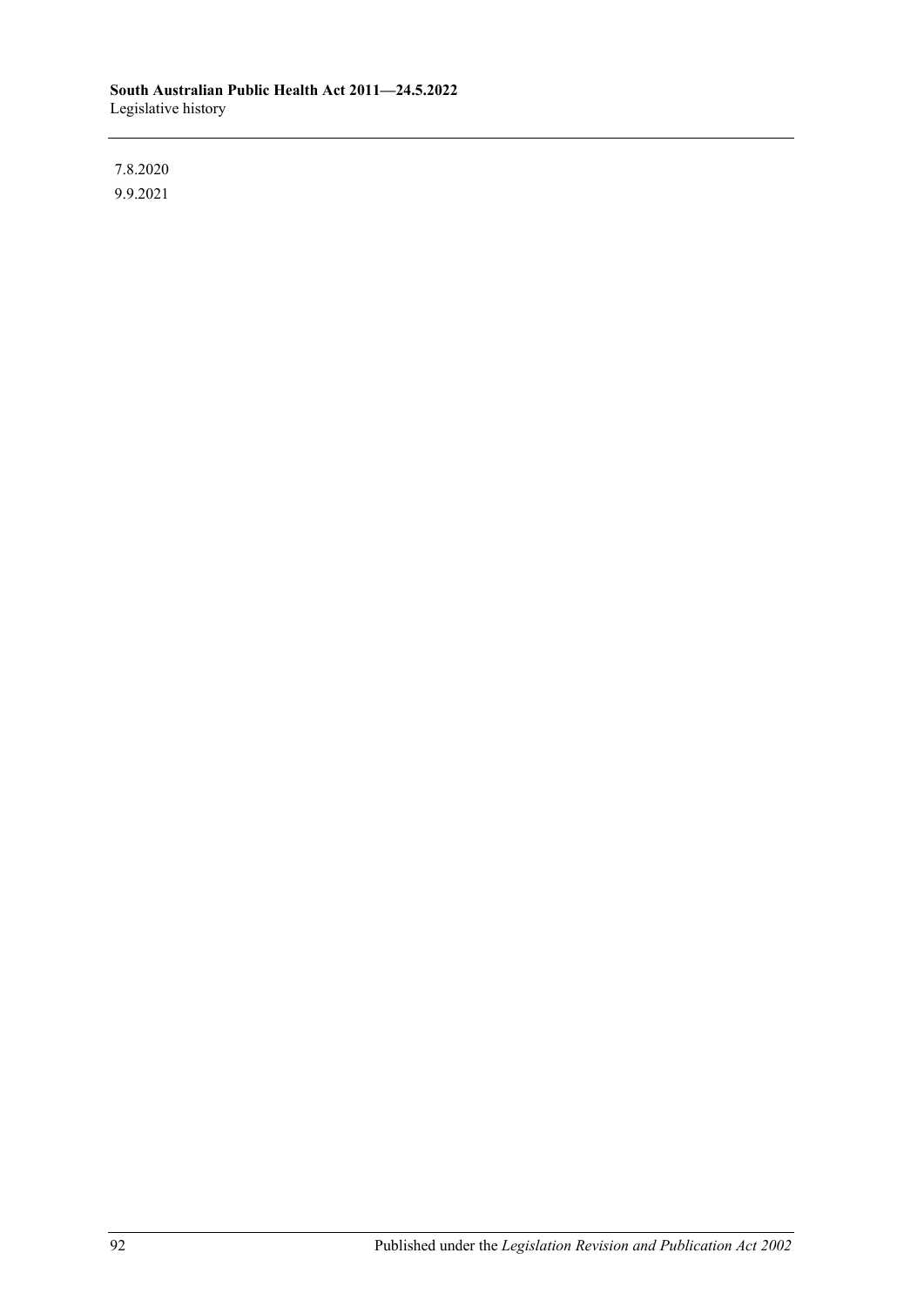7.8.2020

9.9.2021